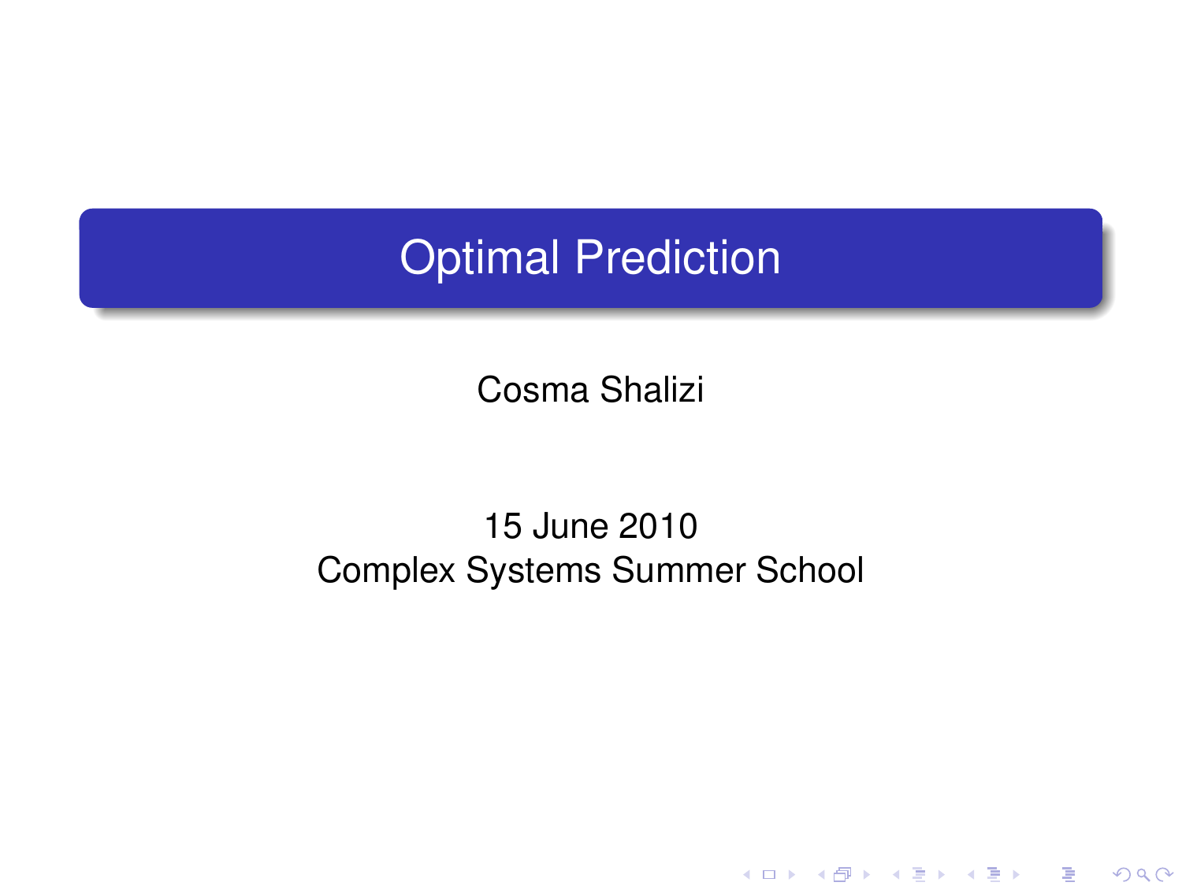# Optimal Prediction

Cosma Shalizi

15 June 2010
Complex Systems Summer School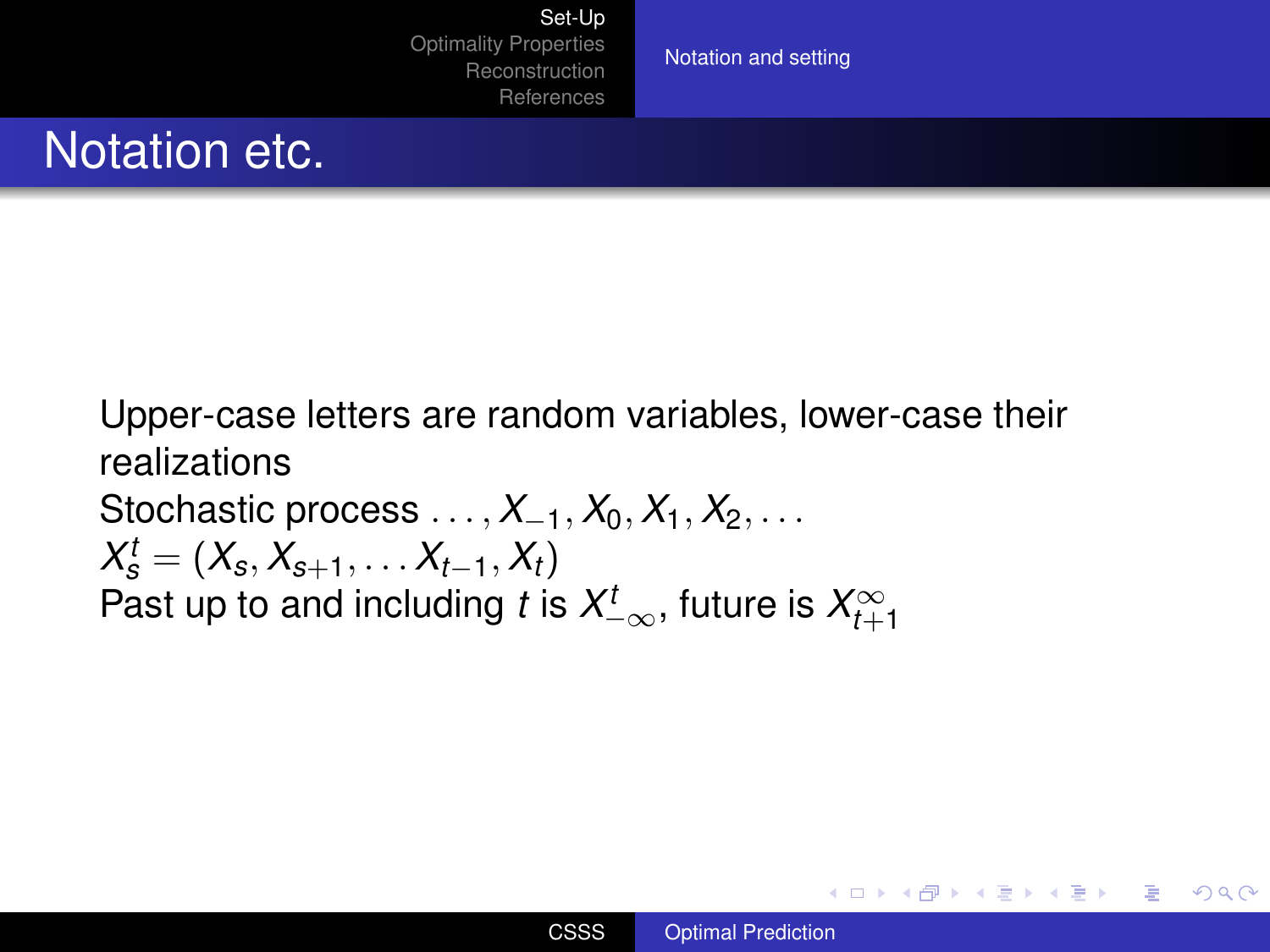# Notation etc.

Upper-case letters are random variables, lower-case their realizations

Stochastic process $\ldots, X_{-1}, X_0, X_1, X_2, \ldots$

$X_s^t = (X_s, X_{s+1}, \ldots X_{t-1}, X_t)$

Past up to and including $t$ is $X_{-\infty}^t$, future is $X_{t+1}^{\infty}$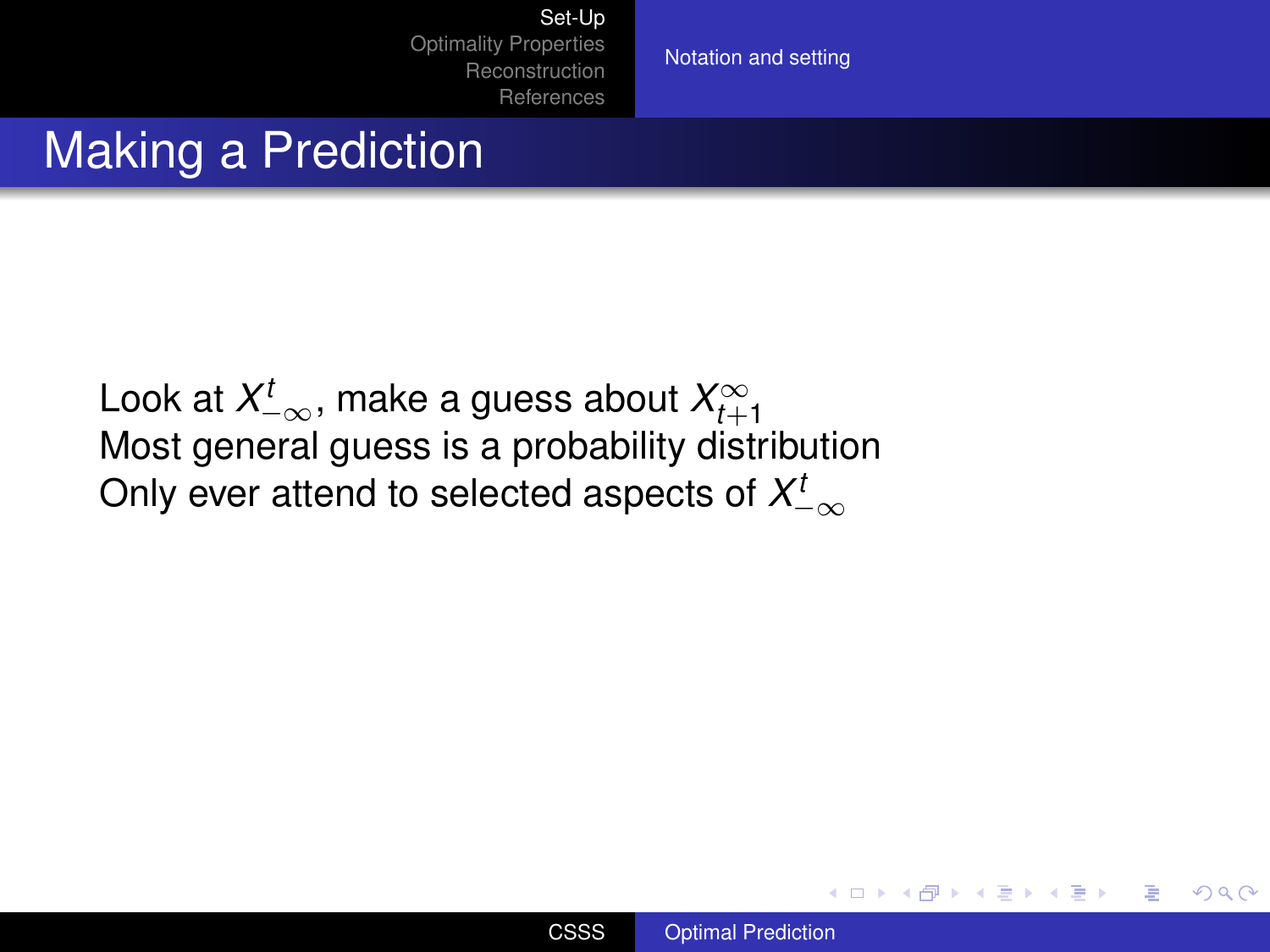# Making a Prediction

Look at $X_{-\infty}^{t}$, make a guess about $X_{t+1}^{\infty}$
Most general guess is a probability distribution
Only ever attend to selected aspects of $X_{-\infty}^{t}$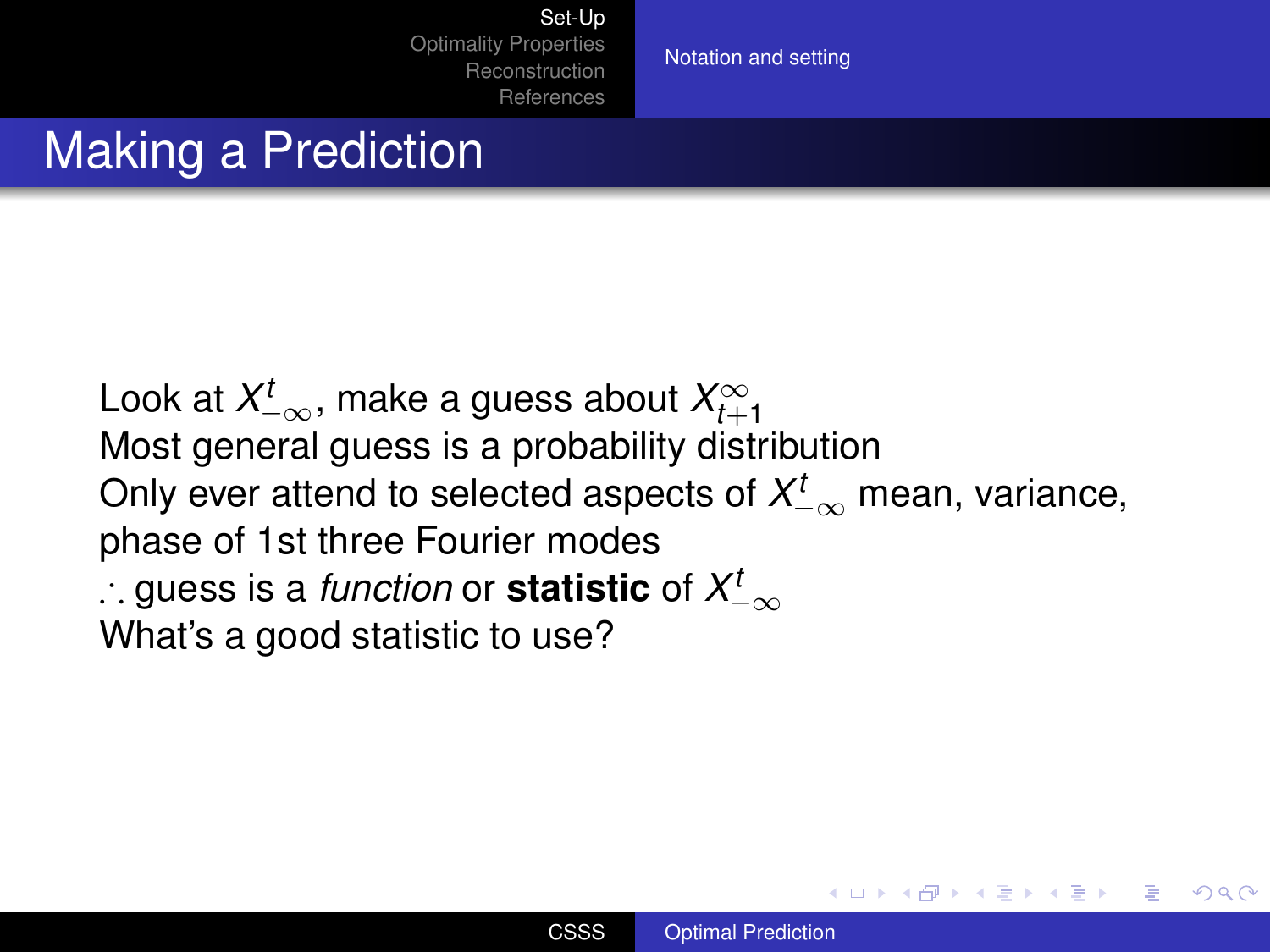# Making a Prediction

Look at $X_{-\infty}^{t}$, make a guess about $X_{t+1}^{\infty}$

Most general guess is a probability distribution

Only ever attend to selected aspects of $X_{-\infty}^{t}$ mean, variance, phase of 1st three Fourier modes

$\therefore$ guess is a *function* or **statistic** of $X_{-\infty}^{t}$

What's a good statistic to use?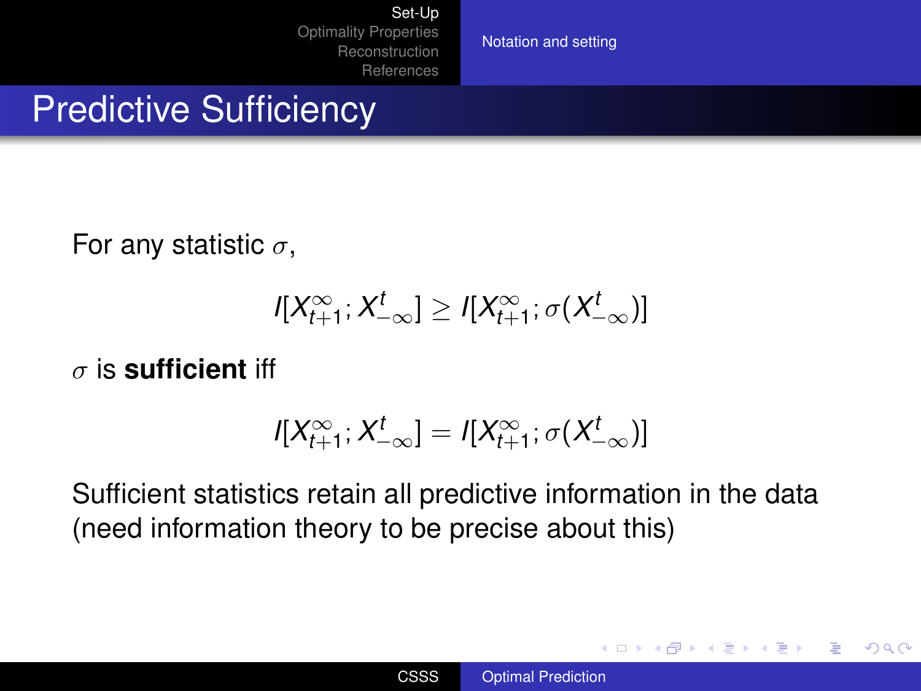# Predictive Sufficiency

For any statistic $\sigma$,

$$I[X_{t+1}^{\infty}; X_{-\infty}^{t}] \geq I[X_{t+1}^{\infty}; \sigma(X_{-\infty}^{t})]$$

$\sigma$ is **sufficient** iff

$$I[X_{t+1}^{\infty}; X_{-\infty}^{t}] = I[X_{t+1}^{\infty}; \sigma(X_{-\infty}^{t})]$$

Sufficient statistics retain all predictive information in the data (need information theory to be precise about this)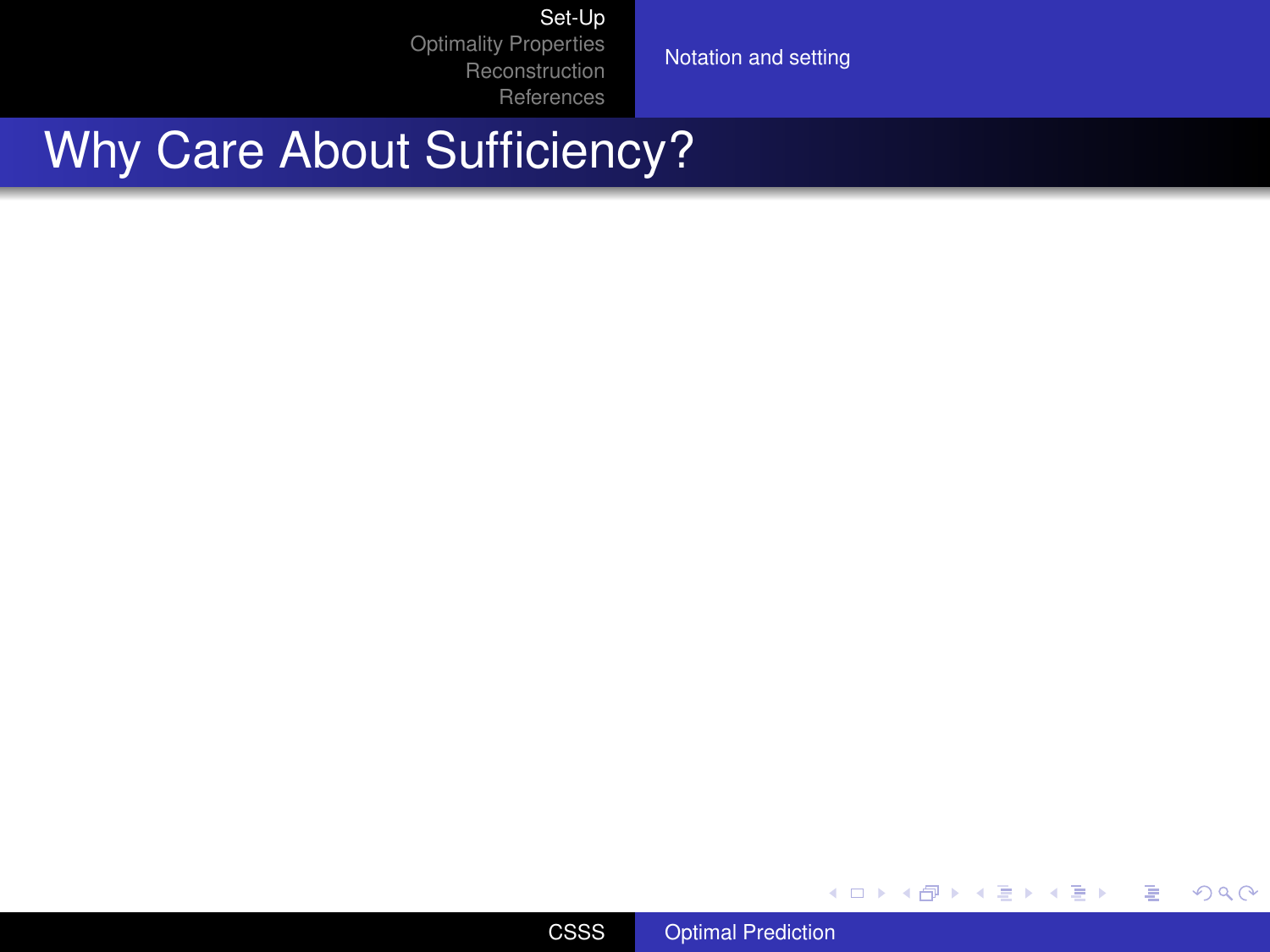# Why Care About Sufficiency?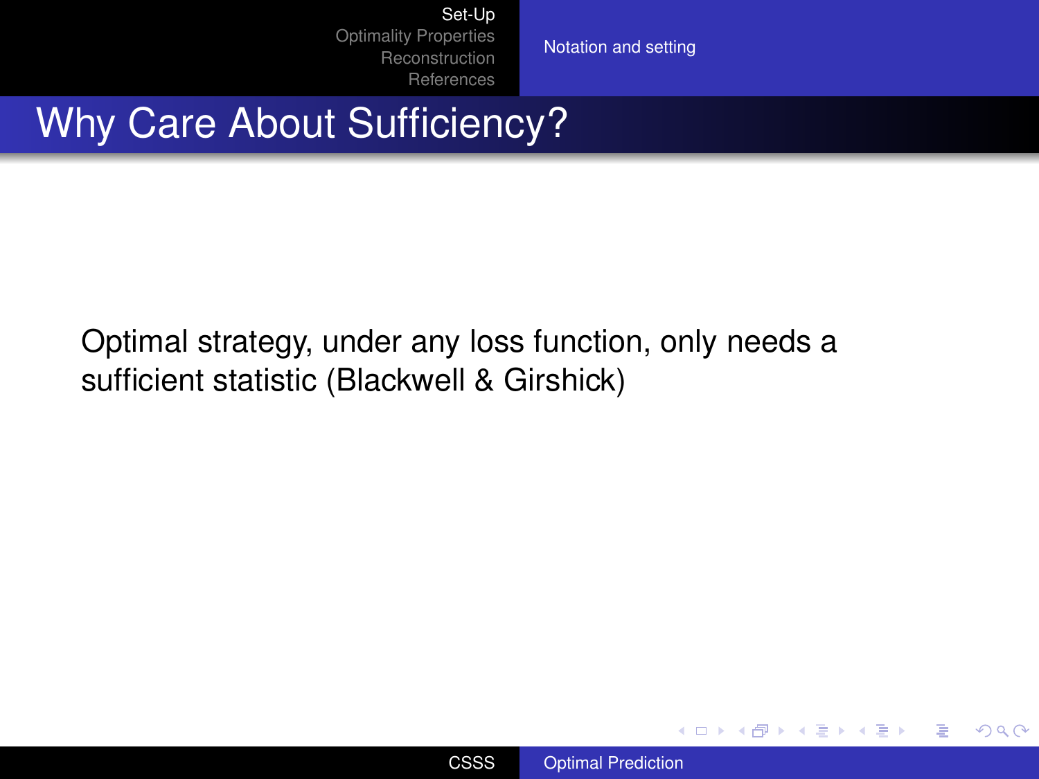# Why Care About Sufficiency?

Optimal strategy, under any loss function, only needs a sufficient statistic (Blackwell & Girshick)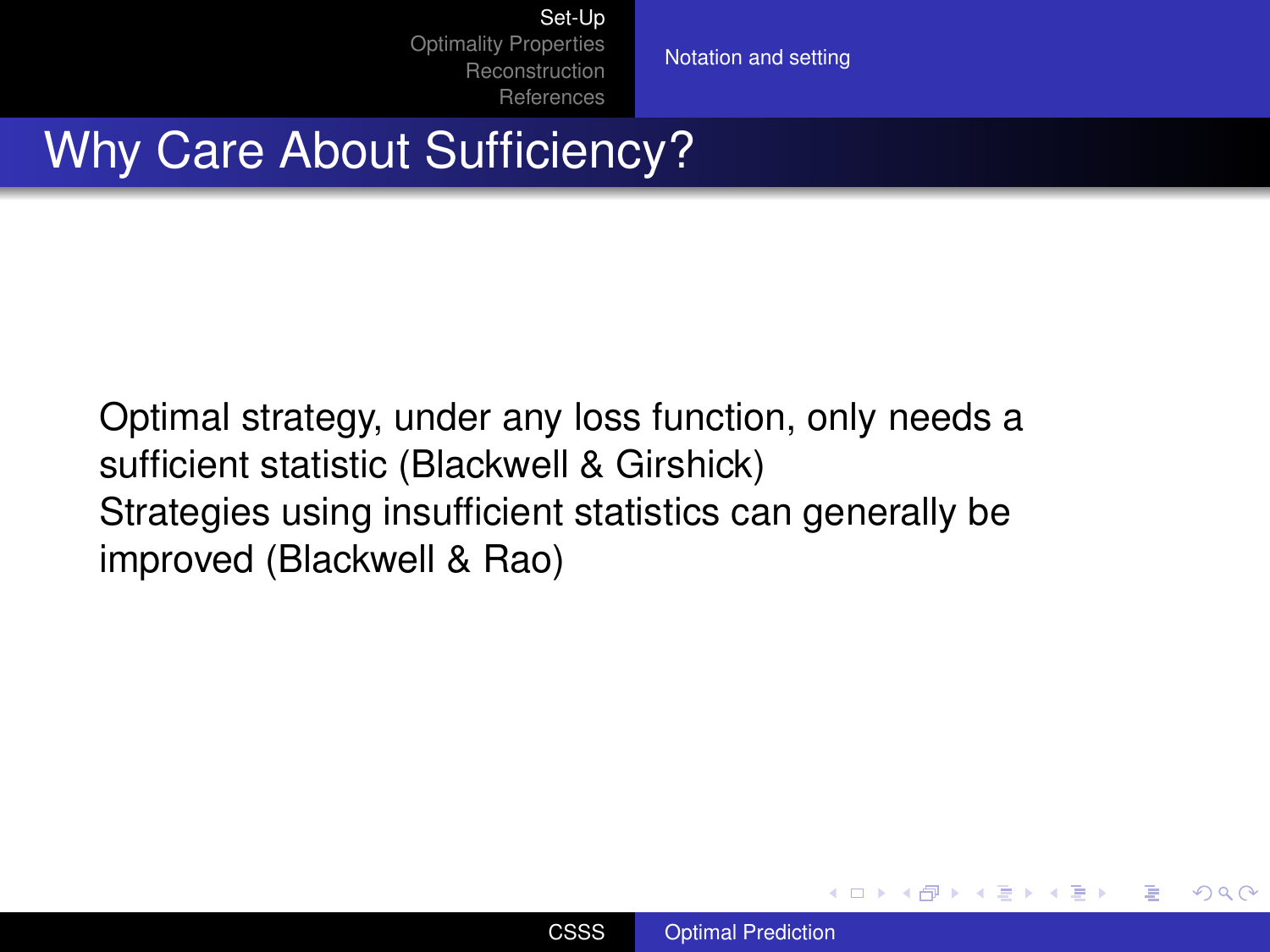# Why Care About Sufficiency?

Optimal strategy, under any loss function, only needs a sufficient statistic (Blackwell & Girshick)

Strategies using insufficient statistics can generally be improved (Blackwell & Rao)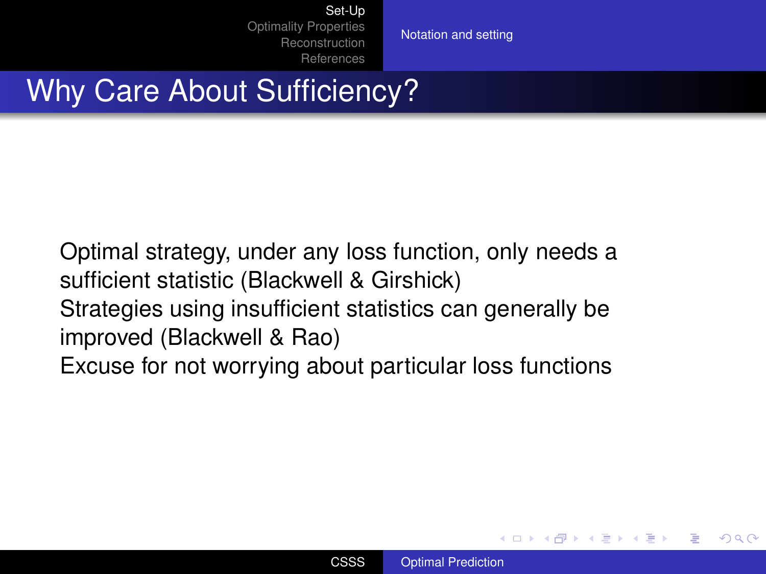# Why Care About Sufficiency?

- Optimal strategy, under any loss function, only needs a sufficient statistic (Blackwell & Girshick)
- Strategies using insufficient statistics can generally be improved (Blackwell & Rao)
- Excuse for not worrying about particular loss functions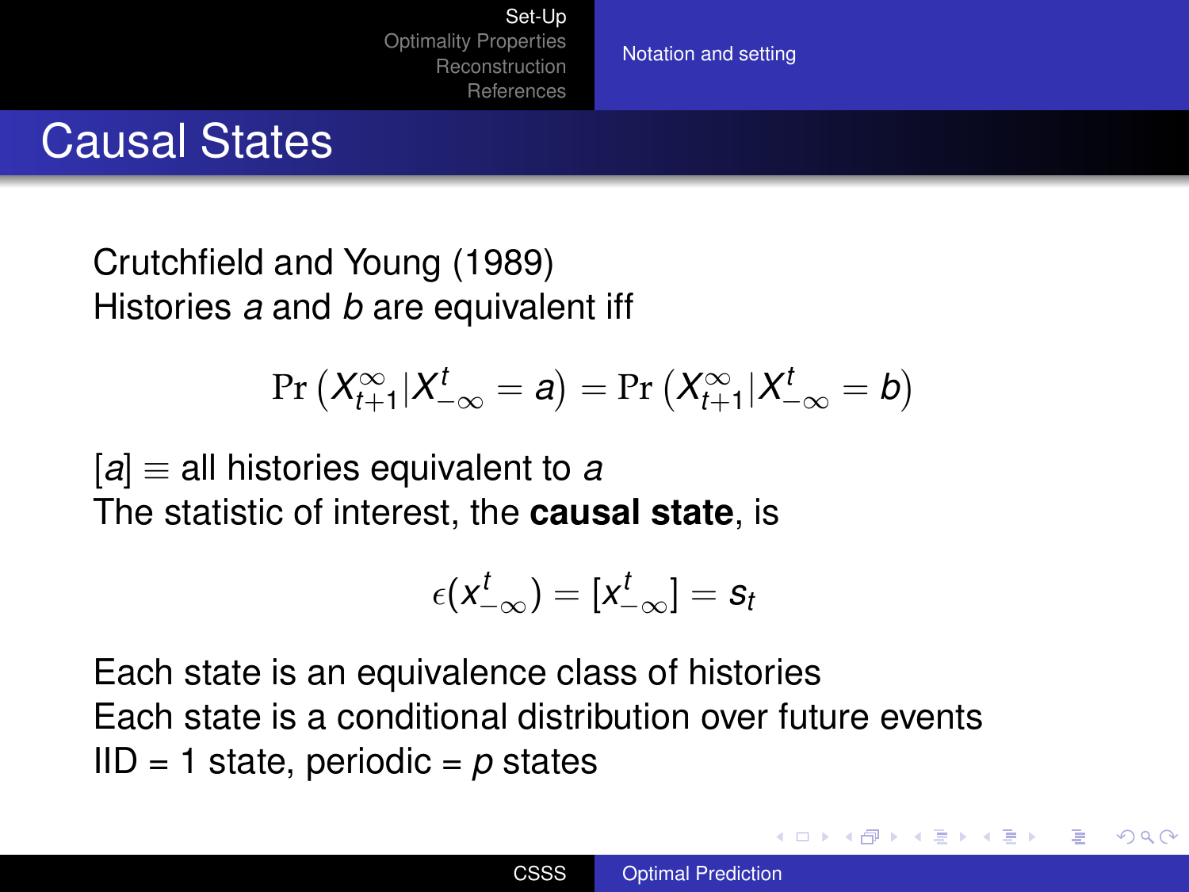# Causal States

Crutchfield and Young (1989)
Histories $a$ and $b$ are equivalent iff

$$\Pr\left(X_{t+1}^{\infty} | X_{-\infty}^{t} = a\right) = \Pr\left(X_{t+1}^{\infty} | X_{-\infty}^{t} = b\right)$$

$[a] \equiv$ all histories equivalent to $a$
The statistic of interest, the **causal state**, is

$$\epsilon(x_{-\infty}^{t}) = [x_{-\infty}^{t}] = s_t$$

Each state is an equivalence class of histories
Each state is a conditional distribution over future events
IID = 1 state, periodic = $p$ states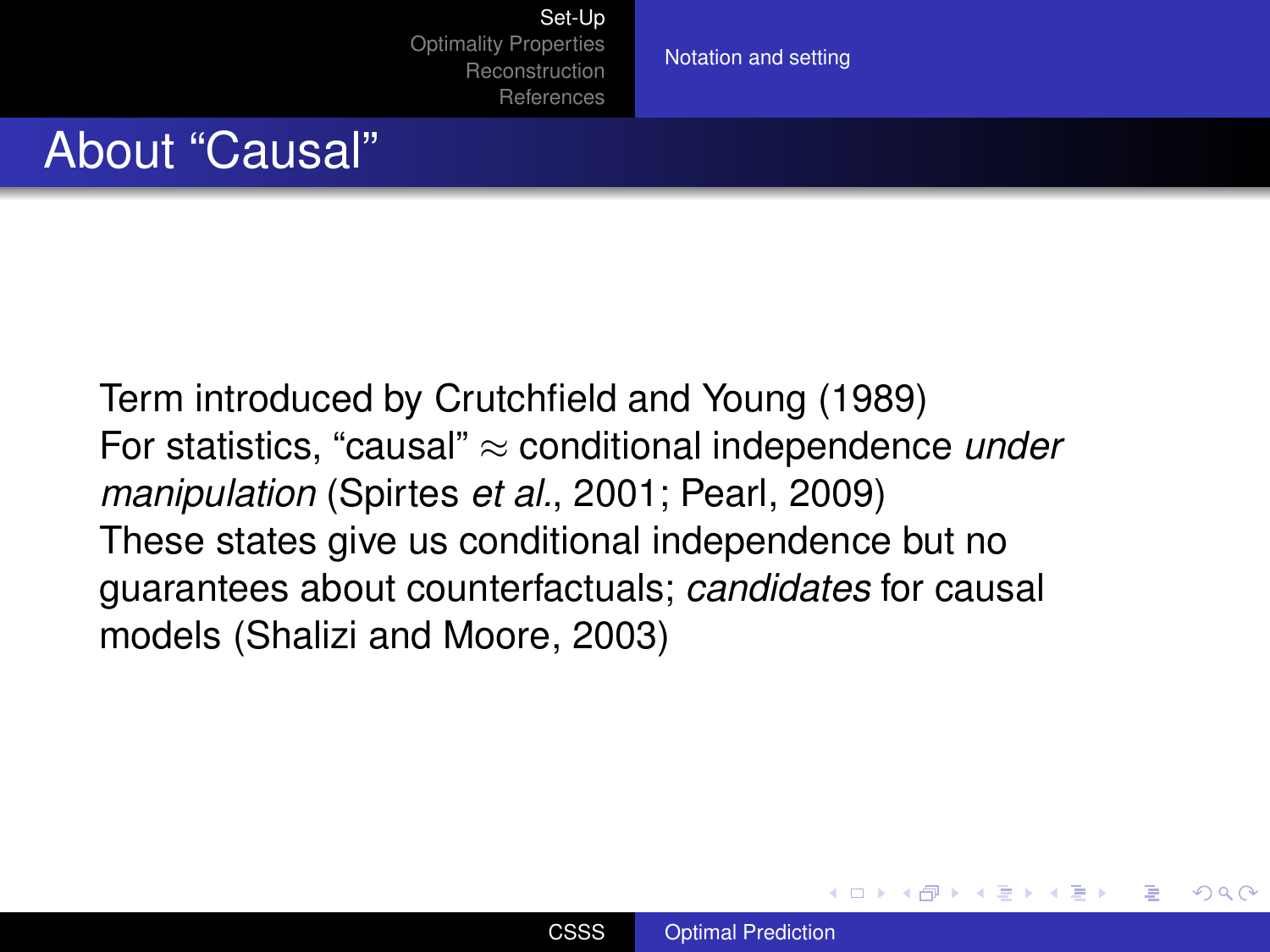# About "Causal"

Term introduced by Crutchfield and Young (1989)

For statistics, "causal" $\approx$ conditional independence *under manipulation* (Spirtes *et al.*, 2001; Pearl, 2009)

These states give us conditional independence but no guarantees about counterfactuals; *candidates* for causal models (Shalizi and Moore, 2003)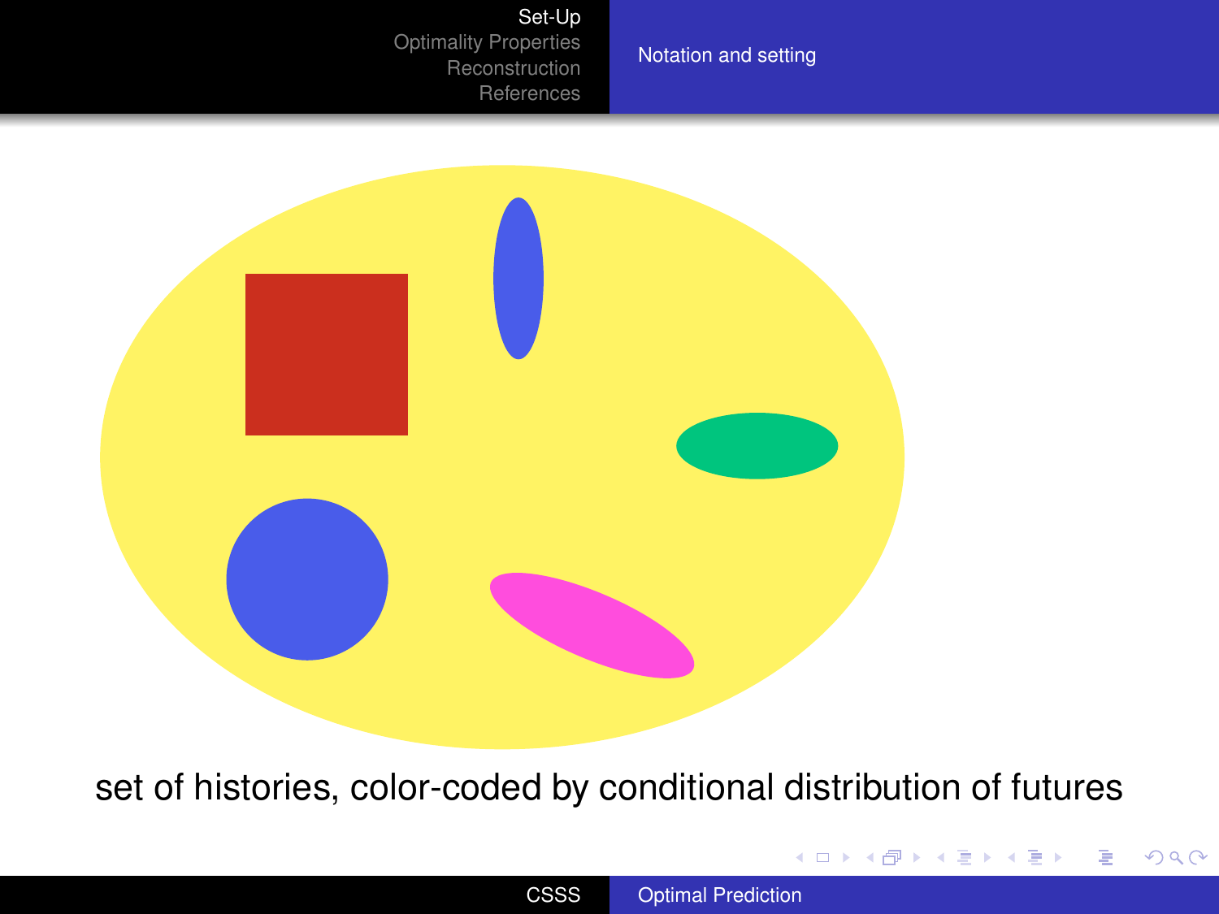set of histories, color-coded by conditional distribution of futures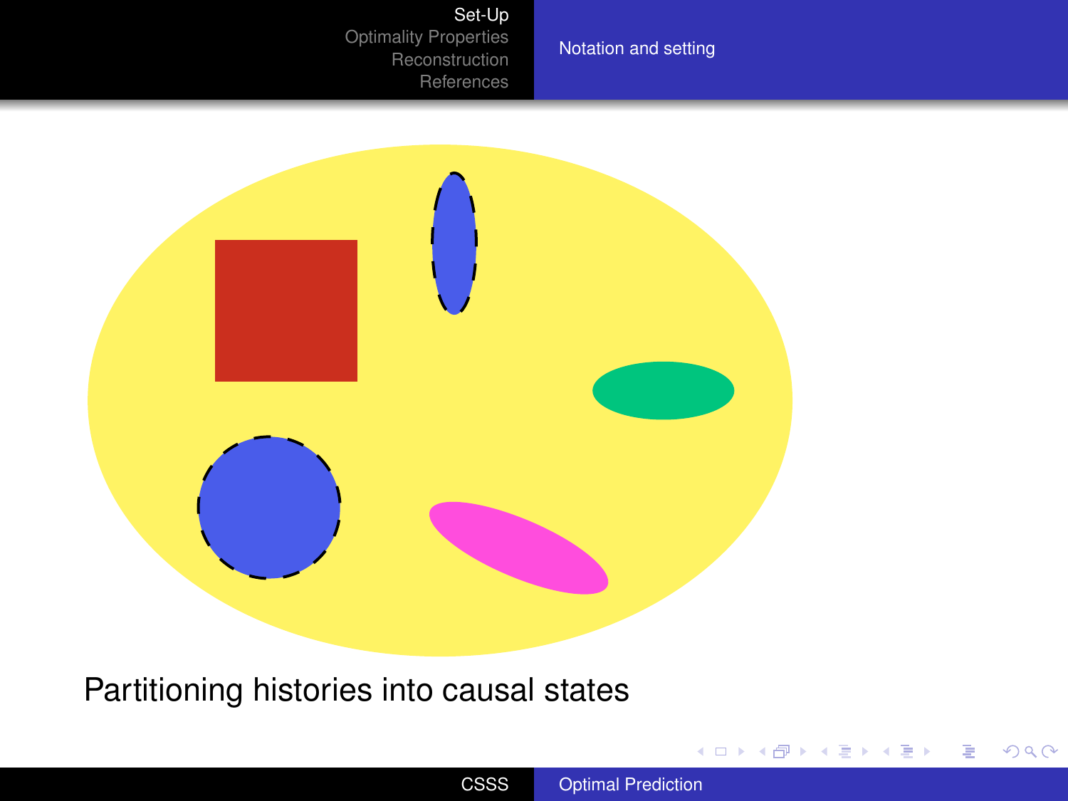Partitioning histories into causal states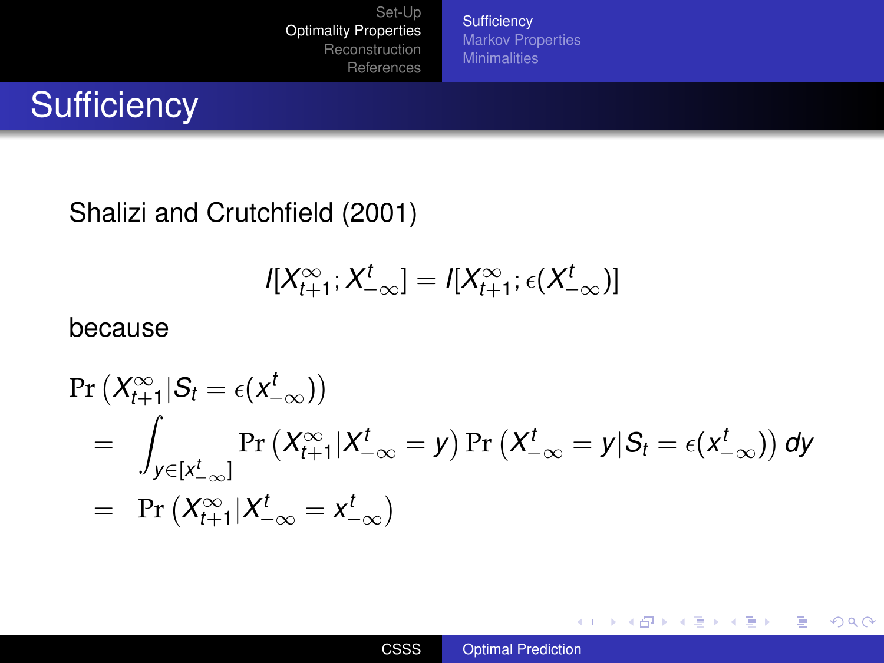# Sufficiency

Shalizi and Crutchfield (2001)

$$I[X_{t+1}^{\infty}; X_{-\infty}^{t}] = I[X_{t+1}^{\infty}; \epsilon(X_{-\infty}^{t})]$$

because

$$\begin{aligned}
&\Pr\left(X_{t+1}^{\infty} | S_t = \epsilon(x_{-\infty}^{t})\right) \\
&= \int_{y \in [x_{-\infty}^{t}]} \Pr\left(X_{t+1}^{\infty} | X_{-\infty}^{t} = y\right) \Pr\left(X_{-\infty}^{t} = y | S_t = \epsilon(x_{-\infty}^{t})\right) dy \\
&= \Pr\left(X_{t+1}^{\infty} | X_{-\infty}^{t} = x_{-\infty}^{t}\right)
\end{aligned}$$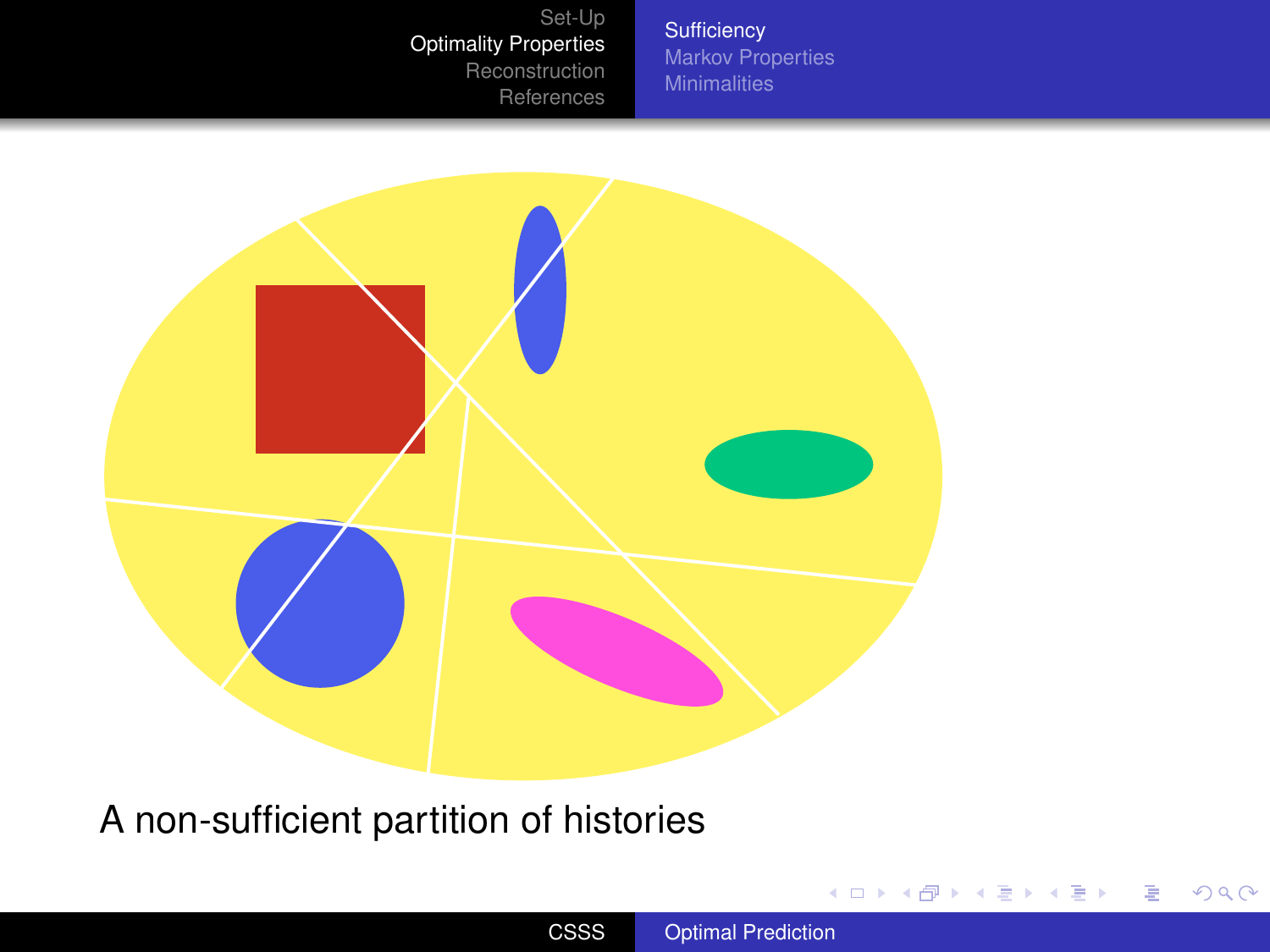A non-sufficient partition of histories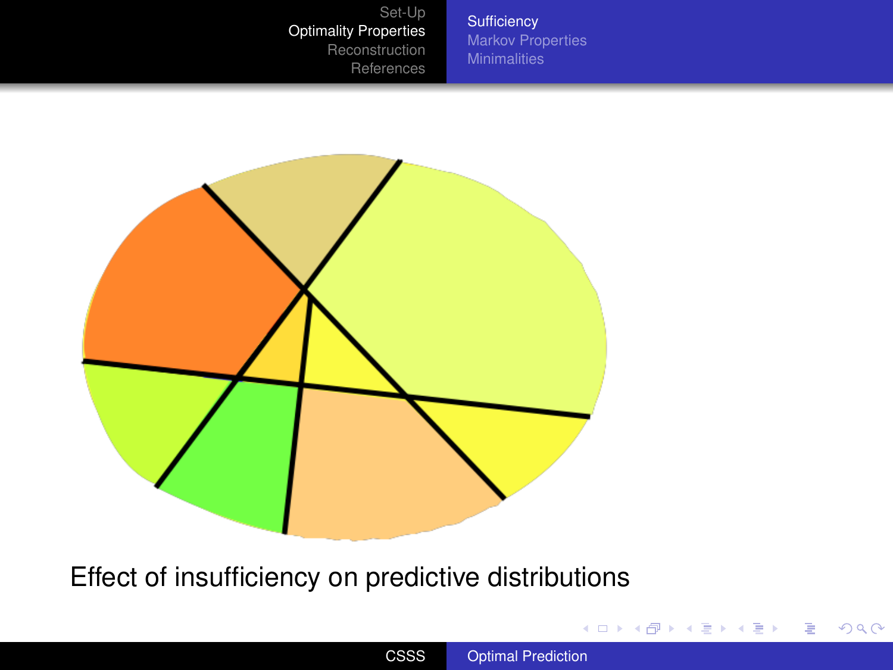Effect of insufficiency on predictive distributions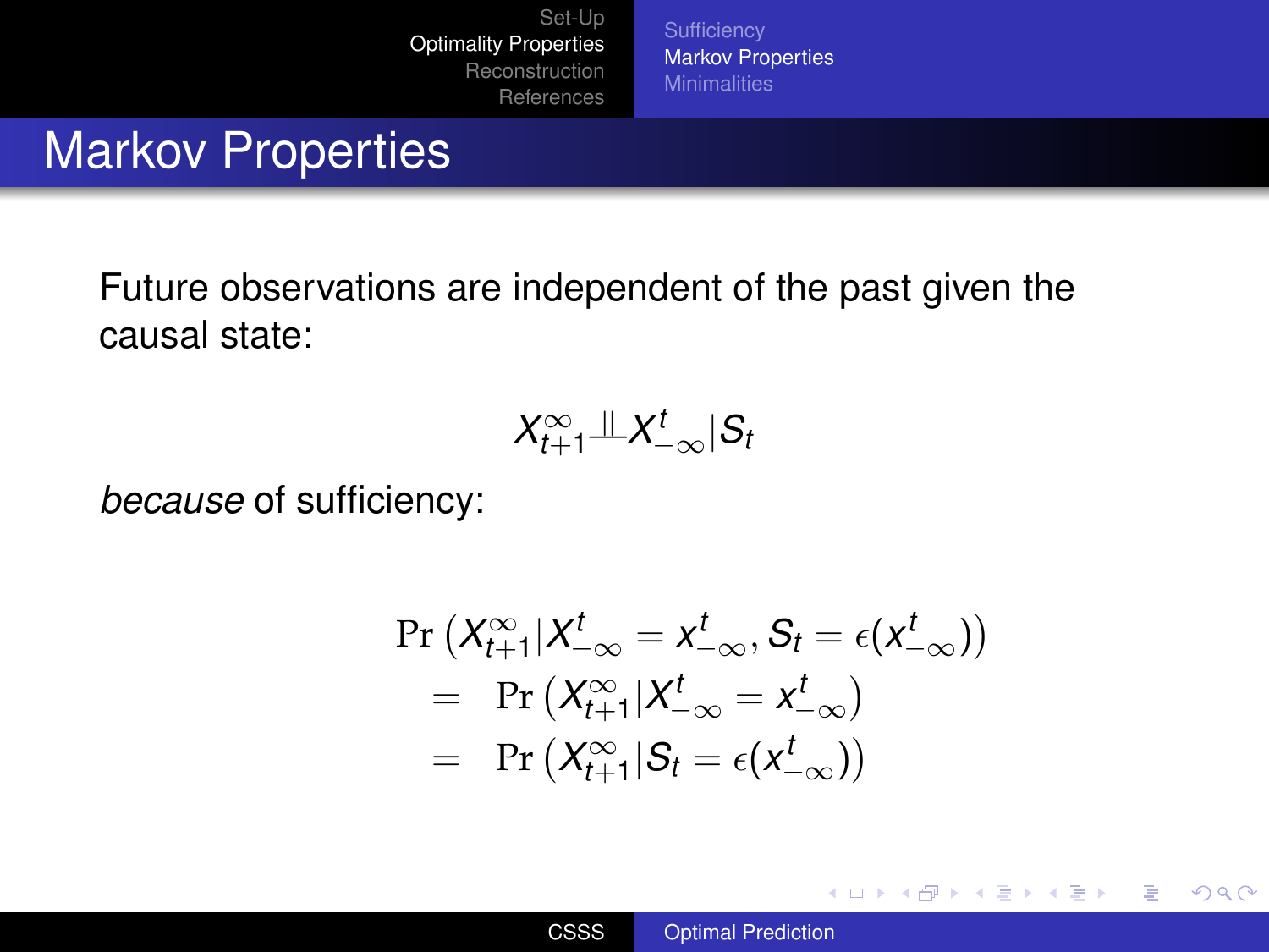# Markov Properties

Future observations are independent of the past given the causal state:

$$X_{t+1}^{\infty} \perp\!\!\!\perp X_{-\infty}^{t} | S_t$$

*because* of sufficiency:

$$
\begin{aligned}
& \Pr\left(X_{t+1}^{\infty} | X_{-\infty}^{t} = x_{-\infty}^{t}, S_t = \epsilon(x_{-\infty}^{t})\right) \\
= & \Pr\left(X_{t+1}^{\infty} | X_{-\infty}^{t} = x_{-\infty}^{t}\right) \\
= & \Pr\left(X_{t+1}^{\infty} | S_t = \epsilon(x_{-\infty}^{t})\right)
\end{aligned}
$$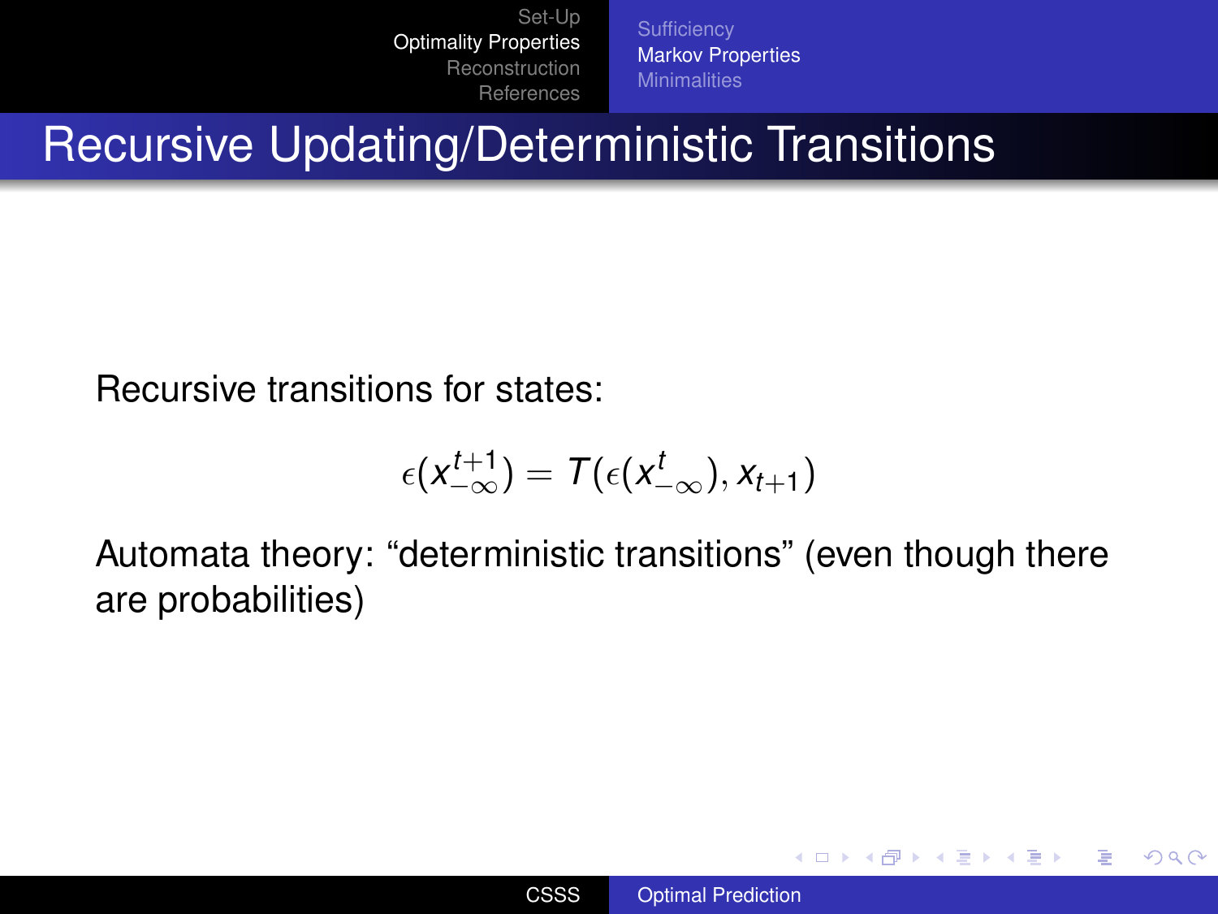# Recursive Updating/Deterministic Transitions

Recursive transitions for states:

$$\epsilon(x_{-\infty}^{t+1}) = T(\epsilon(x_{-\infty}^{t}), x_{t+1})$$

Automata theory: “deterministic transitions” (even though there are probabilities)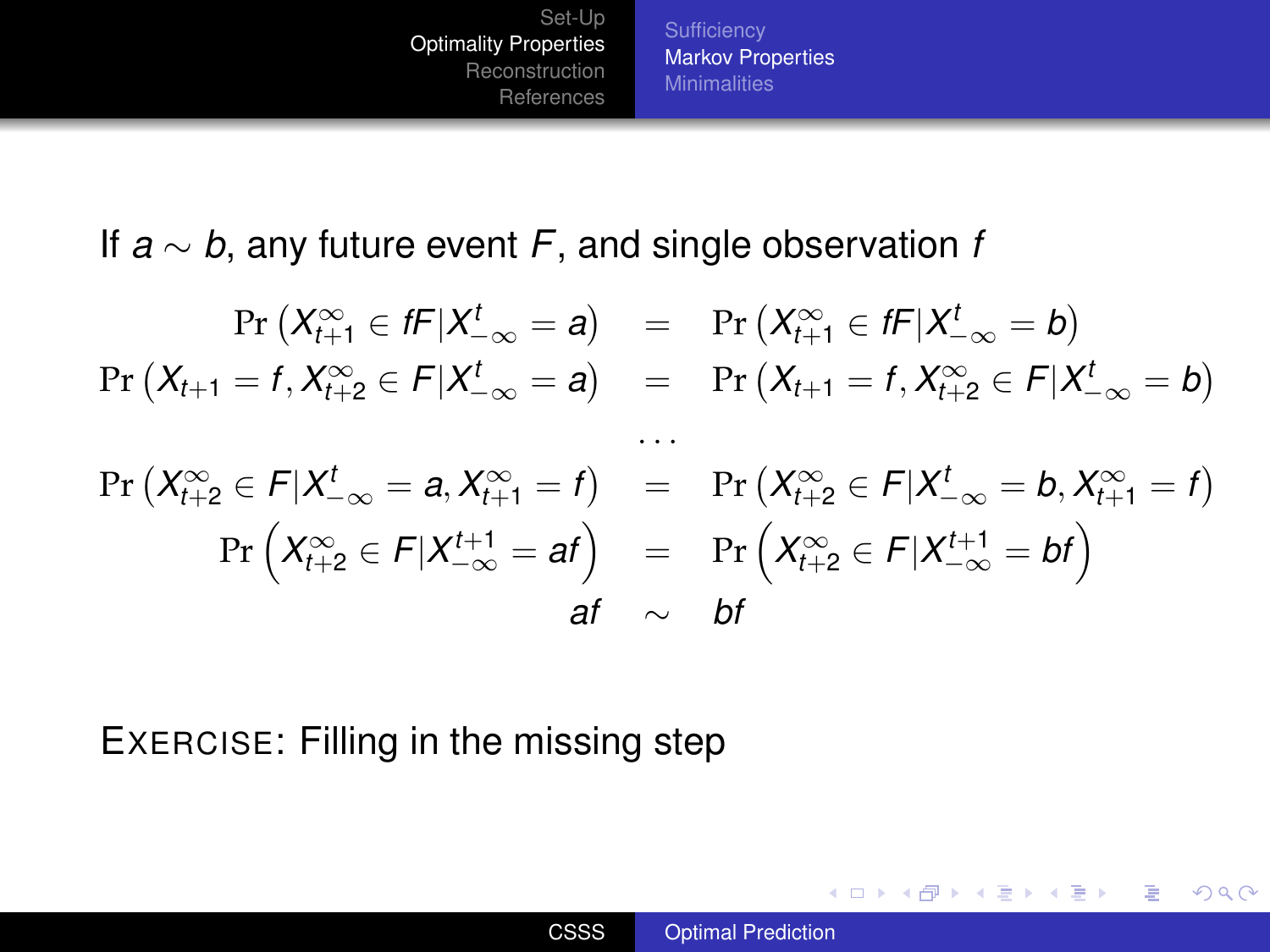If $a \sim b$, any future event $F$, and single observation $f$

$$
\begin{aligned}
\Pr\left(X_{t+1}^{\infty} \in fF | X_{-\infty}^{t} = a\right) &= \Pr\left(X_{t+1}^{\infty} \in fF | X_{-\infty}^{t} = b\right) \\
\Pr\left(X_{t+1} = f, X_{t+2}^{\infty} \in F | X_{-\infty}^{t} = a\right) &= \Pr\left(X_{t+1} = f, X_{t+2}^{\infty} \in F | X_{-\infty}^{t} = b\right) \\
&\ldots \\
\Pr\left(X_{t+2}^{\infty} \in F | X_{-\infty}^{t} = a, X_{t+1}^{\infty} = f\right) &= \Pr\left(X_{t+2}^{\infty} \in F | X_{-\infty}^{t} = b, X_{t+1}^{\infty} = f\right) \\
\Pr\left(X_{t+2}^{\infty} \in F | X_{-\infty}^{t+1} = af\right) &= \Pr\left(X_{t+2}^{\infty} \in F | X_{-\infty}^{t+1} = bf\right) \\
af &\sim bf
\end{aligned}
$$

EXERCISE: Filling in the missing step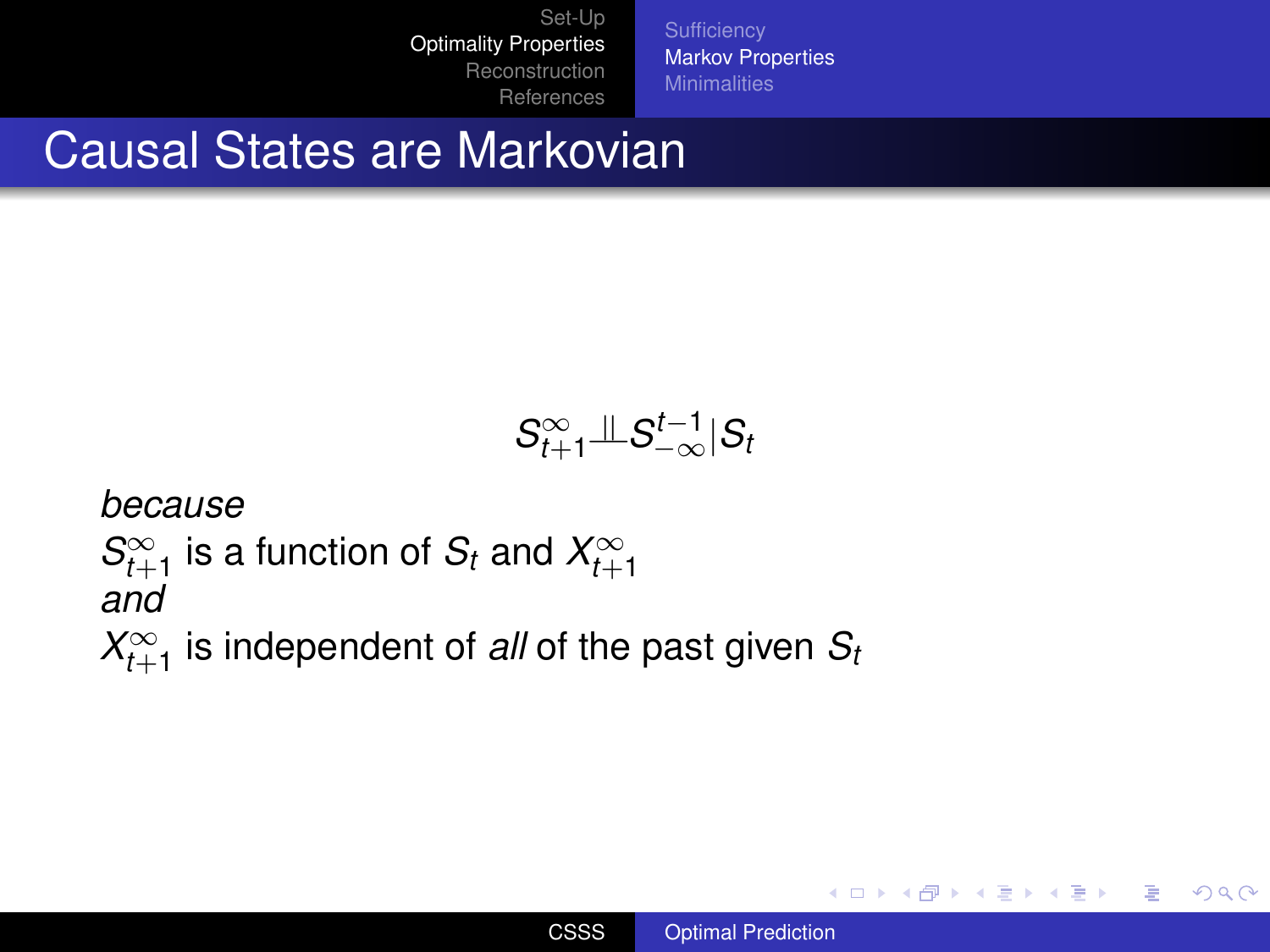# Causal States are Markovian

$$S_{t+1}^{\infty} \perp\!\!\!\perp S_{-\infty}^{t-1} | S_t$$

*because*
$S_{t+1}^{\infty}$ is a function of $S_t$ and $X_{t+1}^{\infty}$
*and*
$X_{t+1}^{\infty}$ is independent of *all* of the past given $S_t$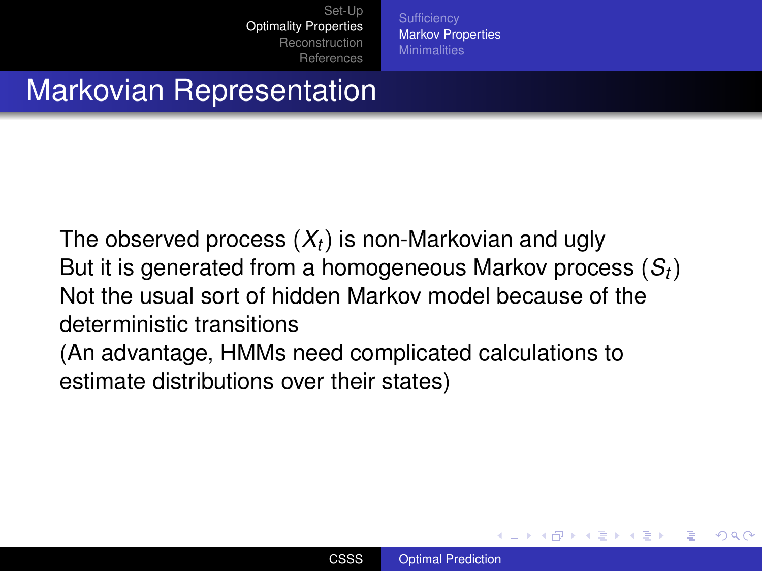# Markovian Representation

The observed process $(X_t)$ is non-Markovian and ugly
But it is generated from a homogeneous Markov process $(S_t)$
Not the usual sort of hidden Markov model because of the deterministic transitions
(An advantage, HMMs need complicated calculations to estimate distributions over their states)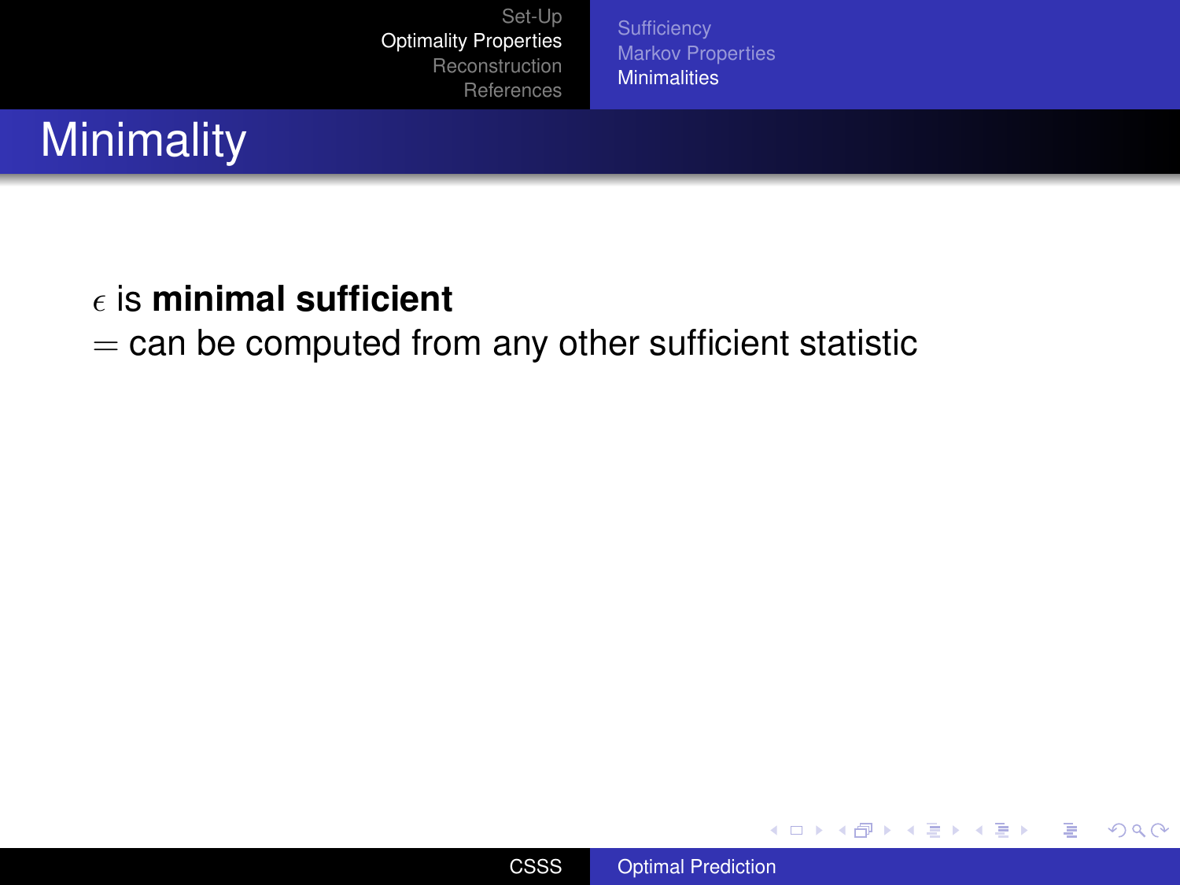# Minimality

$\epsilon$ is **minimal sufficient**

$=$ can be computed from any other sufficient statistic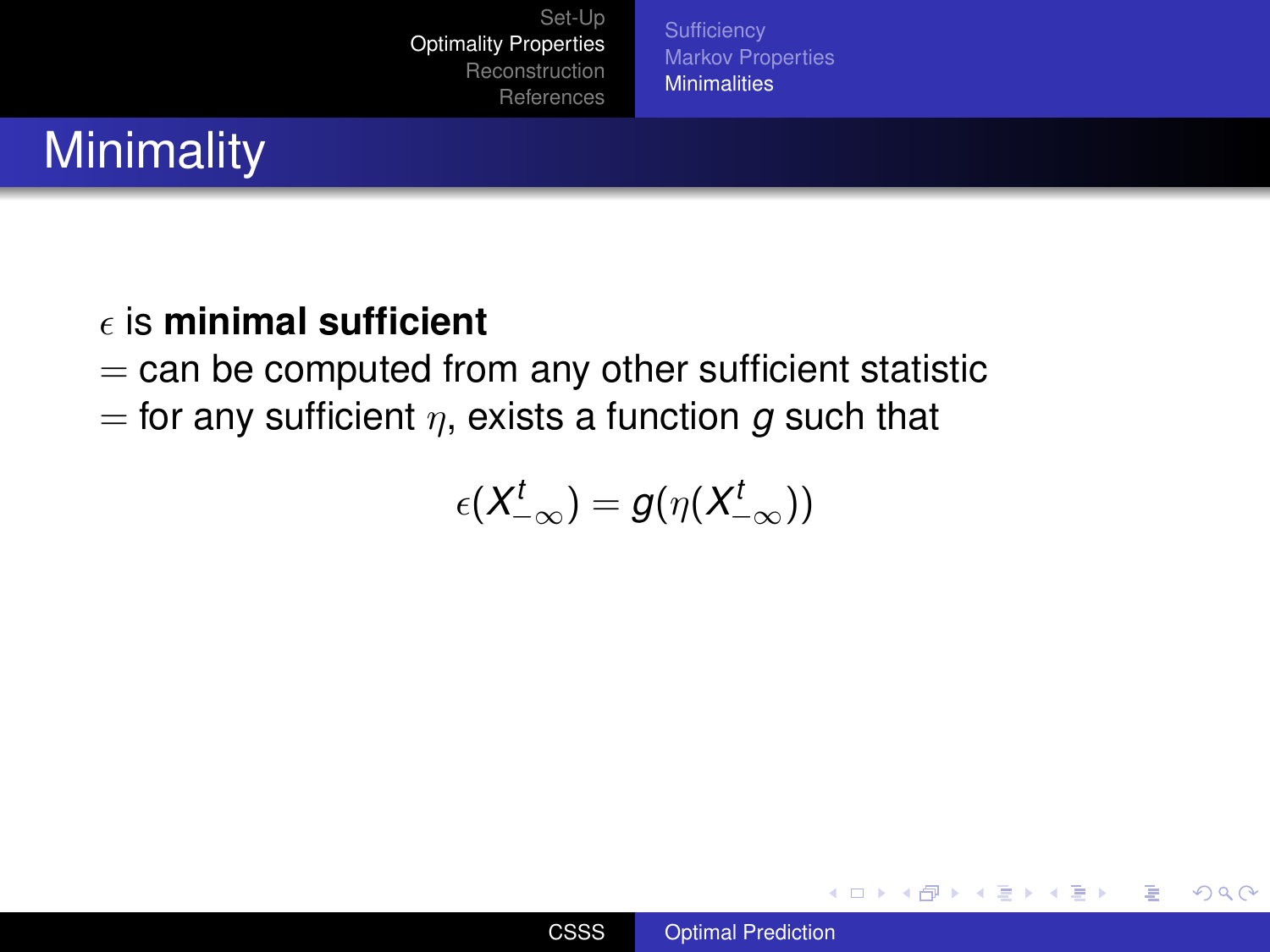# Minimality

$\epsilon$ is **minimal sufficient**
$=$ can be computed from any other sufficient statistic
$=$ for any sufficient $\eta$, exists a function $g$ such that

$$\epsilon(X^t_{-\infty}) = g(\eta(X^t_{-\infty}))$$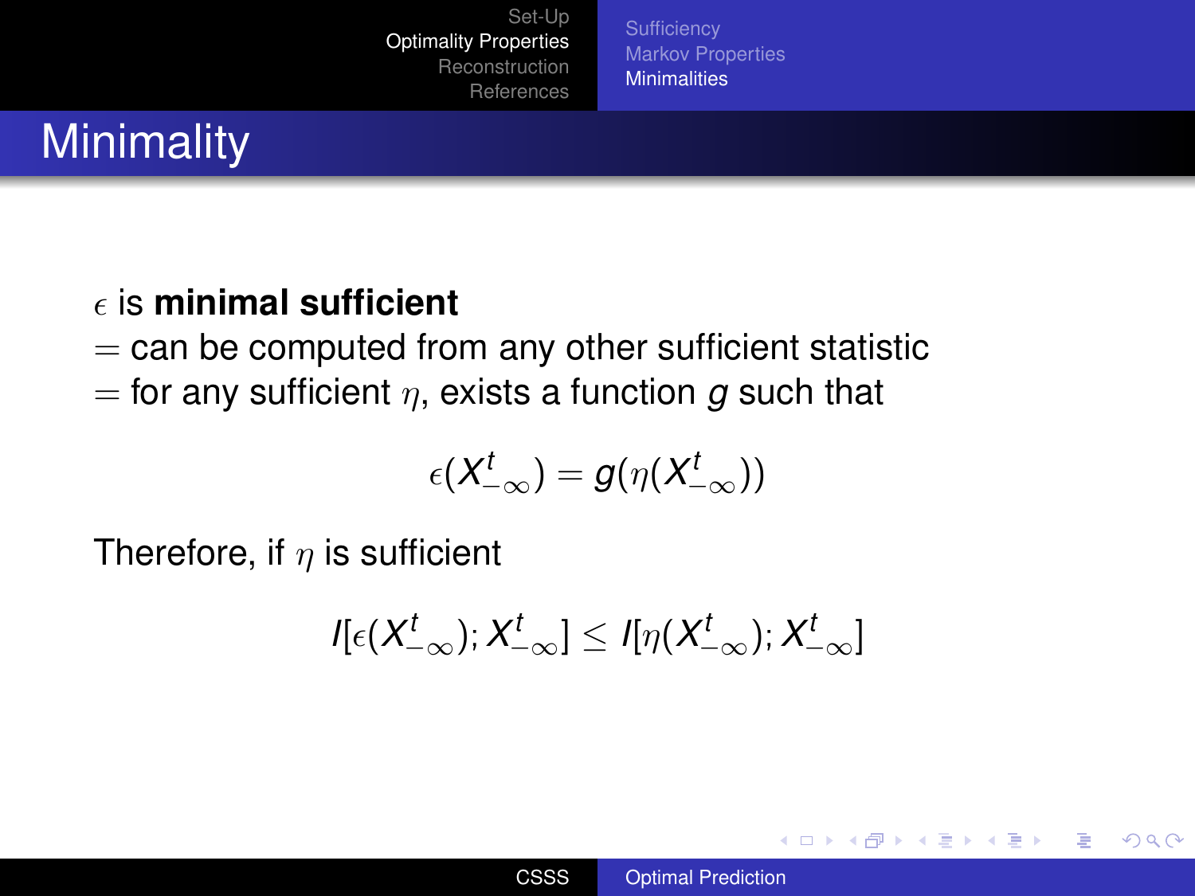# Minimality

$\epsilon$ is **minimal sufficient**
$=$ can be computed from any other sufficient statistic
$=$ for any sufficient $\eta$, exists a function $g$ such that

$$\epsilon(X_{-\infty}^{t}) = g(\eta(X_{-\infty}^{t}))$$

Therefore, if $\eta$ is sufficient

$$I[\epsilon(X_{-\infty}^{t}); X_{-\infty}^{t}] \leq I[\eta(X_{-\infty}^{t}); X_{-\infty}^{t}]$$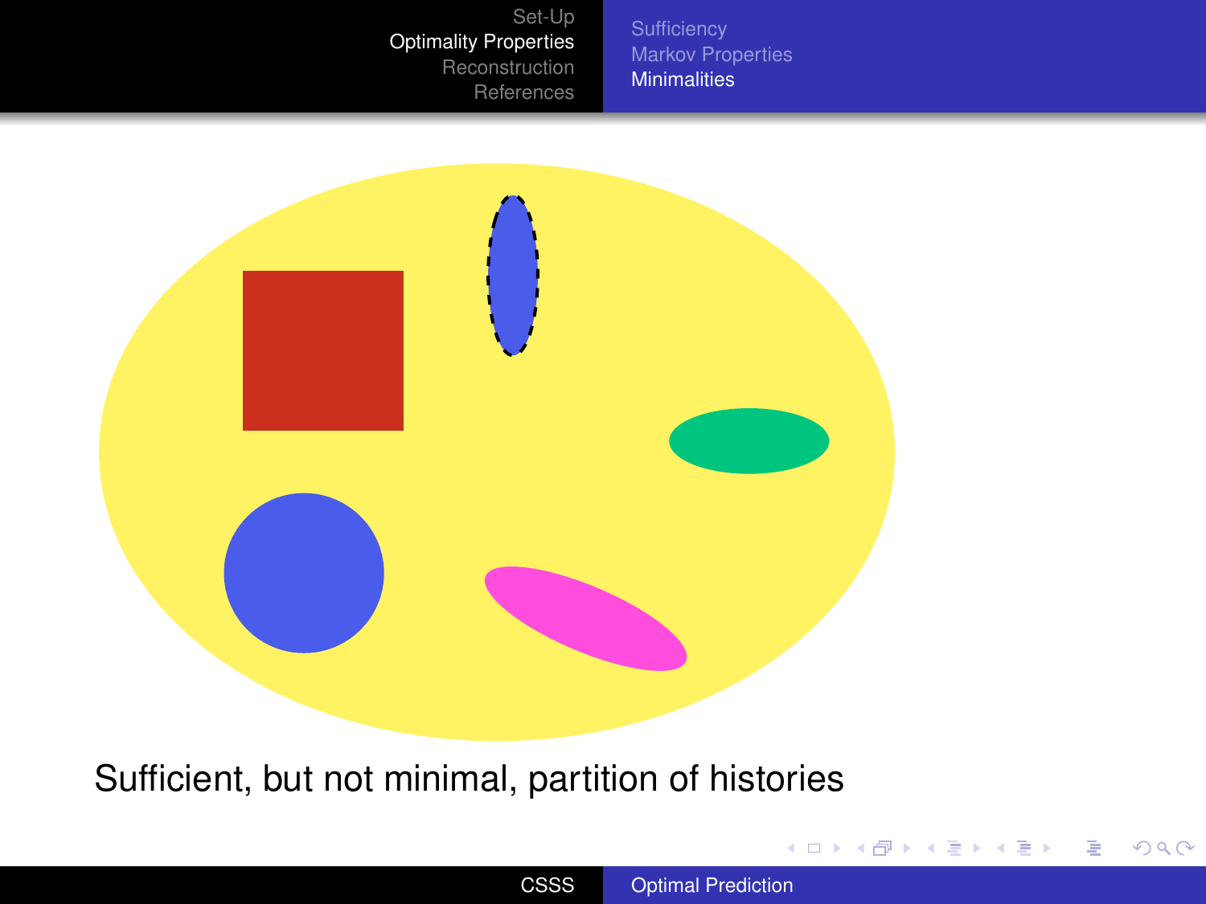Sufficient, but not minimal, partition of histories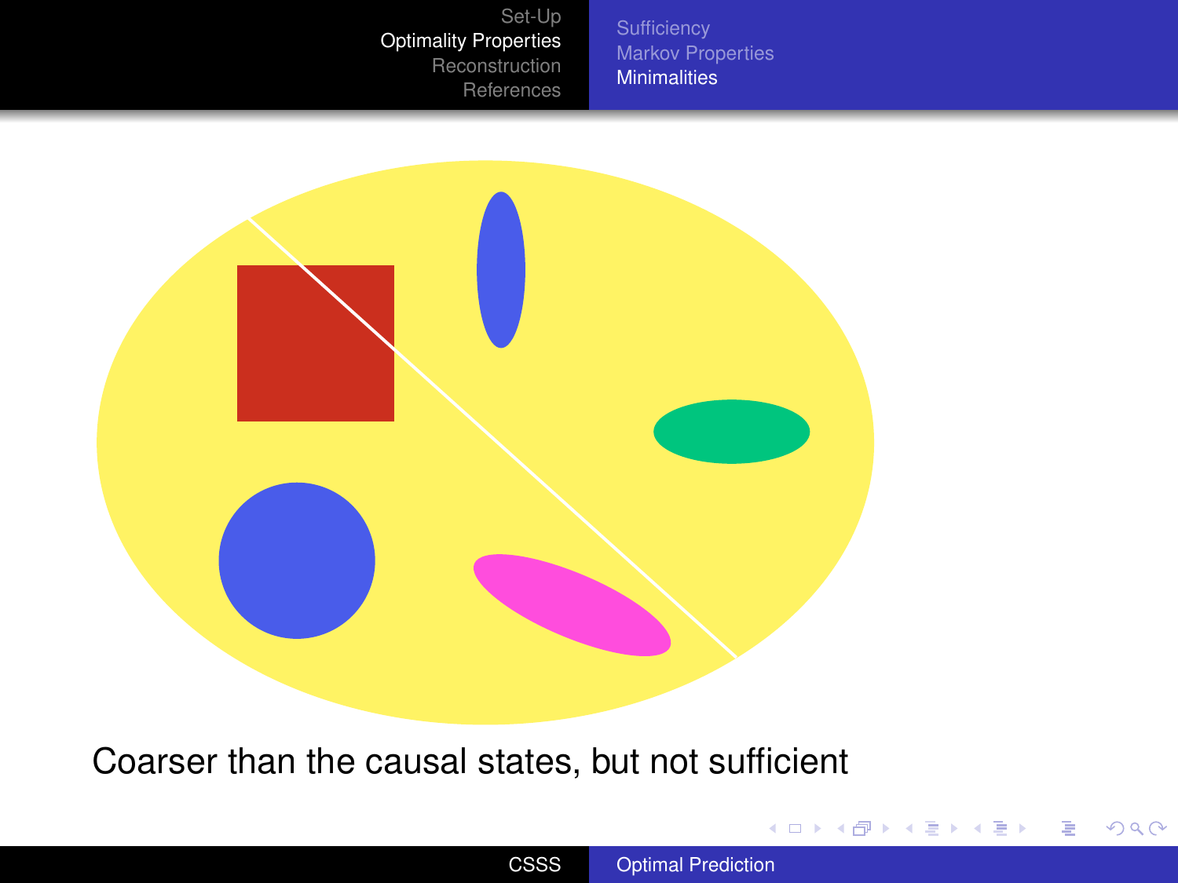Coarser than the causal states, but not sufficient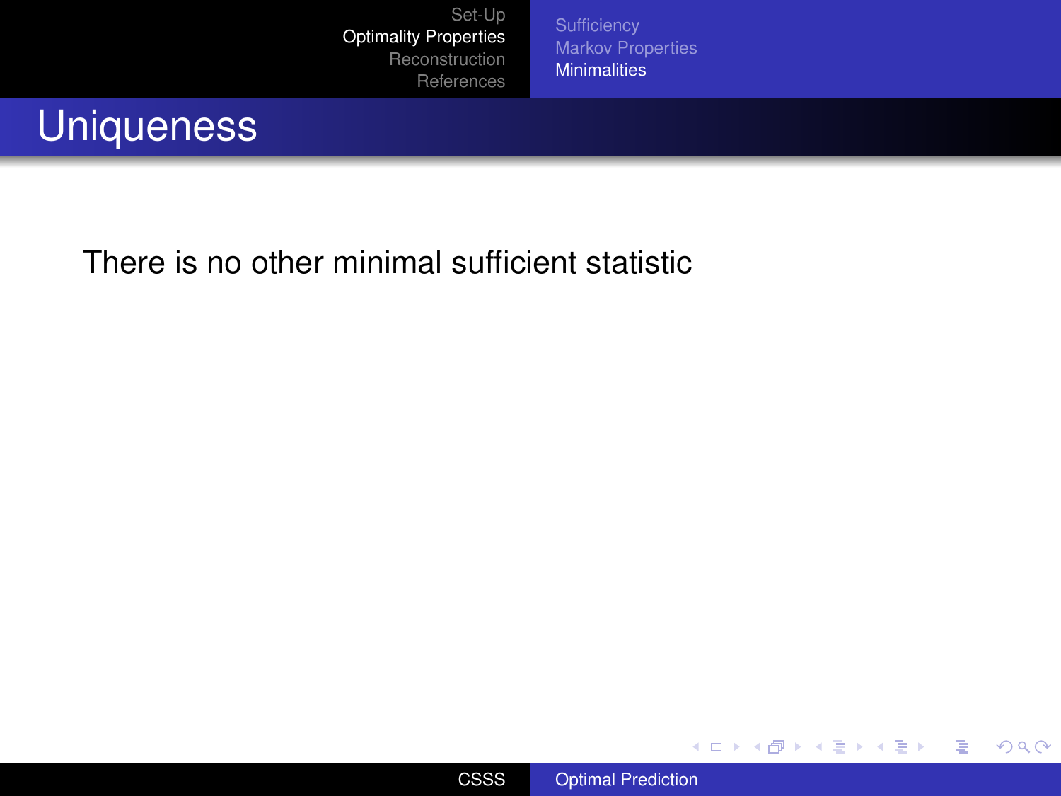## Uniqueness

There is no other minimal sufficient statistic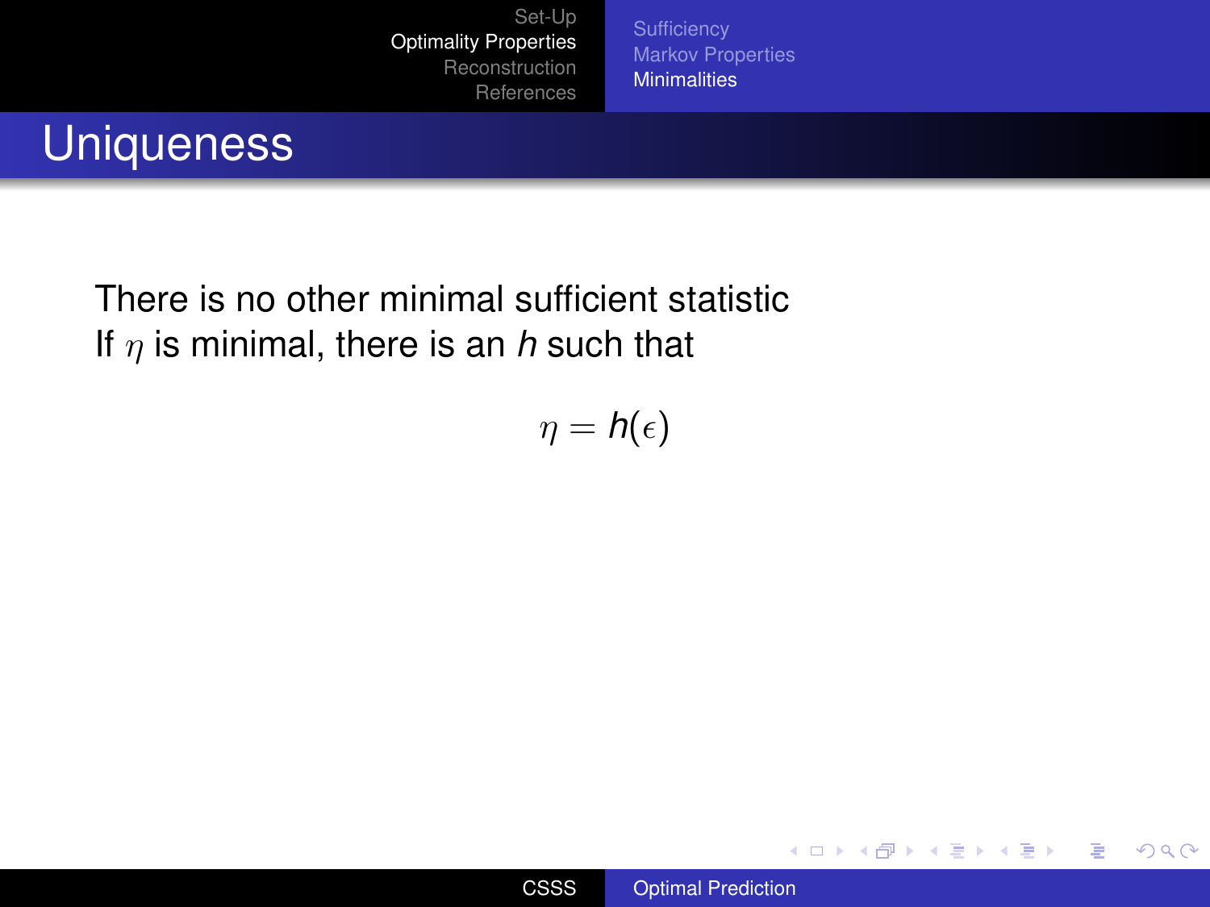# Uniqueness

There is no other minimal sufficient statistic
If $\eta$ is minimal, there is an $h$ such that

$$\eta = h(\epsilon)$$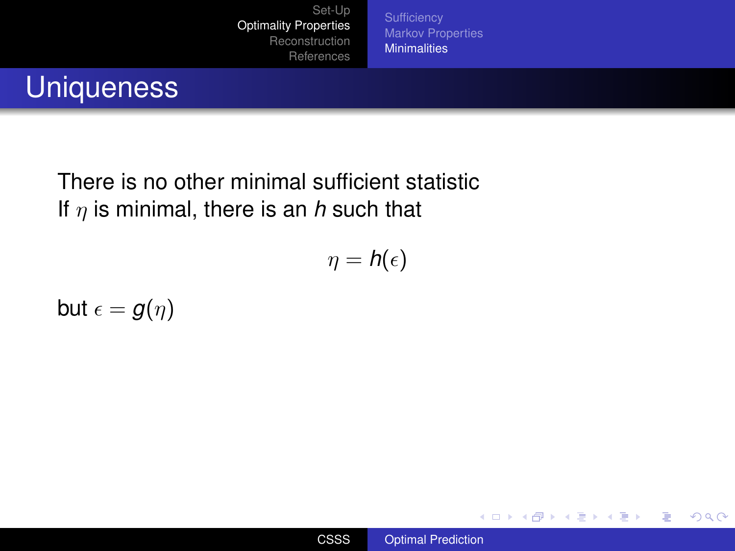# Uniqueness

There is no other minimal sufficient statistic
If $\eta$ is minimal, there is an $h$ such that

$$\eta = h(\epsilon)$$

but $\epsilon = g(\eta)$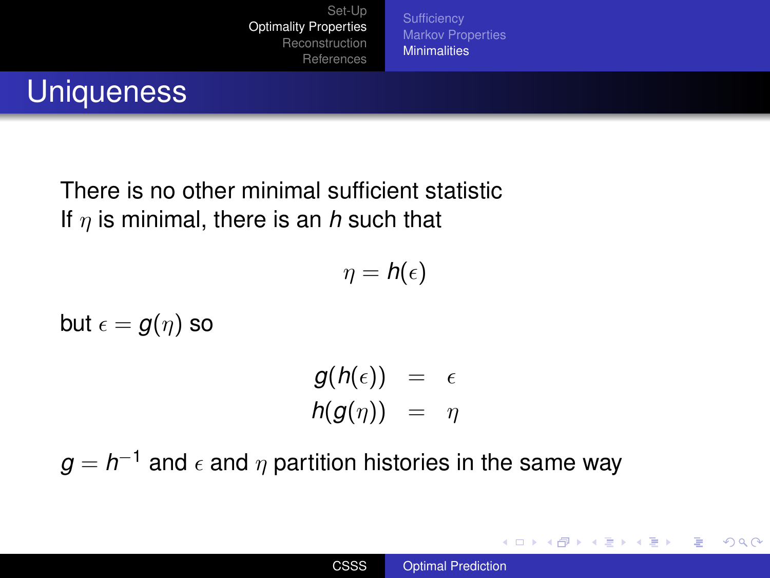# Uniqueness

There is no other minimal sufficient statistic

If $\eta$ is minimal, there is an $h$ such that

$$\eta = h(\epsilon)$$

but $\epsilon = g(\eta)$ so

$$\begin{aligned} g(h(\epsilon)) &= \epsilon \\ h(g(\eta)) &= \eta \end{aligned}$$

$g = h^{-1}$ and $\epsilon$ and $\eta$ partition histories in the same way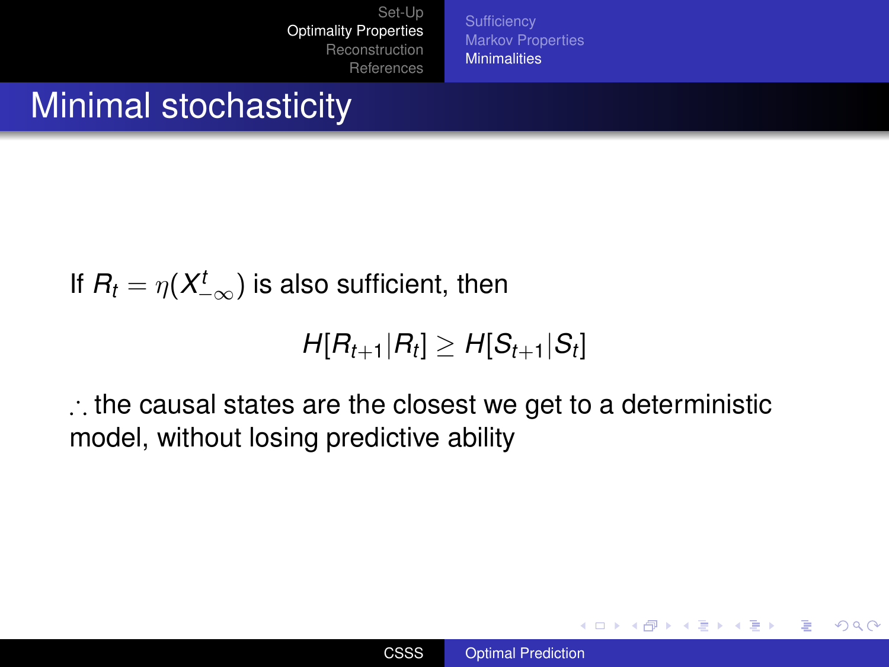# Minimal stochasticity

If $R_t = \eta(X^t_{-\infty})$ is also sufficient, then

$$H[R_{t+1}|R_t] \geq H[S_{t+1}|S_t]$$

$\therefore$ the causal states are the closest we get to a deterministic model, without losing predictive ability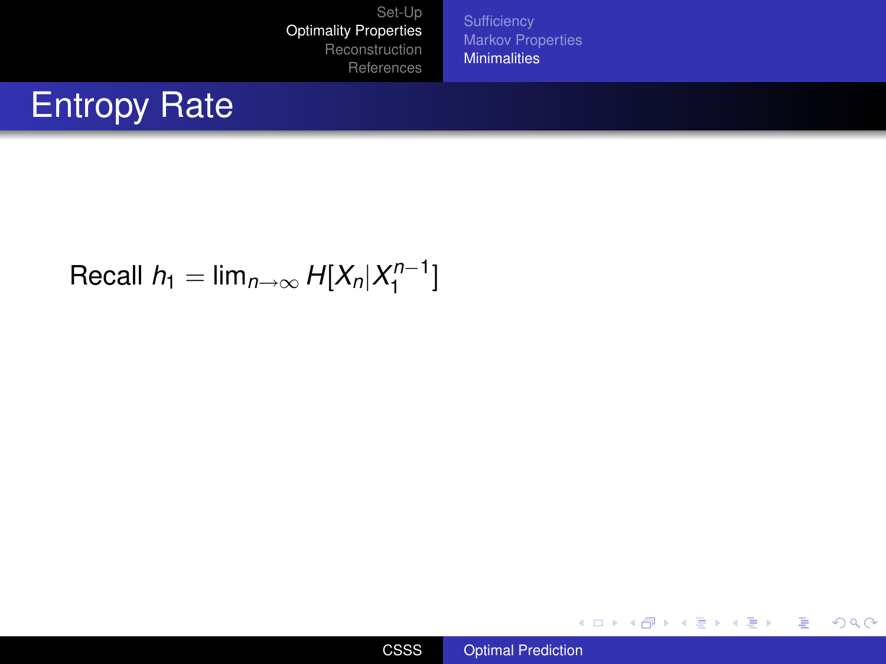# Entropy Rate

Recall $h_1 = \lim_{n \to \infty} H[X_n | X_1^{n-1}]$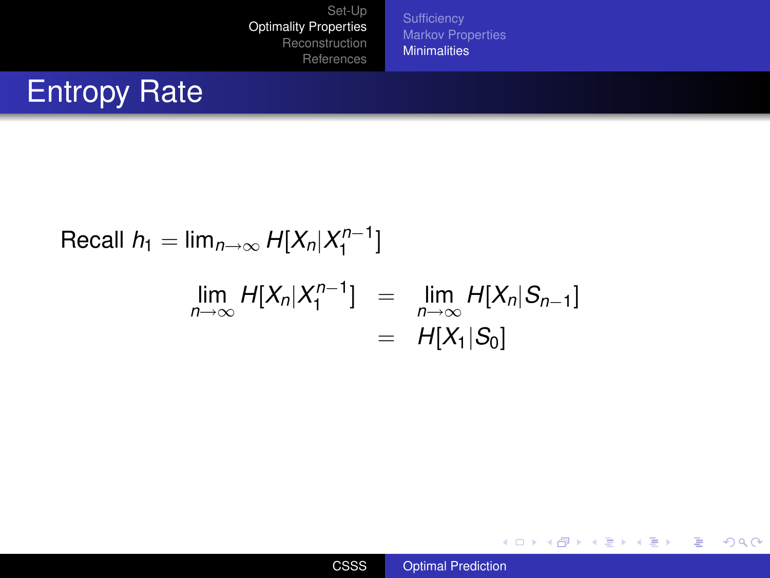# Entropy Rate

Recall $h_1 = \lim_{n\to\infty} H[X_n|X_1^{n-1}]$

$$
\begin{aligned}
\lim_{n\to\infty} H[X_n|X_1^{n-1}] &= \lim_{n\to\infty} H[X_n|S_{n-1}] \\
&= H[X_1|S_0]
\end{aligned}
$$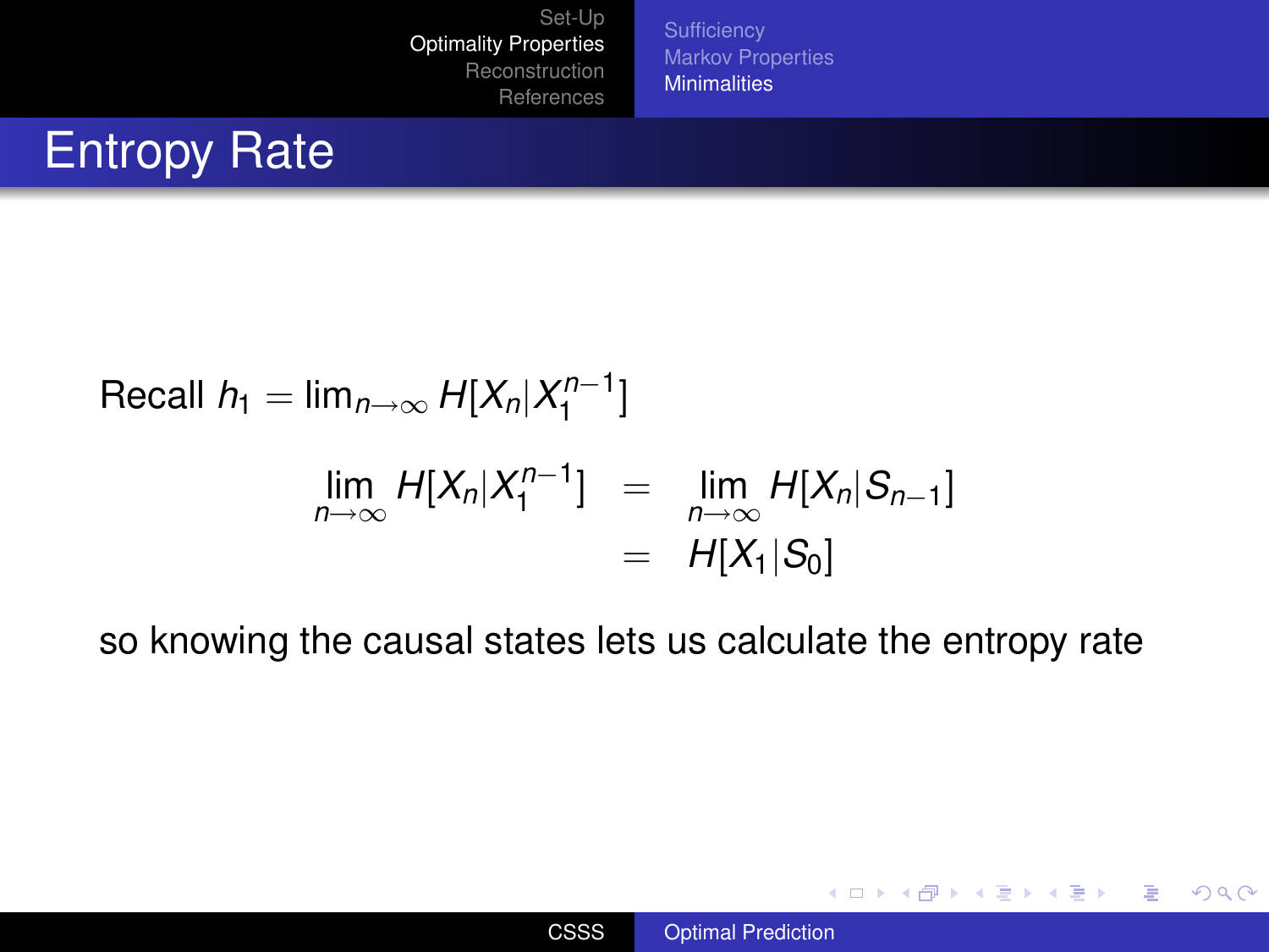# Entropy Rate

Recall $h_1 = \lim_{n\to\infty} H[X_n|X_1^{n-1}]$

$$\begin{aligned}
\lim_{n\to\infty} H[X_n|X_1^{n-1}] &= \lim_{n\to\infty} H[X_n|S_{n-1}] \\
&= H[X_1|S_0]
\end{aligned}$$

so knowing the causal states lets us calculate the entropy rate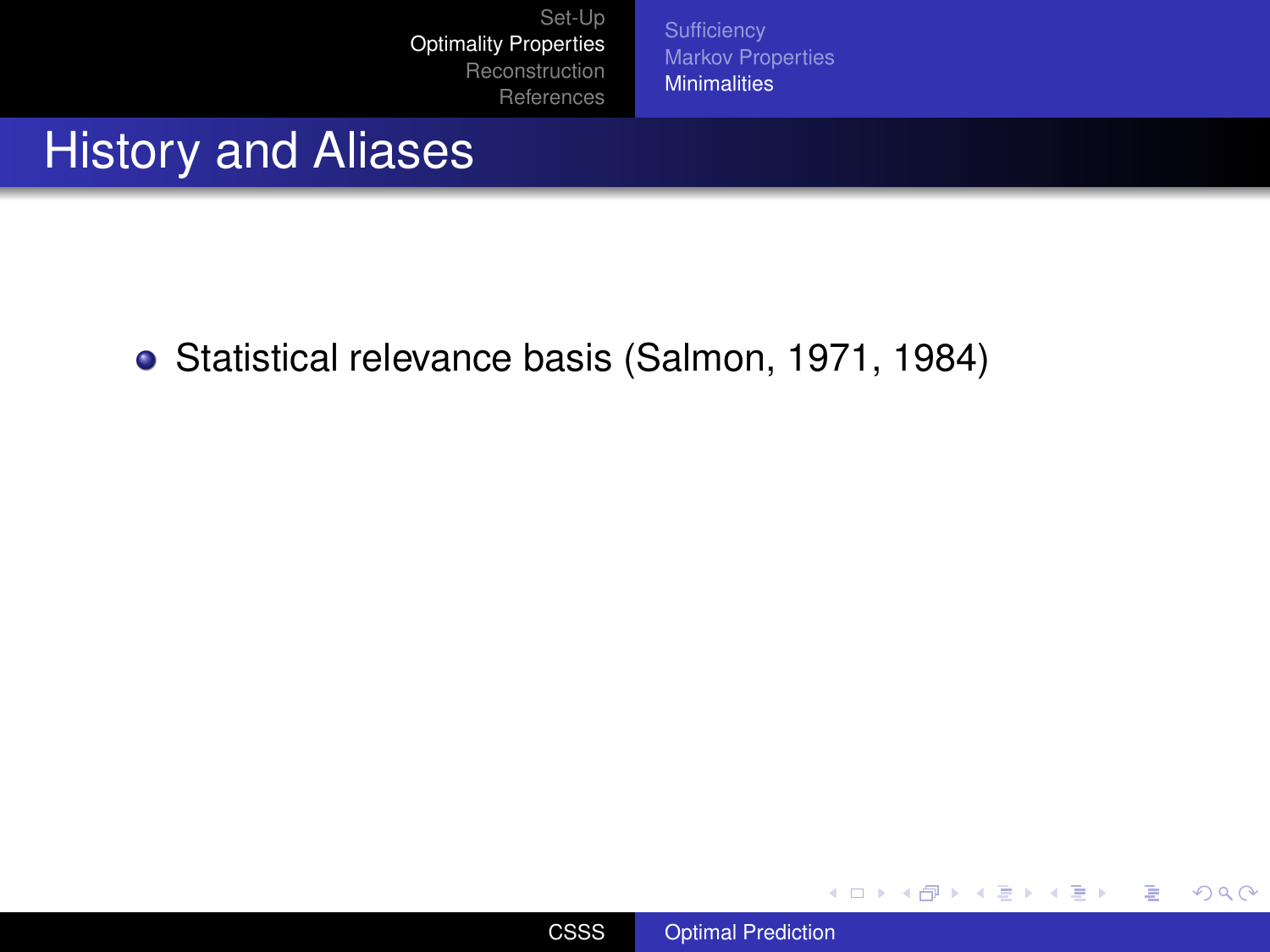# History and Aliases

- Statistical relevance basis (Salmon, 1971, 1984)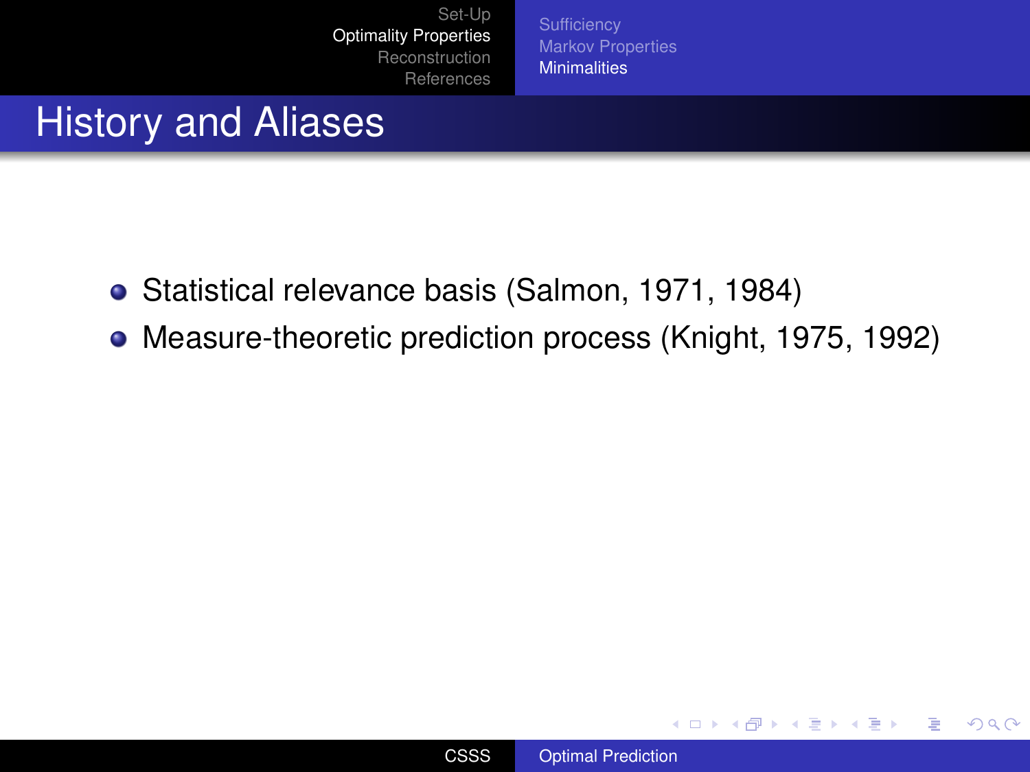# History and Aliases

- Statistical relevance basis (Salmon, 1971, 1984)
- Measure-theoretic prediction process (Knight, 1975, 1992)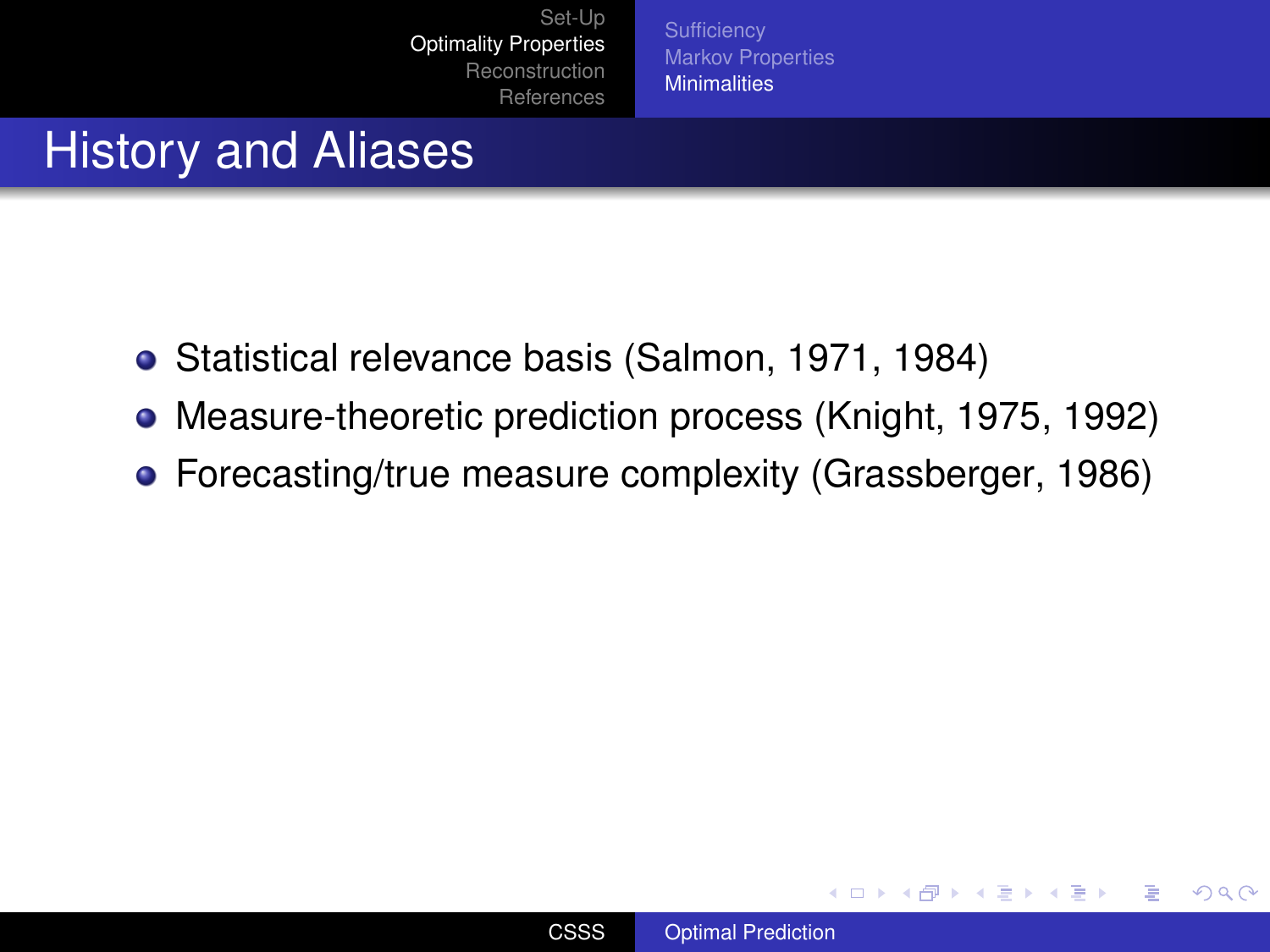# History and Aliases

- Statistical relevance basis (Salmon, 1971, 1984)
- Measure-theoretic prediction process (Knight, 1975, 1992)
- Forecasting/true measure complexity (Grassberger, 1986)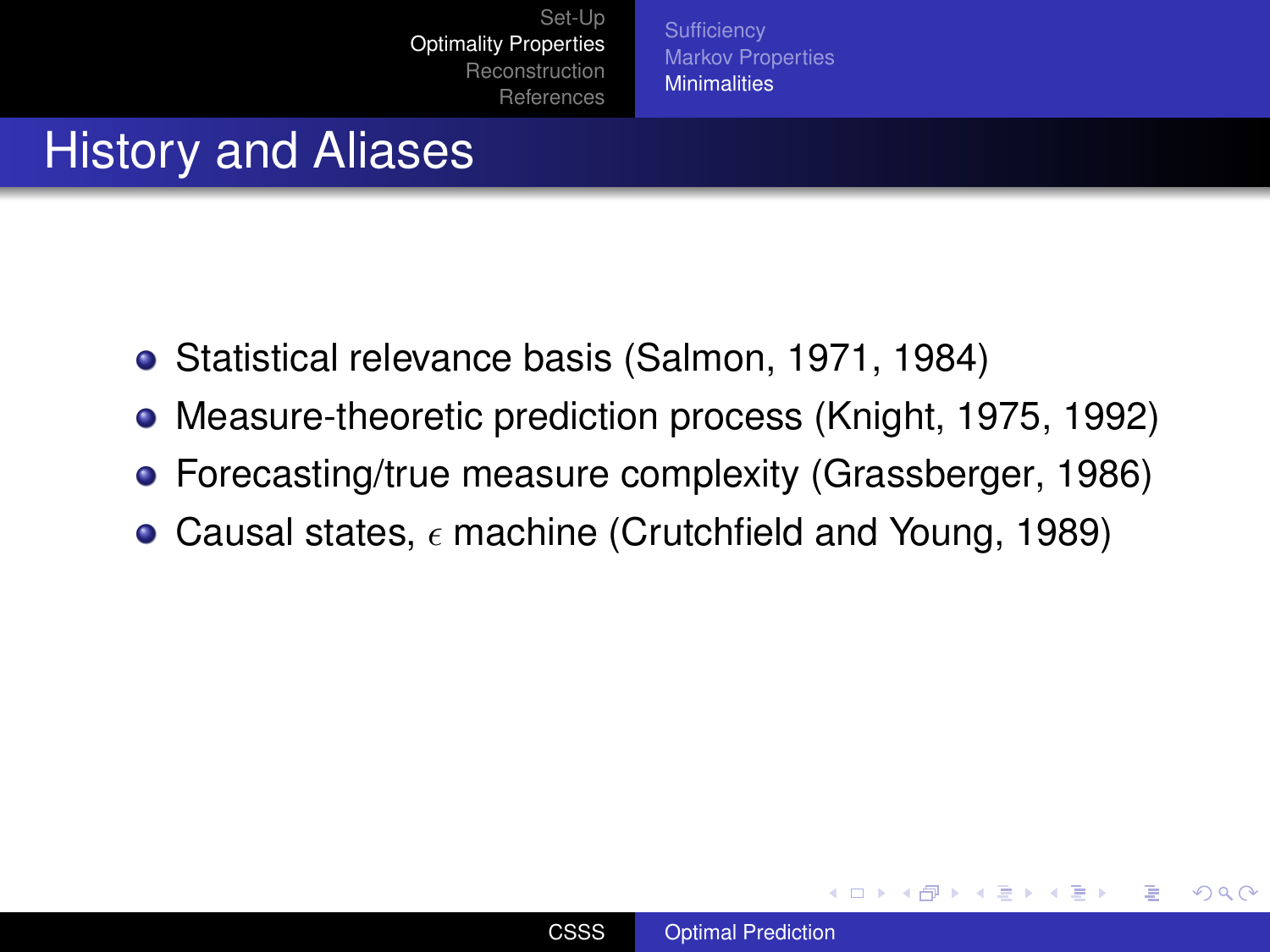# History and Aliases

- Statistical relevance basis (Salmon, 1971, 1984)
- Measure-theoretic prediction process (Knight, 1975, 1992)
- Forecasting/true measure complexity (Grassberger, 1986)
- Causal states, $\epsilon$ machine (Crutchfield and Young, 1989)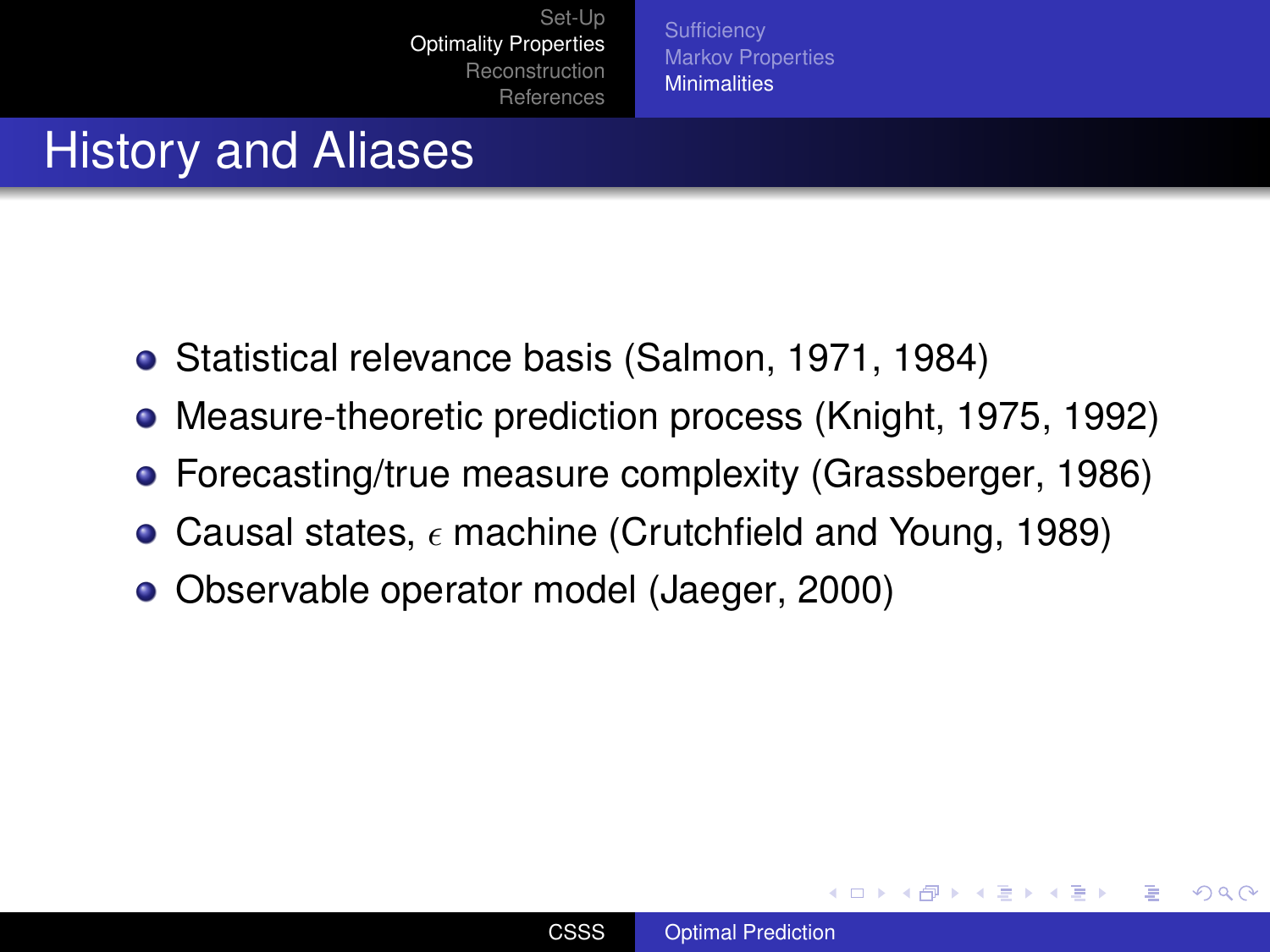# History and Aliases

- Statistical relevance basis (Salmon, 1971, 1984)
- Measure-theoretic prediction process (Knight, 1975, 1992)
- Forecasting/true measure complexity (Grassberger, 1986)
- Causal states, $\epsilon$ machine (Crutchfield and Young, 1989)
- Observable operator model (Jaeger, 2000)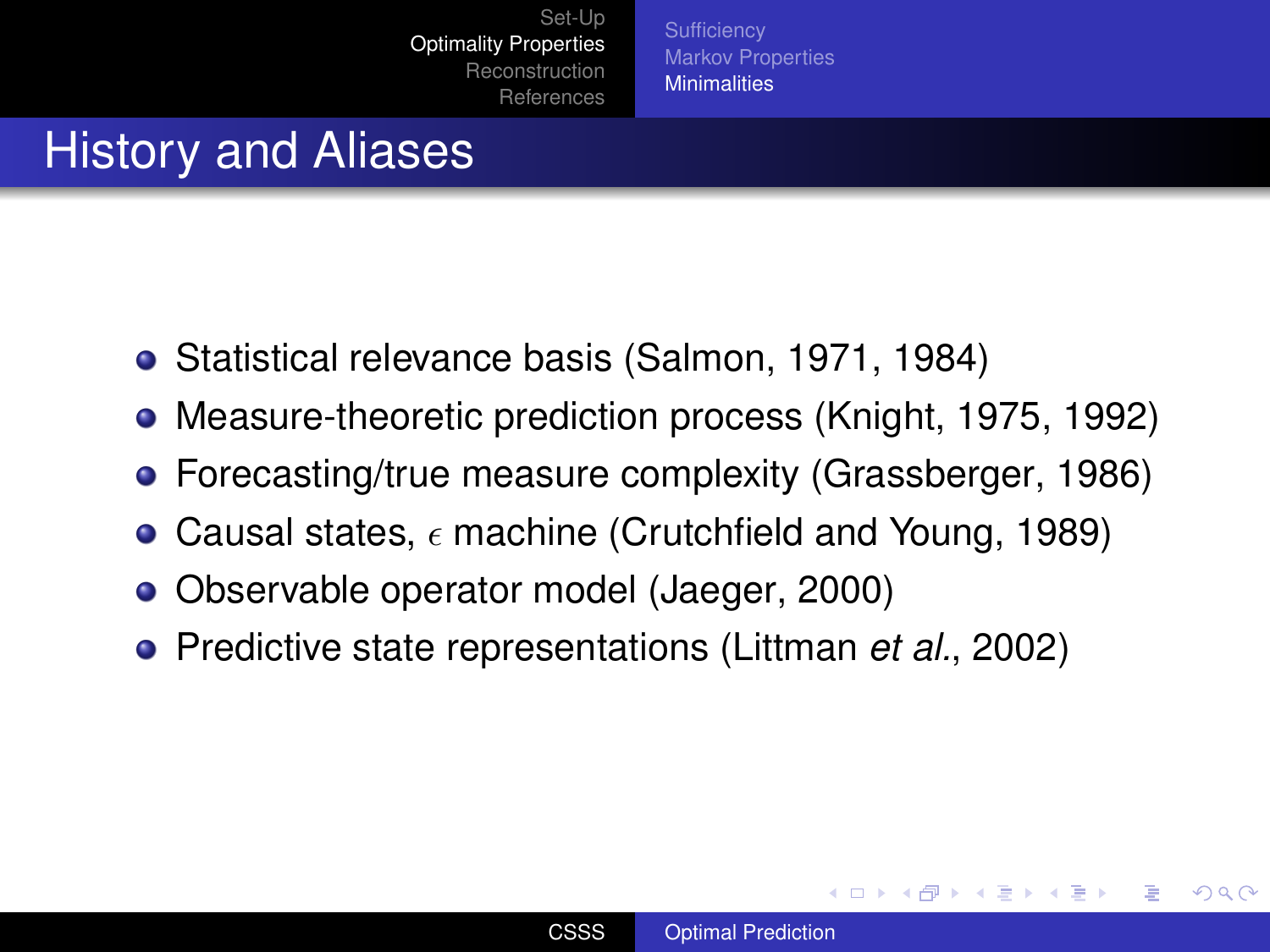# History and Aliases

- Statistical relevance basis (Salmon, 1971, 1984)
- Measure-theoretic prediction process (Knight, 1975, 1992)
- Forecasting/true measure complexity (Grassberger, 1986)
- Causal states, $\epsilon$ machine (Crutchfield and Young, 1989)
- Observable operator model (Jaeger, 2000)
- Predictive state representations (Littman *et al.*, 2002)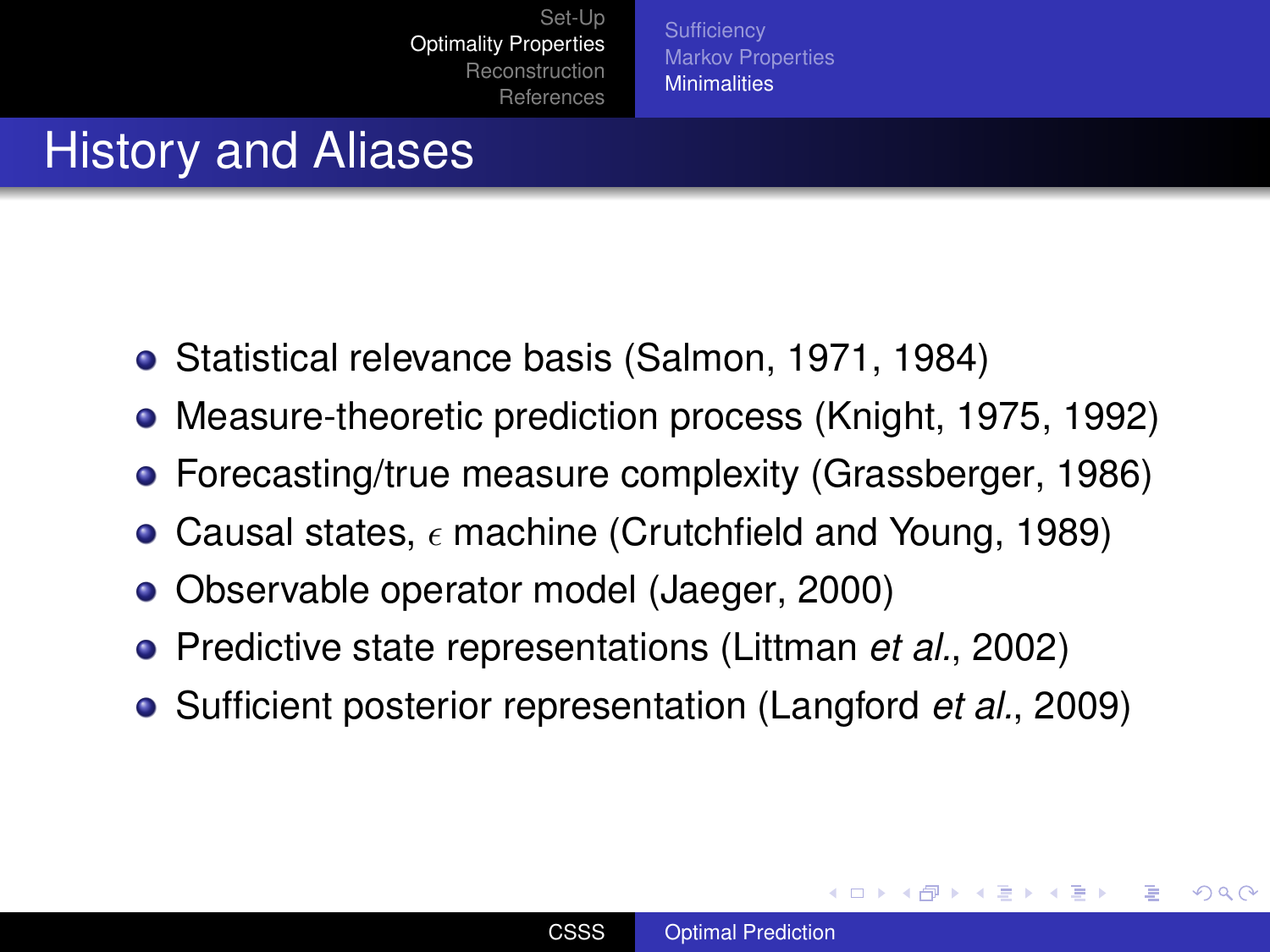# History and Aliases

- Statistical relevance basis (Salmon, 1971, 1984)
- Measure-theoretic prediction process (Knight, 1975, 1992)
- Forecasting/true measure complexity (Grassberger, 1986)
- Causal states, $\epsilon$ machine (Crutchfield and Young, 1989)
- Observable operator model (Jaeger, 2000)
- Predictive state representations (Littman *et al.*, 2002)
- Sufficient posterior representation (Langford *et al.*, 2009)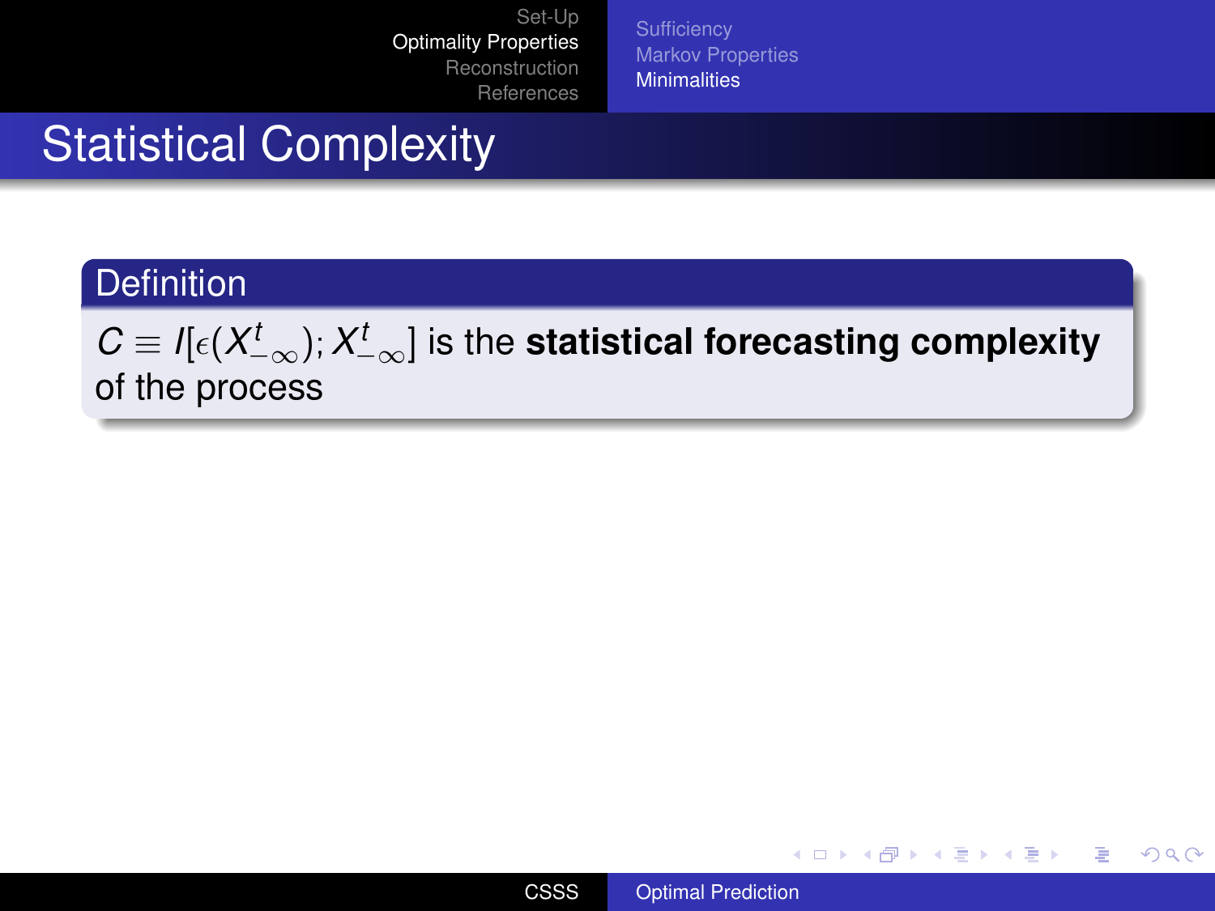# Statistical Complexity

**Definition**

$C \equiv I[\epsilon(X^t_{-\infty}); X^t_{-\infty}]$ is the **statistical forecasting complexity** of the process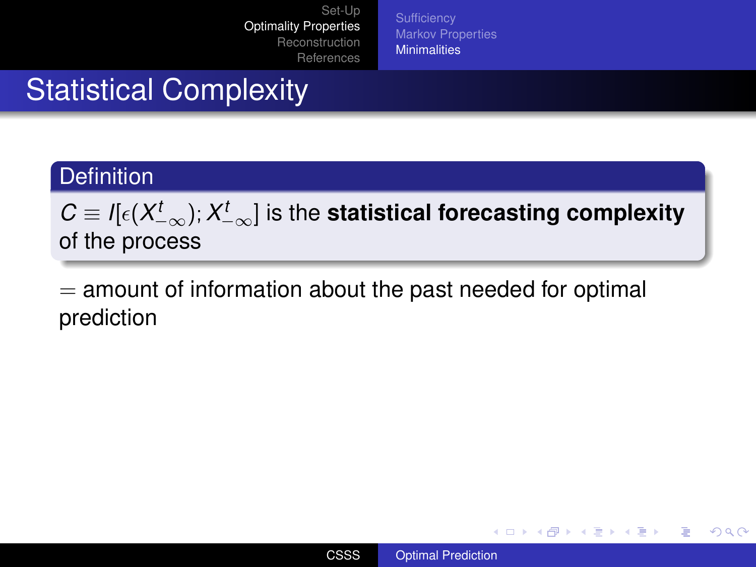# Statistical Complexity

**Definition**

$C \equiv I[\epsilon(X_{-\infty}^{t}); X_{-\infty}^{t}]$ is the **statistical forecasting complexity** of the process

$=$ amount of information about the past needed for optimal prediction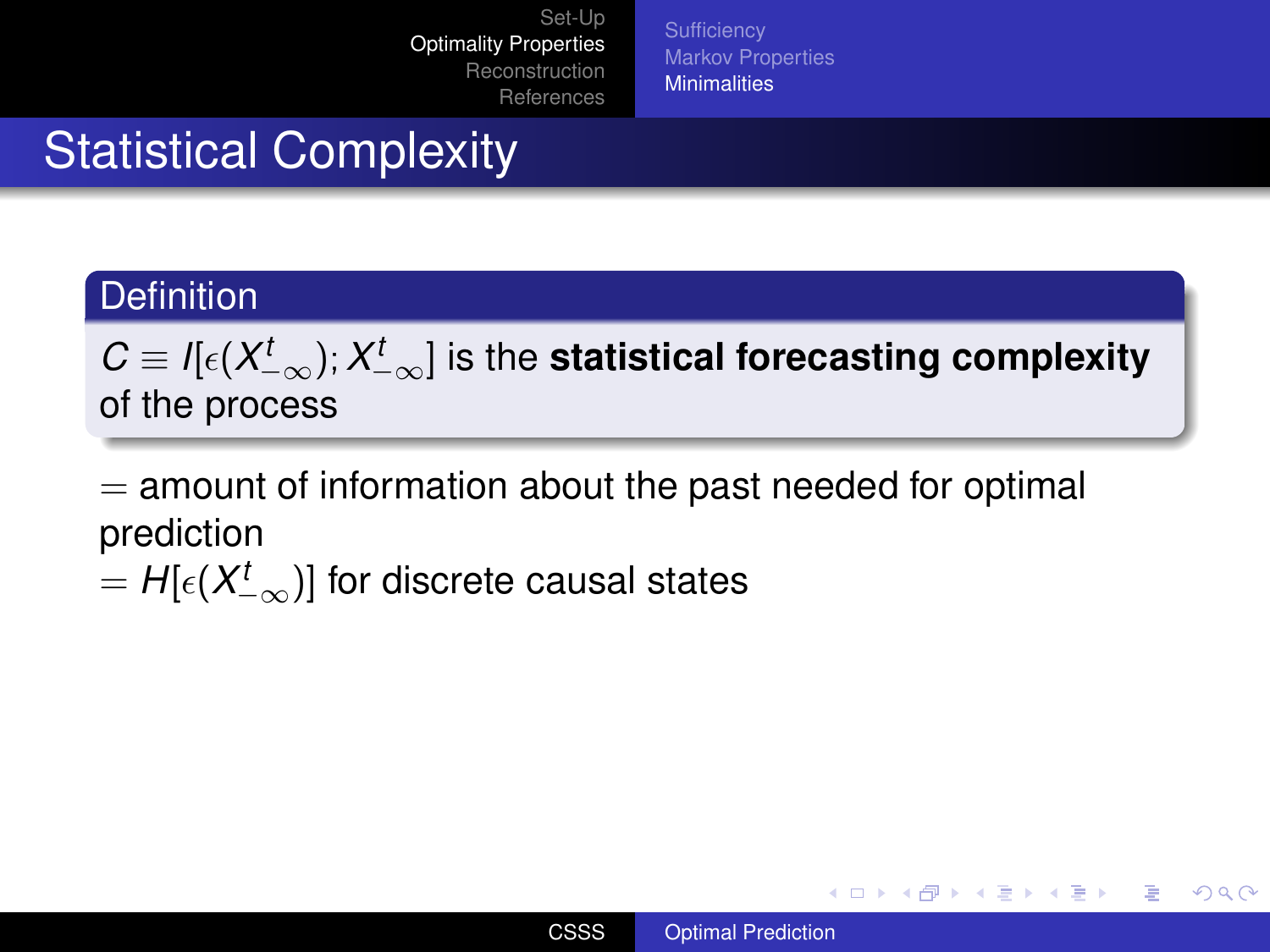# Statistical Complexity

**Definition**

$C \equiv I[\epsilon(X_{-\infty}^{t}); X_{-\infty}^{t}]$ is the **statistical forecasting complexity** of the process

$=$ amount of information about the past needed for optimal prediction
$= H[\epsilon(X_{-\infty}^{t})]$ for discrete causal states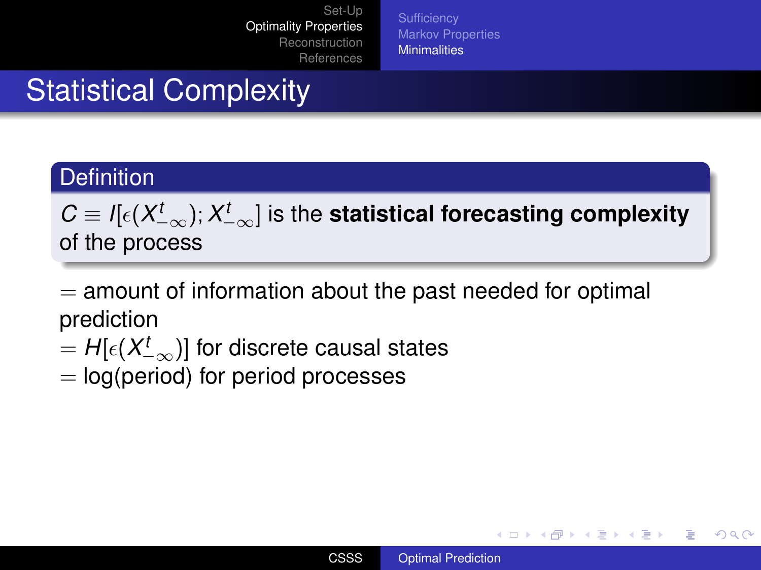# Statistical Complexity

**Definition**

$C \equiv I[\epsilon(X^t_{-\infty}); X^t_{-\infty}]$ is the **statistical forecasting complexity** of the process

$=$ amount of information about the past needed for optimal prediction
$= H[\epsilon(X^t_{-\infty})]$ for discrete causal states
$=$ log(period) for period processes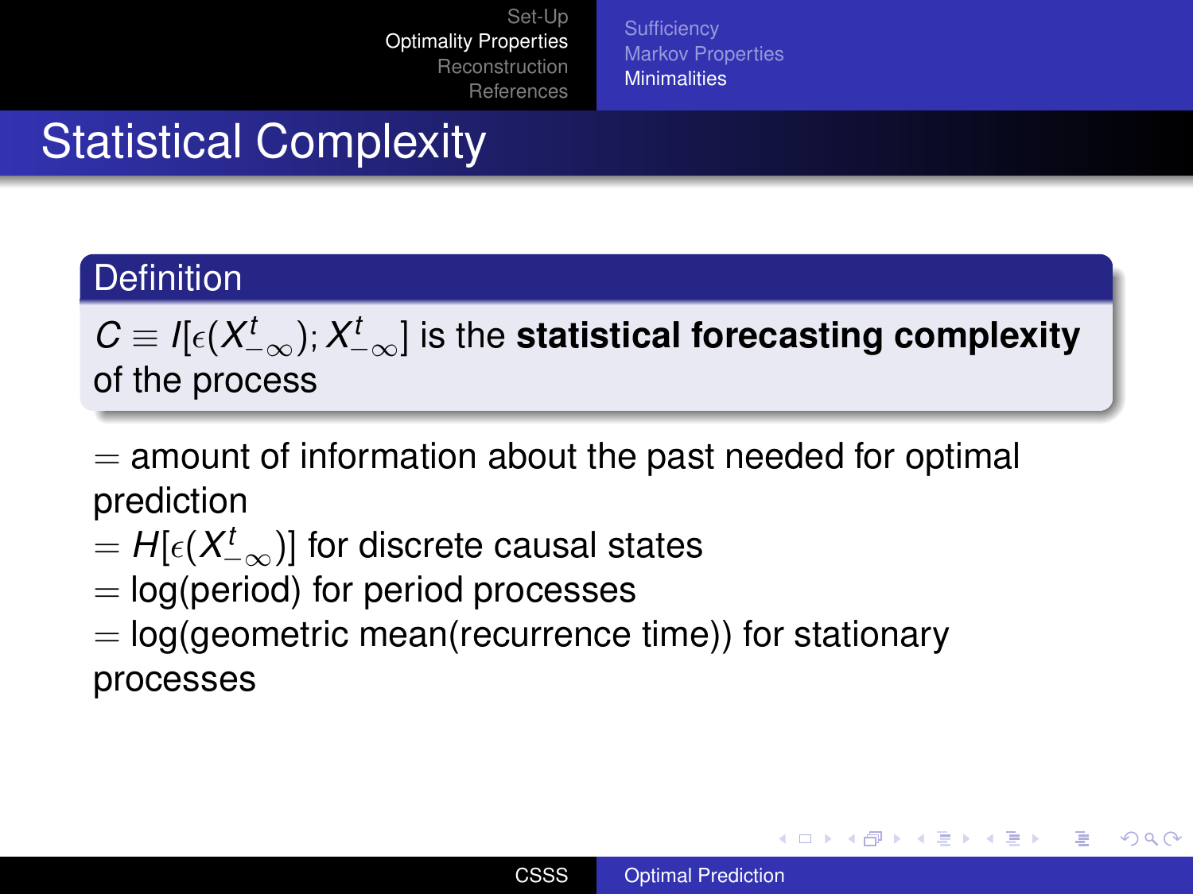# Statistical Complexity

**Definition**

$C \equiv I[\epsilon(X_{-\infty}^{t}); X_{-\infty}^{t}]$ is the **statistical forecasting complexity** of the process

$=$ amount of information about the past needed for optimal prediction
$= H[\epsilon(X_{-\infty}^{t})]$ for discrete causal states
$=$ log(period) for period processes
$=$ log(geometric mean(recurrence time)) for stationary processes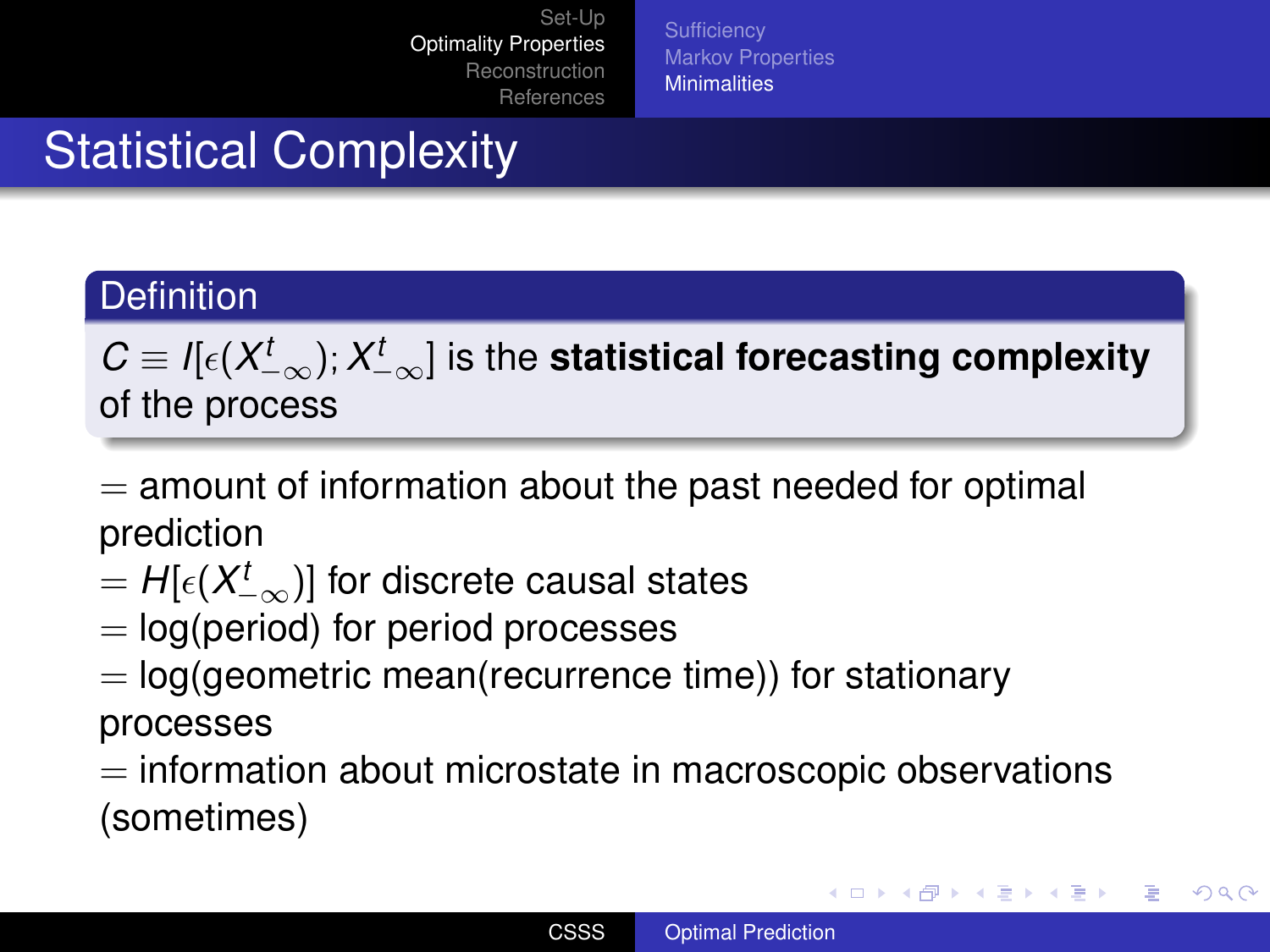# Statistical Complexity

**Definition**

$C \equiv I[\epsilon(X_{-\infty}^{t}); X_{-\infty}^{t}]$ is the **statistical forecasting complexity** of the process

$=$ amount of information about the past needed for optimal prediction
$= H[\epsilon(X_{-\infty}^{t})]$ for discrete causal states
$=$ log(period) for period processes
$=$ log(geometric mean(recurrence time)) for stationary processes
$=$ information about microstate in macroscopic observations (sometimes)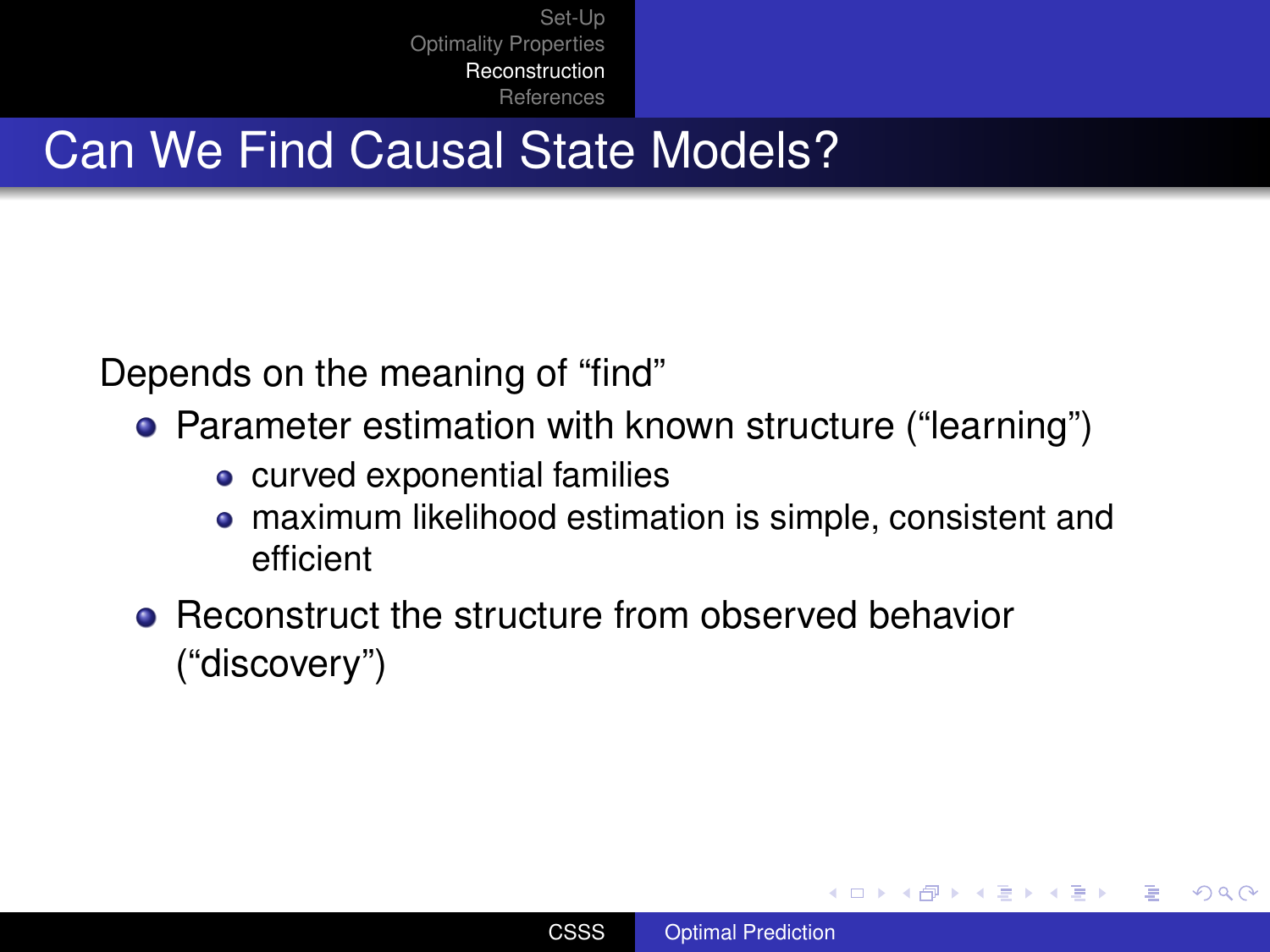# Can We Find Causal State Models?

Depends on the meaning of “find”

- Parameter estimation with known structure (“learning”)
  - curved exponential families
  - maximum likelihood estimation is simple, consistent and efficient
- Reconstruct the structure from observed behavior (“discovery”)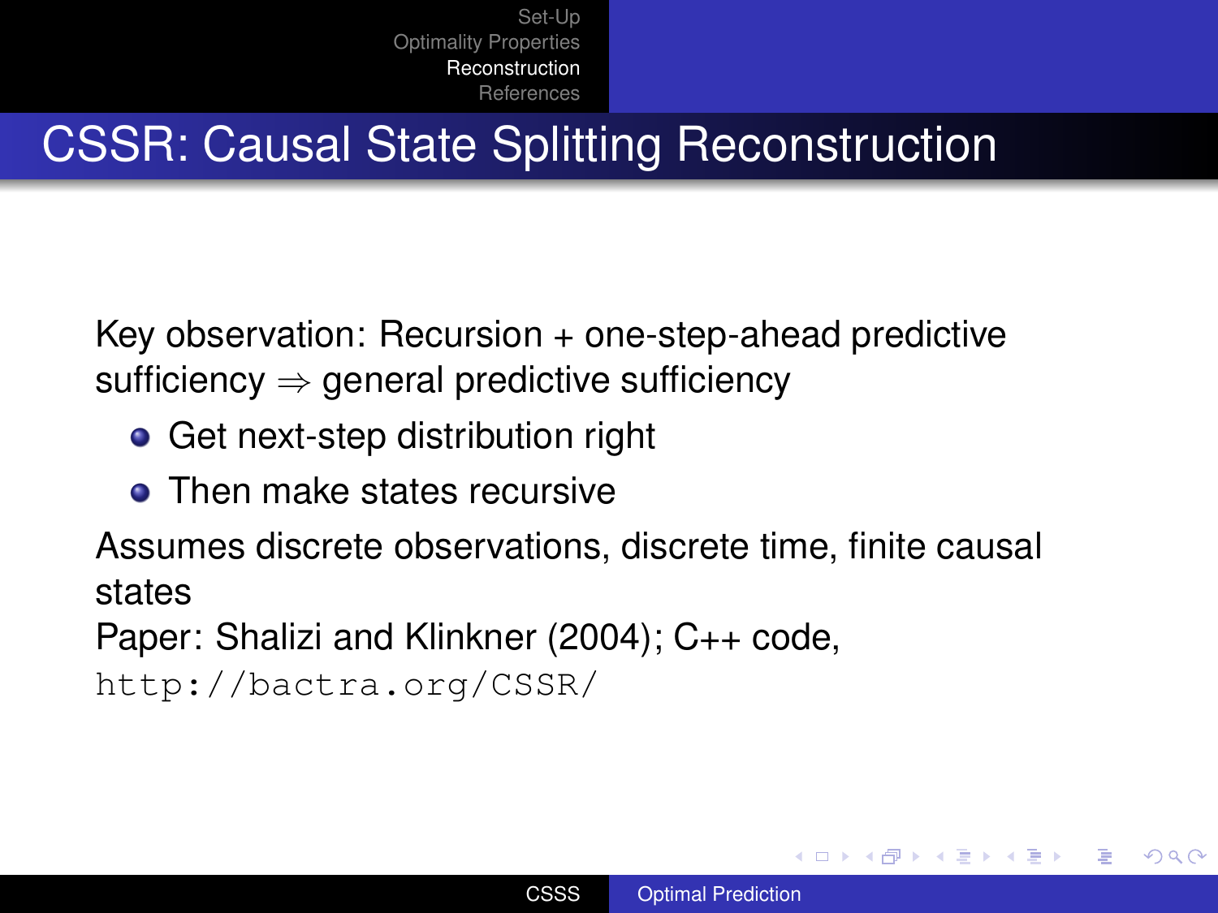## CSSR: Causal State Splitting Reconstruction

Key observation: Recursion + one-step-ahead predictive sufficiency $\Rightarrow$ general predictive sufficiency

- Get next-step distribution right
- Then make states recursive

Assumes discrete observations, discrete time, finite causal states

Paper: Shalizi and Klinkner (2004); C++ code, `http://bactra.org/CSSR/`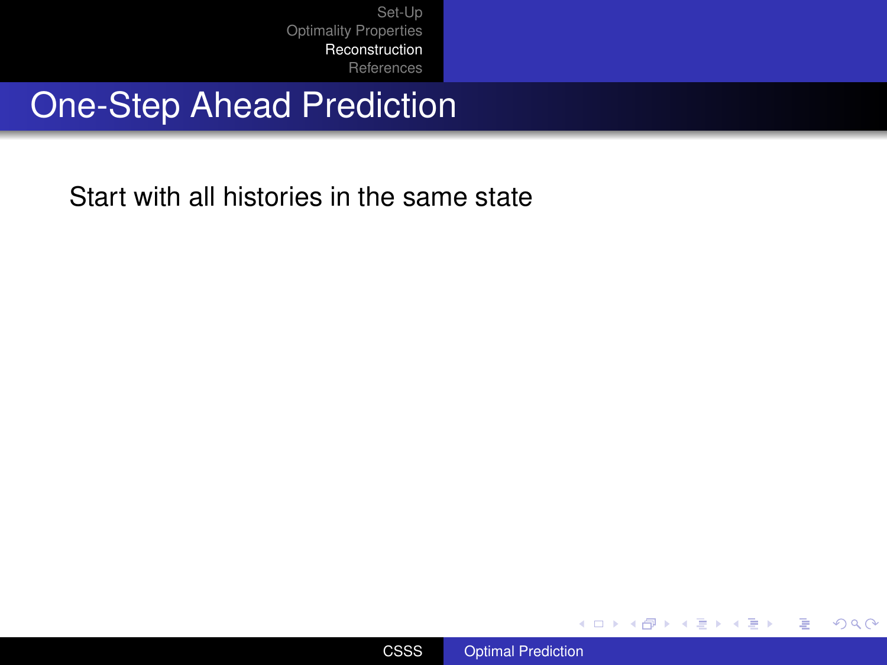# One-Step Ahead Prediction

Start with all histories in the same state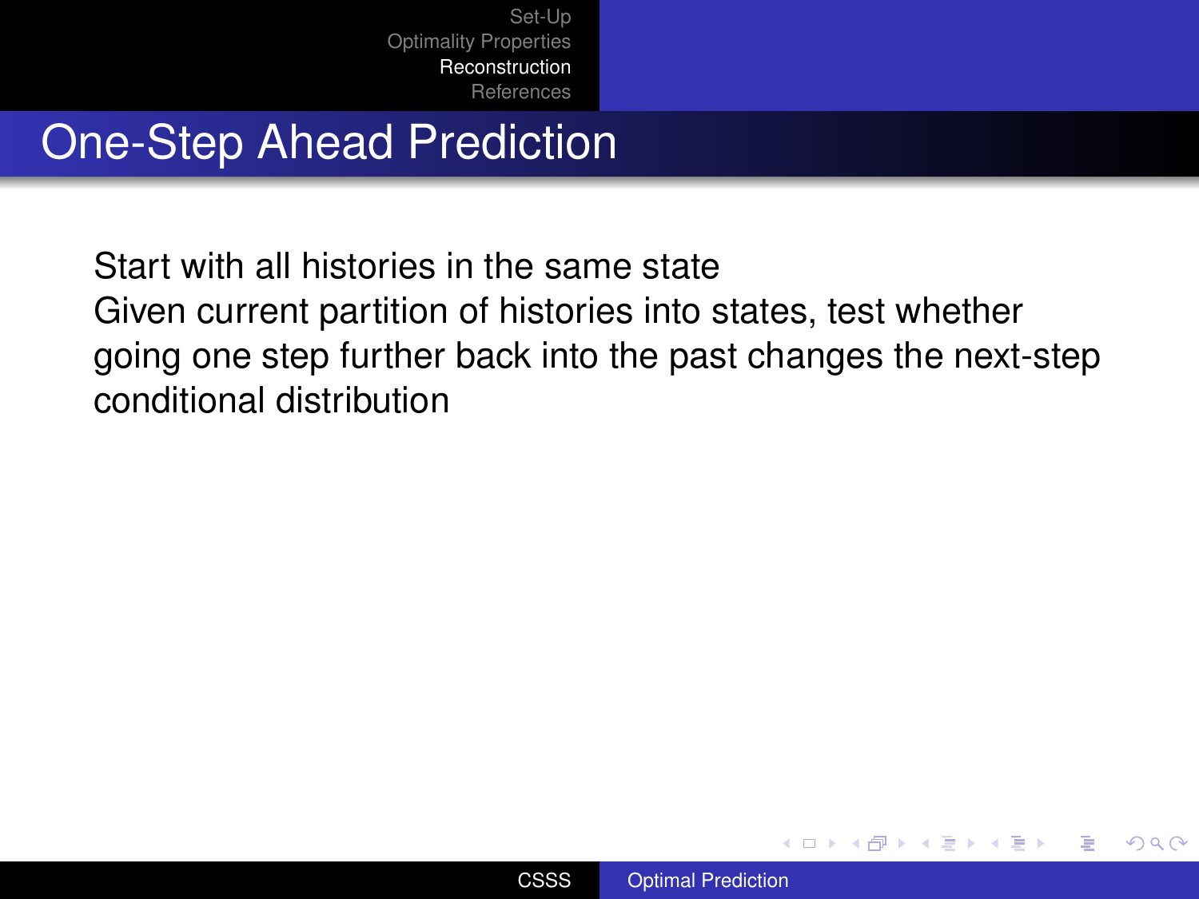# One-Step Ahead Prediction

Start with all histories in the same state
Given current partition of histories into states, test whether going one step further back into the past changes the next-step conditional distribution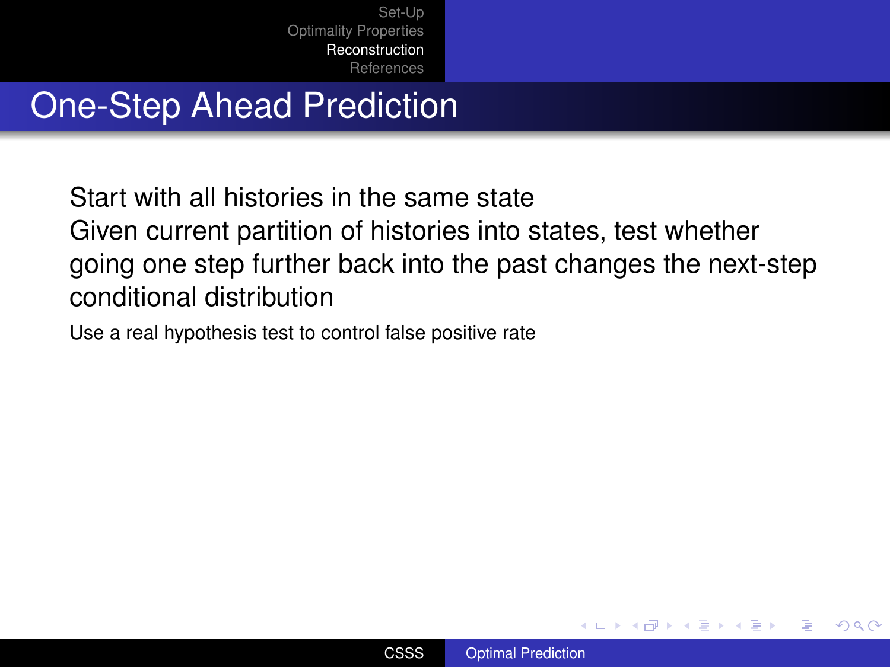# One-Step Ahead Prediction

Start with all histories in the same state

Given current partition of histories into states, test whether going one step further back into the past changes the next-step conditional distribution

Use a real hypothesis test to control false positive rate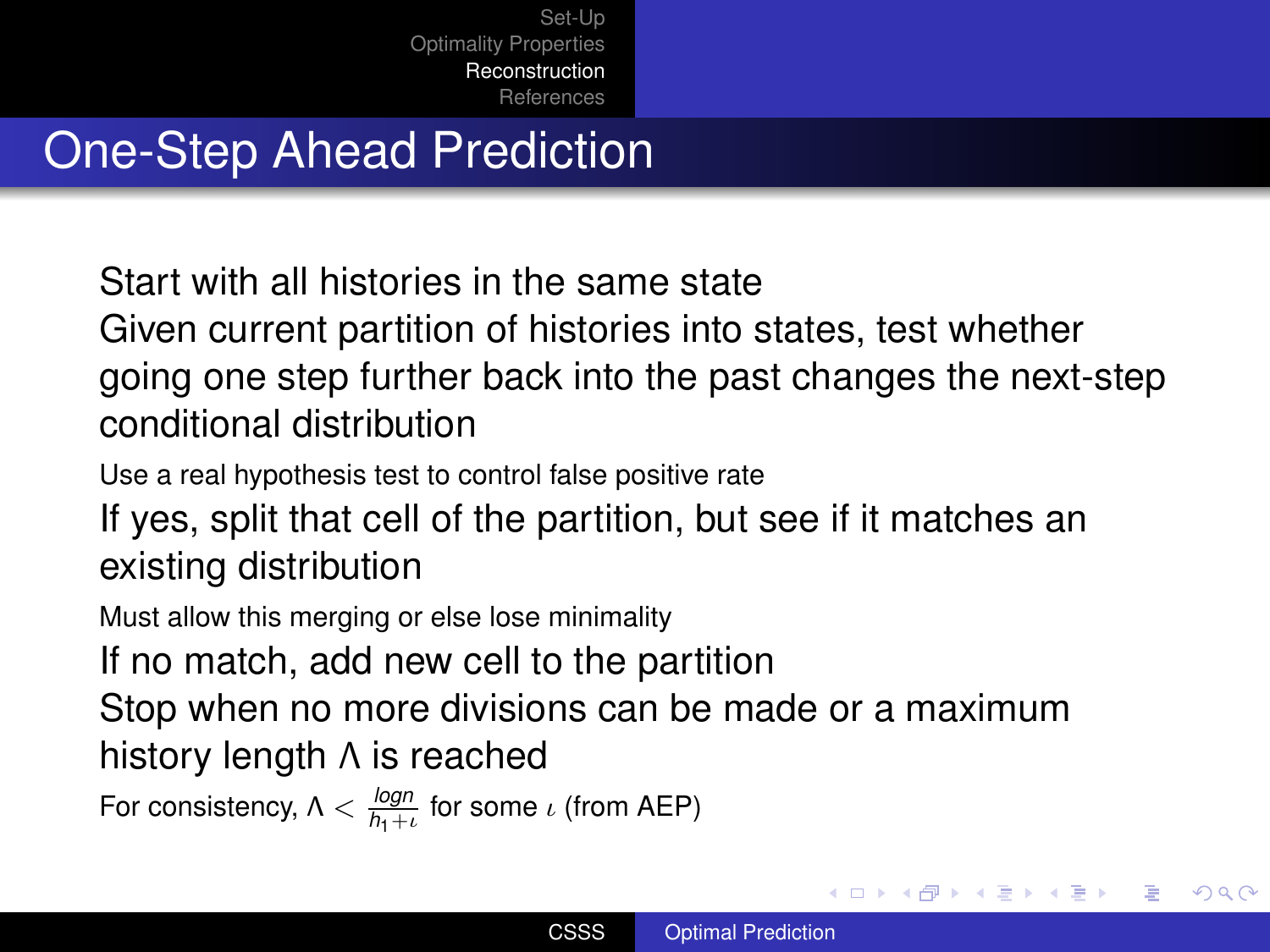# One-Step Ahead Prediction

Start with all histories in the same state

Given current partition of histories into states, test whether going one step further back into the past changes the next-step conditional distribution

Use a real hypothesis test to control false positive rate

If yes, split that cell of the partition, but see if it matches an existing distribution

Must allow this merging or else lose minimality

If no match, add new cell to the partition

Stop when no more divisions can be made or a maximum history length $\Lambda$ is reached

For consistency, $\Lambda < \frac{\log n}{h_1 + \iota}$ for some $\iota$ (from AEP)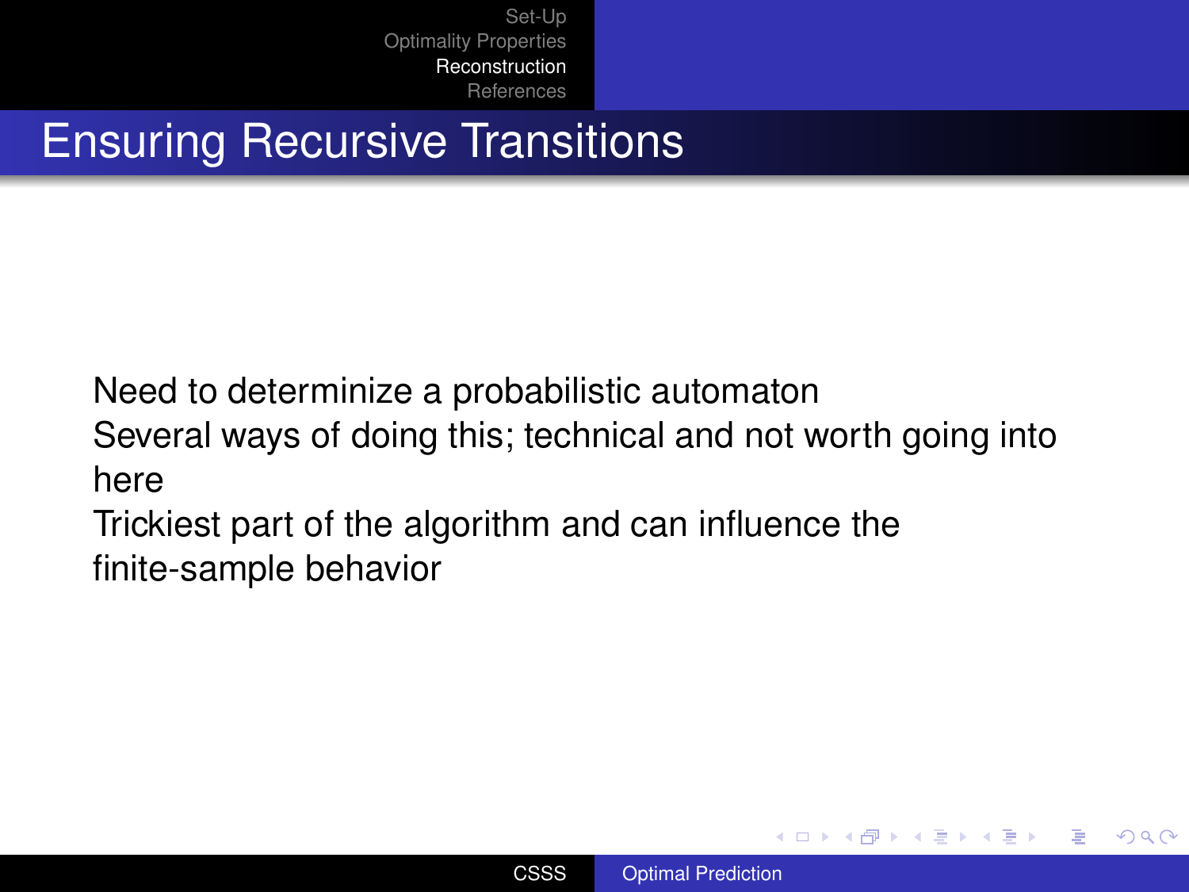# Ensuring Recursive Transitions

Need to determinize a probabilistic automaton

Several ways of doing this; technical and not worth going into here

Trickiest part of the algorithm and can influence the finite-sample behavior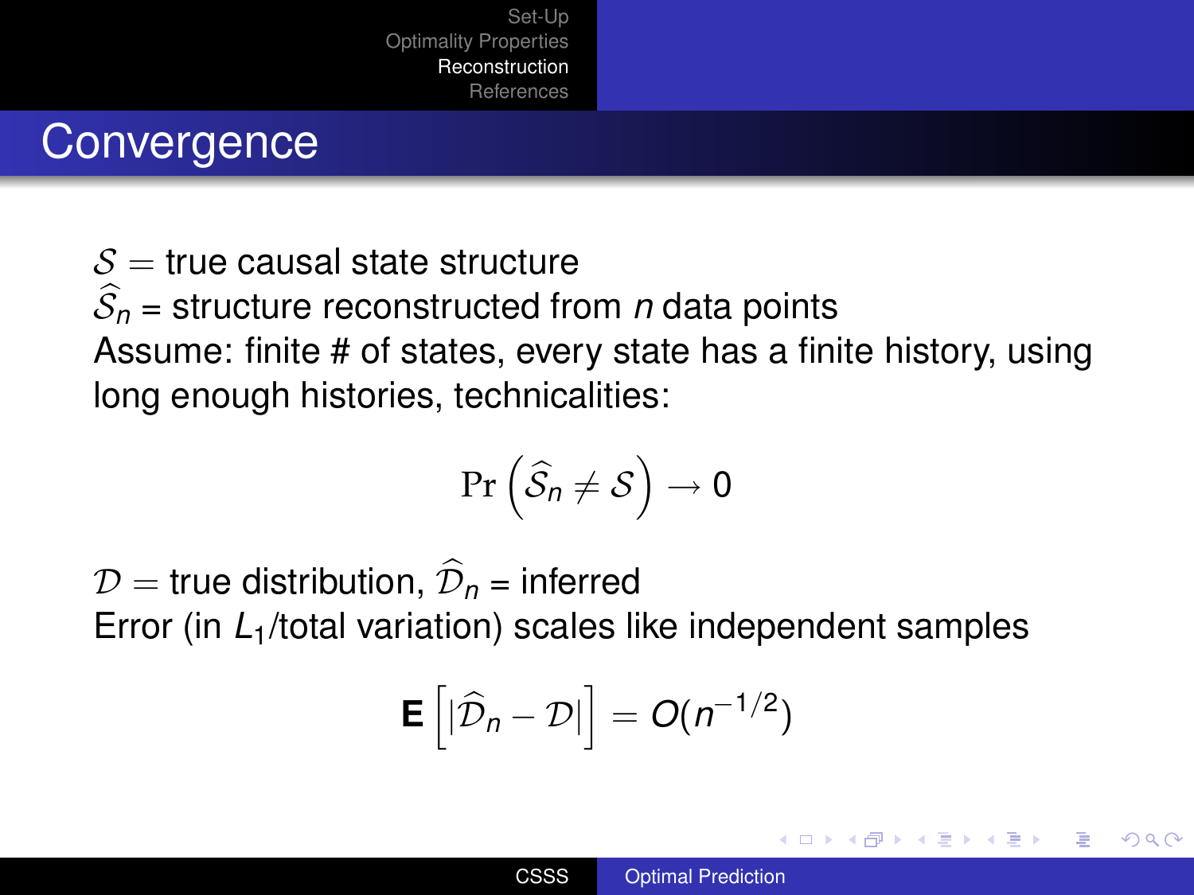# Convergence

$\mathcal{S}$ = true causal state structure
$\widehat{\mathcal{S}}_n$ = structure reconstructed from $n$ data points
Assume: finite # of states, every state has a finite history, using long enough histories, technicalities:

$$\Pr\left(\widehat{\mathcal{S}}_n \neq \mathcal{S}\right) \rightarrow 0$$

$\mathcal{D}$ = true distribution, $\widehat{\mathcal{D}}_n$ = inferred
Error (in $L_1$/total variation) scales like independent samples

$$\mathbf{E}\left[\left|\widehat{\mathcal{D}}_n - \mathcal{D}\right|\right] = O(n^{-1/2})$$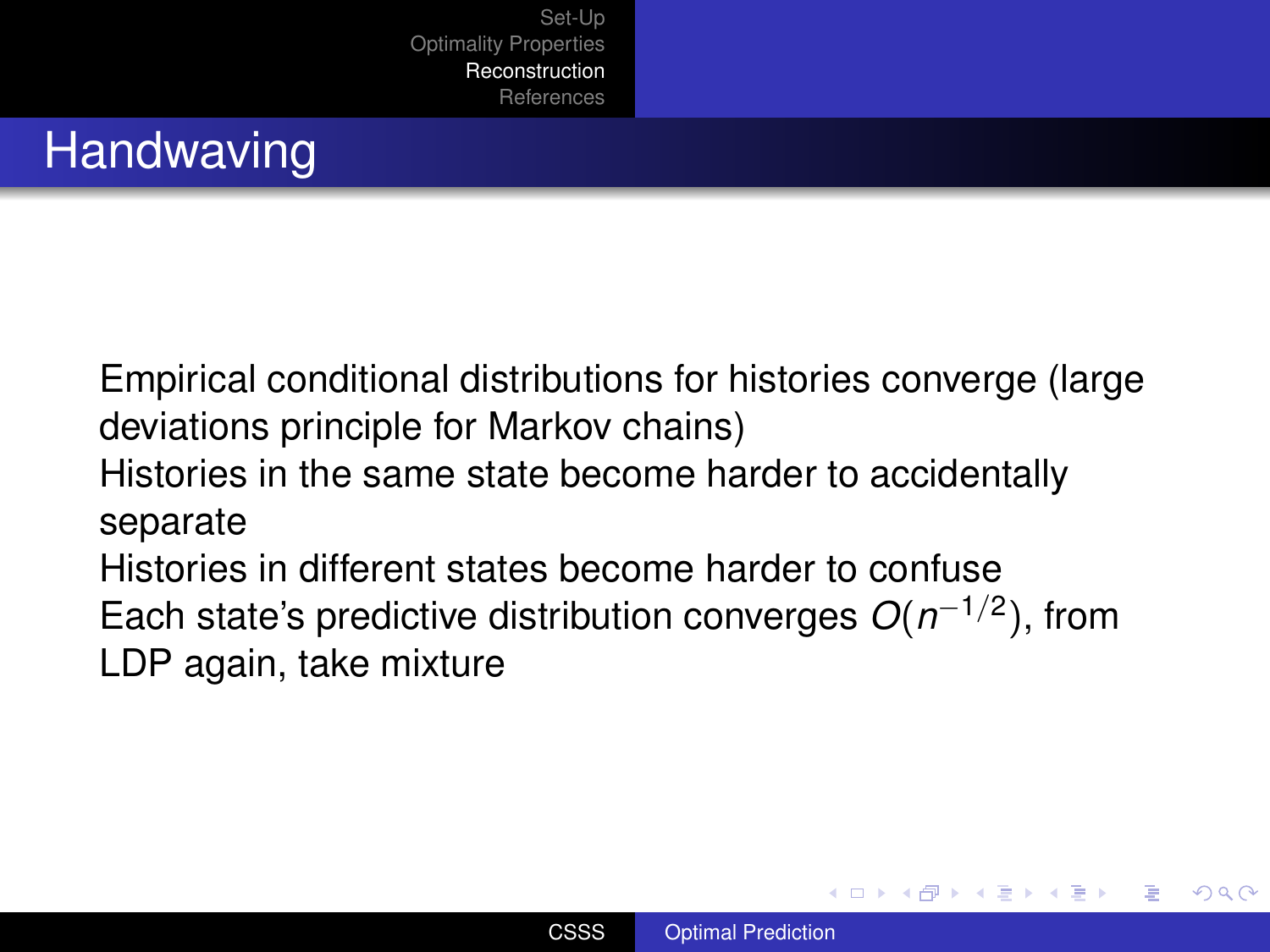# Handwaving

Empirical conditional distributions for histories converge (large deviations principle for Markov chains)

Histories in the same state become harder to accidentally separate

Histories in different states become harder to confuse

Each state's predictive distribution converges $O(n^{-1/2})$, from LDP again, take mixture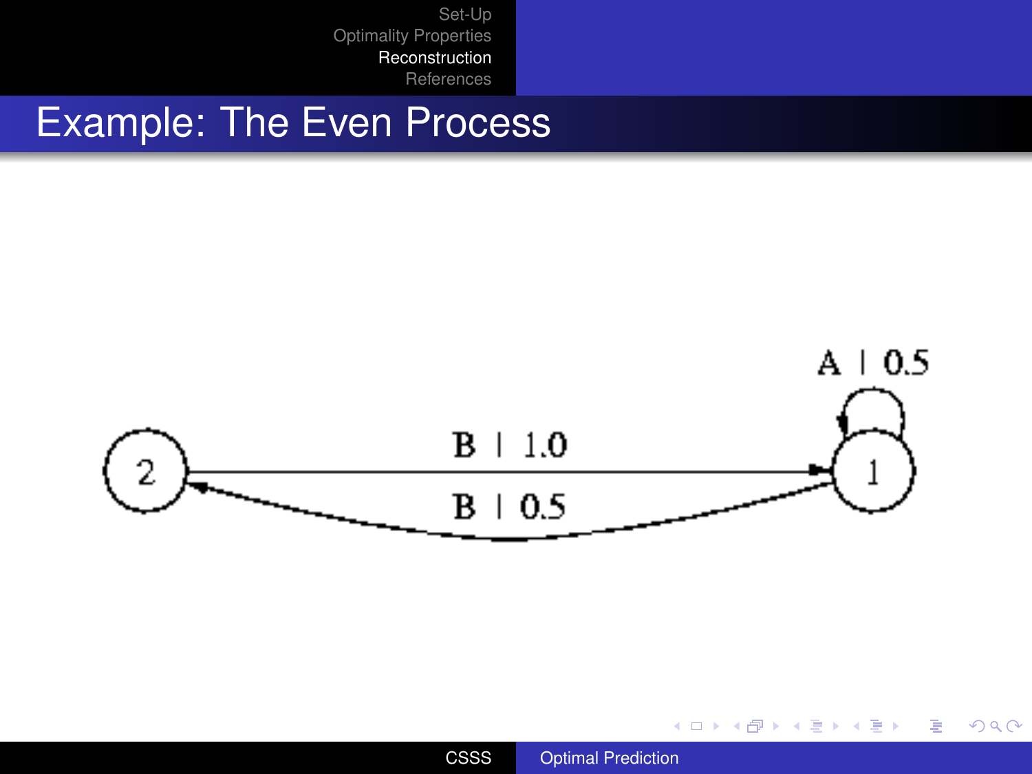# Example: The Even Process

A | 0.5

B | 1.0

B | 0.5

2

1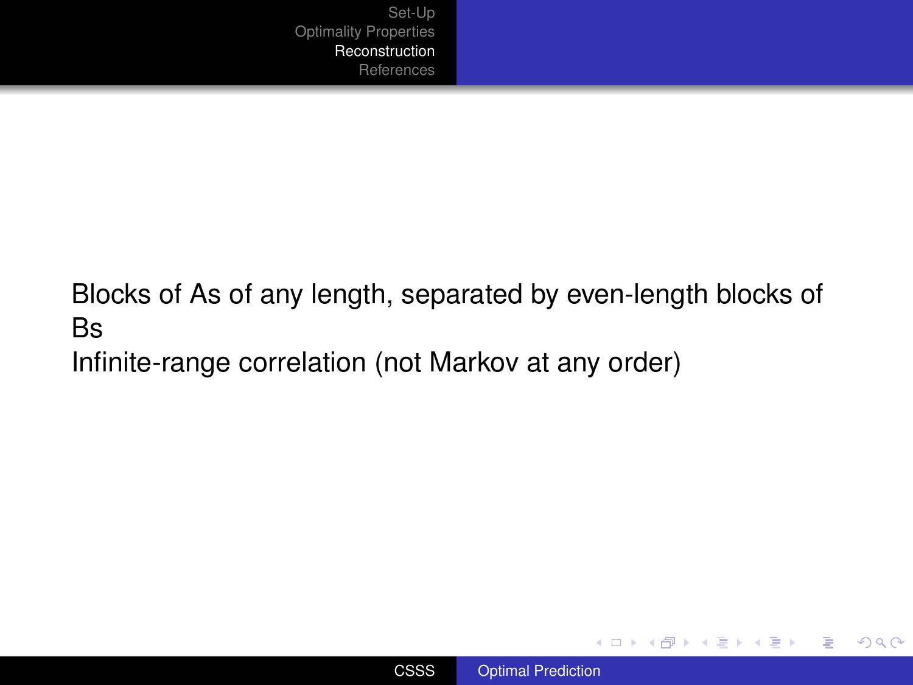Blocks of As of any length, separated by even-length blocks of Bs
Infinite-range correlation (not Markov at any order)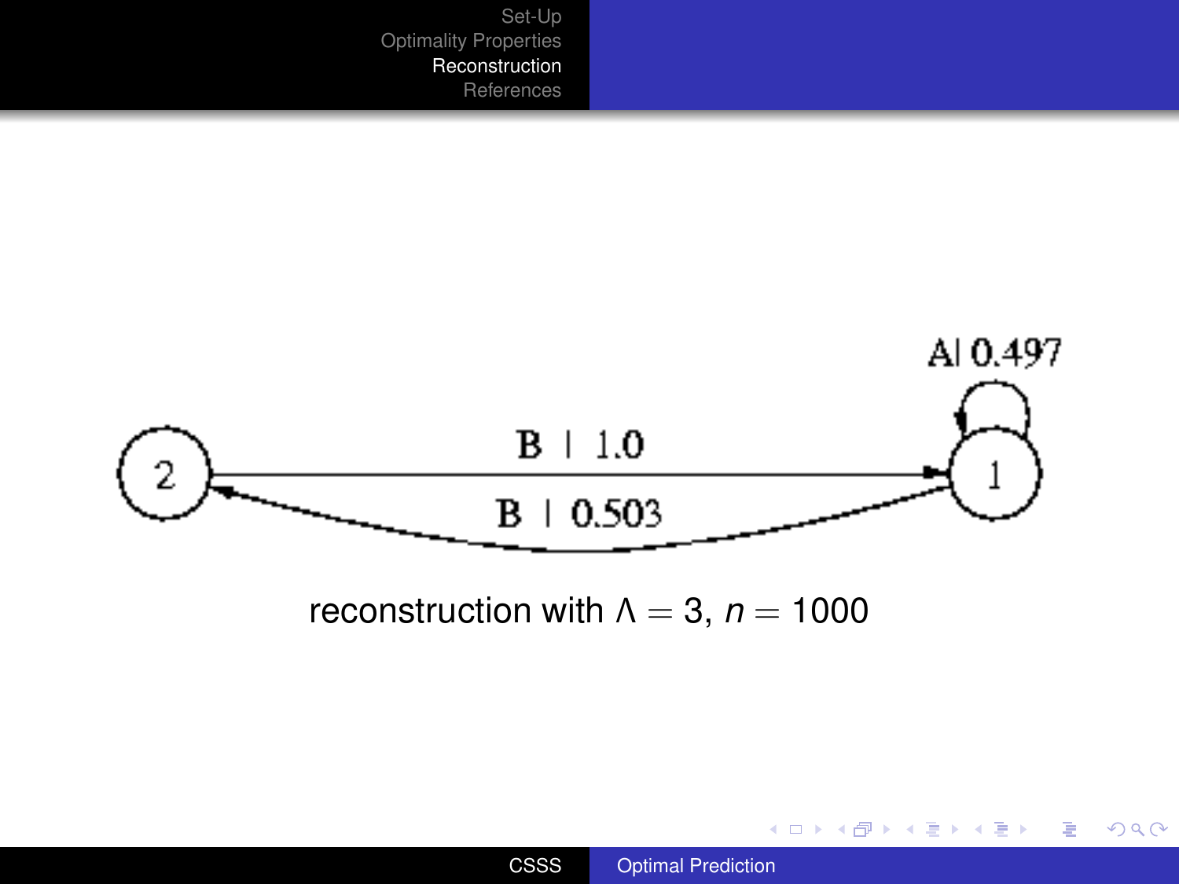A| 0.497

B | 1.0

B | 0.503

2

1

reconstruction with $\Lambda = 3$, $n = 1000$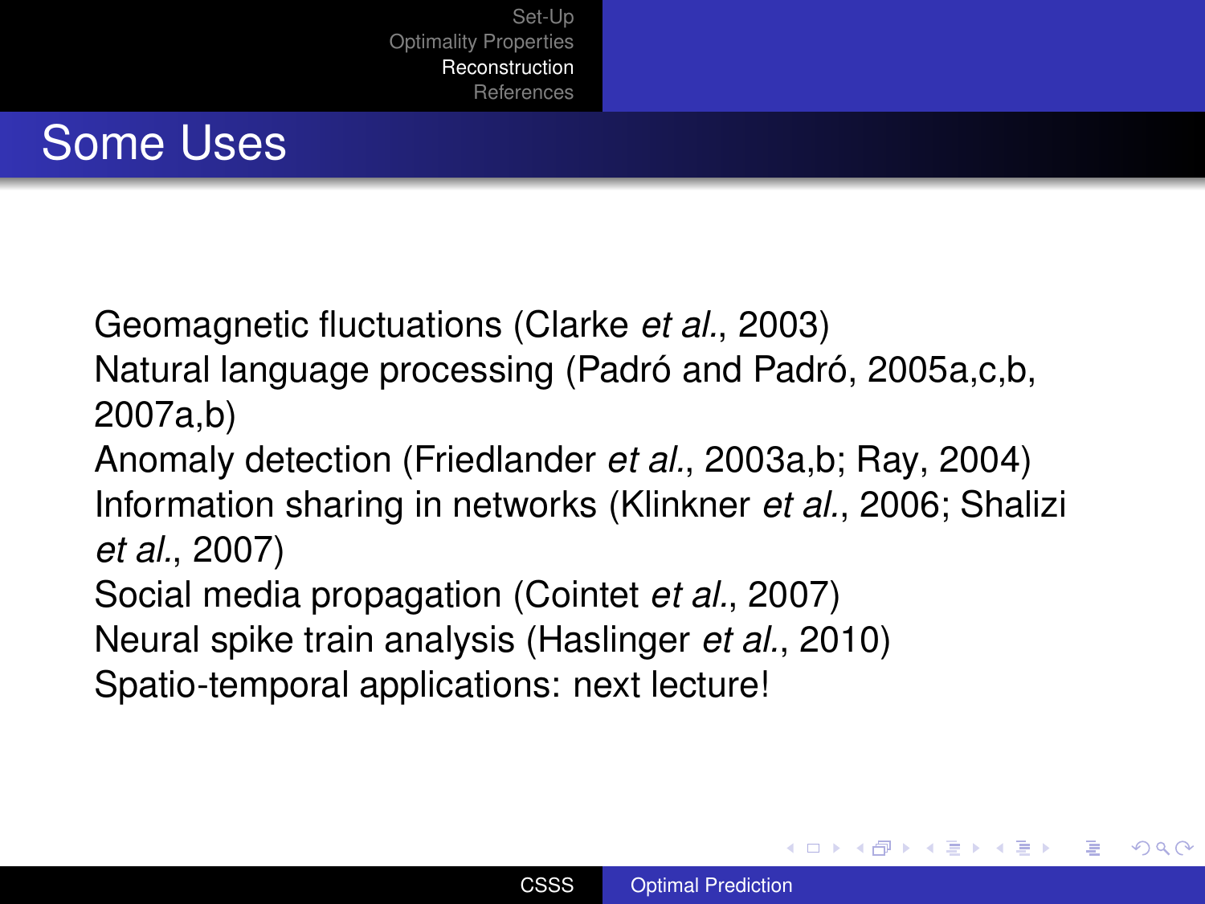## Some Uses

Geomagnetic fluctuations (Clarke *et al.*, 2003)
Natural language processing (Padró and Padró, 2005a,c,b, 2007a,b)
Anomaly detection (Friedlander *et al.*, 2003a,b; Ray, 2004)
Information sharing in networks (Klinkner *et al.*, 2006; Shalizi *et al.*, 2007)
Social media propagation (Cointet *et al.*, 2007)
Neural spike train analysis (Haslinger *et al.*, 2010)
Spatio-temporal applications: next lecture!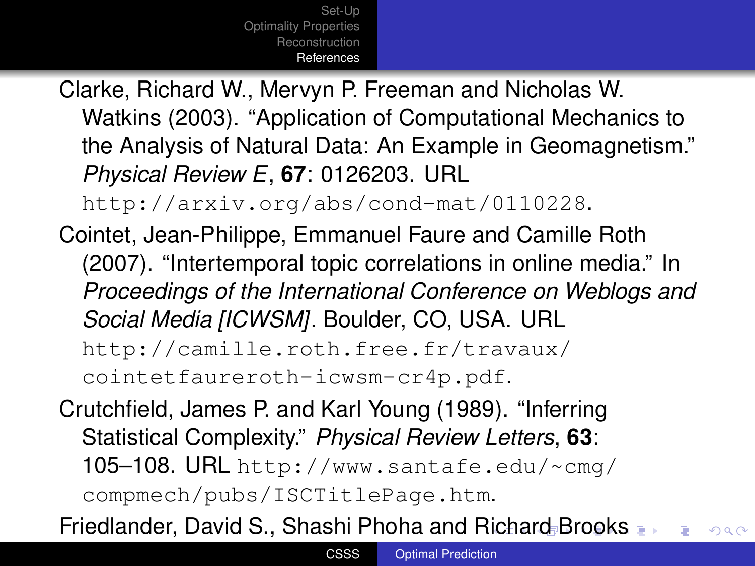Clarke, Richard W., Mervyn P. Freeman and Nicholas W. Watkins (2003). "Application of Computational Mechanics to the Analysis of Natural Data: An Example in Geomagnetism." *Physical Review E*, **67**: 0126203. URL http://arxiv.org/abs/cond-mat/0110228.

Cointet, Jean-Philippe, Emmanuel Faure and Camille Roth (2007). "Intertemporal topic correlations in online media." In *Proceedings of the International Conference on Weblogs and Social Media [ICWSM]*. Boulder, CO, USA. URL http://camille.roth.free.fr/travaux/cointetfaureroth-icwsm-cr4p.pdf.

Crutchfield, James P. and Karl Young (1989). "Inferring Statistical Complexity." *Physical Review Letters*, **63**: 105–108. URL http://www.santafe.edu/~cmg/compmech/pubs/ISCTitlePage.htm.

Friedlander, David S., Shashi Phoha and Richard Brooks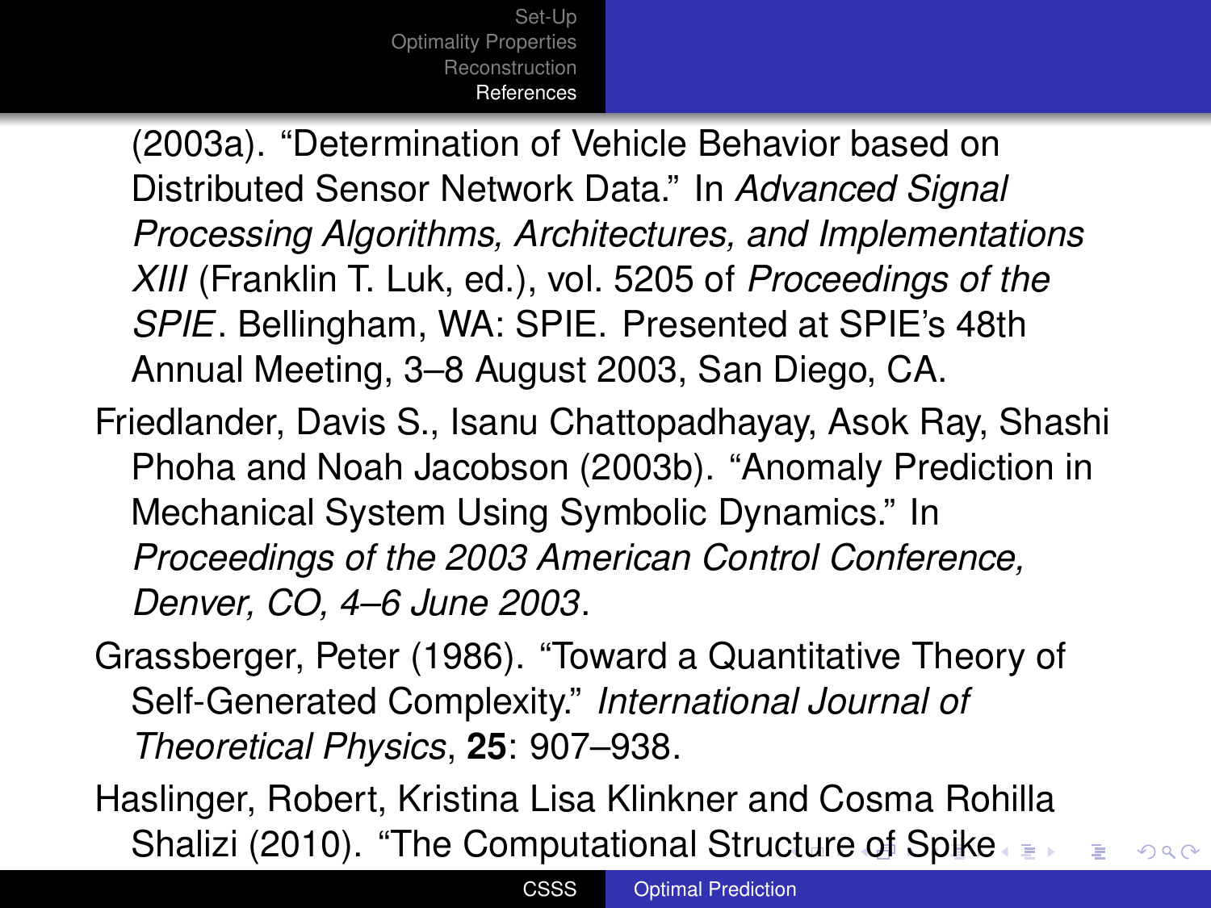(2003a). "Determination of Vehicle Behavior based on Distributed Sensor Network Data." In *Advanced Signal Processing Algorithms, Architectures, and Implementations XIII* (Franklin T. Luk, ed.), vol. 5205 of *Proceedings of the SPIE*. Bellingham, WA: SPIE. Presented at SPIE's 48th Annual Meeting, 3–8 August 2003, San Diego, CA.

Friedlander, Davis S., Isanu Chattopadhayay, Asok Ray, Shashi Phoha and Noah Jacobson (2003b). "Anomaly Prediction in Mechanical System Using Symbolic Dynamics." In *Proceedings of the 2003 American Control Conference, Denver, CO, 4–6 June 2003*.

Grassberger, Peter (1986). "Toward a Quantitative Theory of Self-Generated Complexity." *International Journal of Theoretical Physics*, **25**: 907–938.

Haslinger, Robert, Kristina Lisa Klinkner and Cosma Rohilla Shalizi (2010). "The Computational Structure of Spike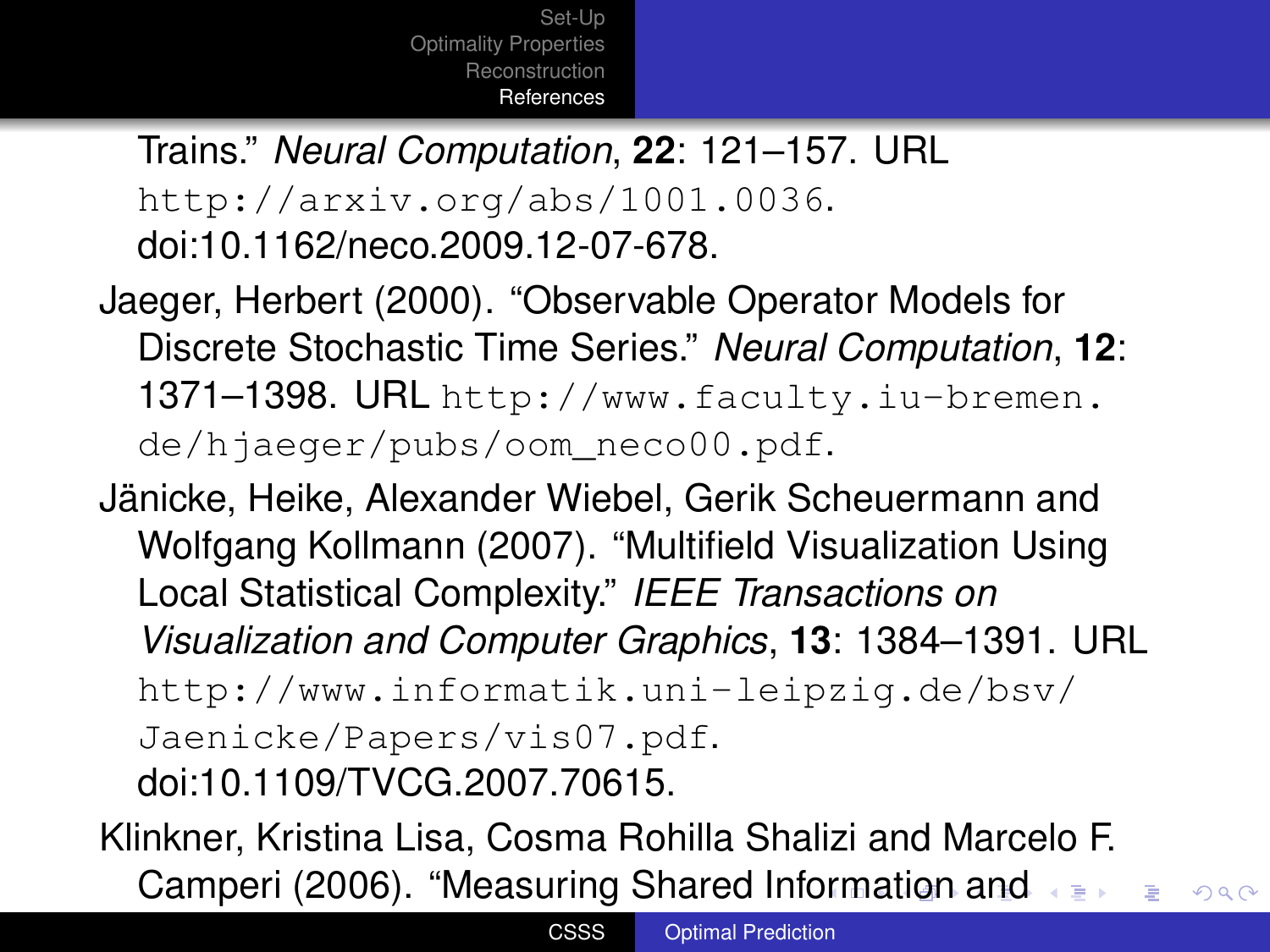Trains." *Neural Computation*, **22**: 121–157. URL http://arxiv.org/abs/1001.0036. doi:10.1162/neco.2009.12-07-678.

Jaeger, Herbert (2000). "Observable Operator Models for Discrete Stochastic Time Series." *Neural Computation*, **12**: 1371–1398. URL http://www.faculty.iu-bremen.de/hjaeger/pubs/oom_neco00.pdf.

Jänicke, Heike, Alexander Wiebel, Gerik Scheuermann and Wolfgang Kollmann (2007). "Multifield Visualization Using Local Statistical Complexity." *IEEE Transactions on Visualization and Computer Graphics*, **13**: 1384–1391. URL http://www.informatik.uni-leipzig.de/bsv/Jaenicke/Papers/vis07.pdf. doi:10.1109/TVCG.2007.70615.

Klinkner, Kristina Lisa, Cosma Rohilla Shalizi and Marcelo F. Camperi (2006). "Measuring Shared Information and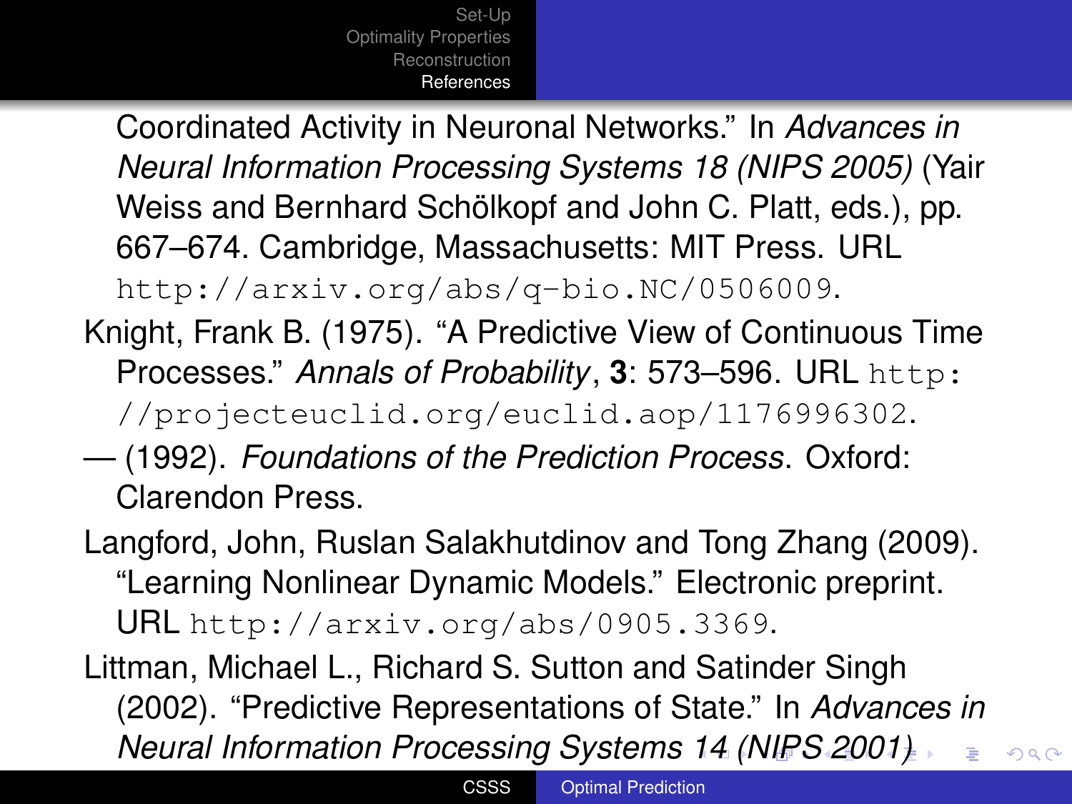Coordinated Activity in Neuronal Networks." In *Advances in Neural Information Processing Systems 18 (NIPS 2005)* (Yair Weiss and Bernhard Schölkopf and John C. Platt, eds.), pp. 667–674. Cambridge, Massachusetts: MIT Press. URL http://arxiv.org/abs/q-bio.NC/0506009.

Knight, Frank B. (1975). "A Predictive View of Continuous Time Processes." *Annals of Probability*, **3**: 573–596. URL http://projecteuclid.org/euclid.aop/1176996302.

— (1992). *Foundations of the Prediction Process*. Oxford: Clarendon Press.

Langford, John, Ruslan Salakhutdinov and Tong Zhang (2009). "Learning Nonlinear Dynamic Models." Electronic preprint. URL http://arxiv.org/abs/0905.3369.

Littman, Michael L., Richard S. Sutton and Satinder Singh (2002). "Predictive Representations of State." In *Advances in Neural Information Processing Systems 14 (NIPS 2001)*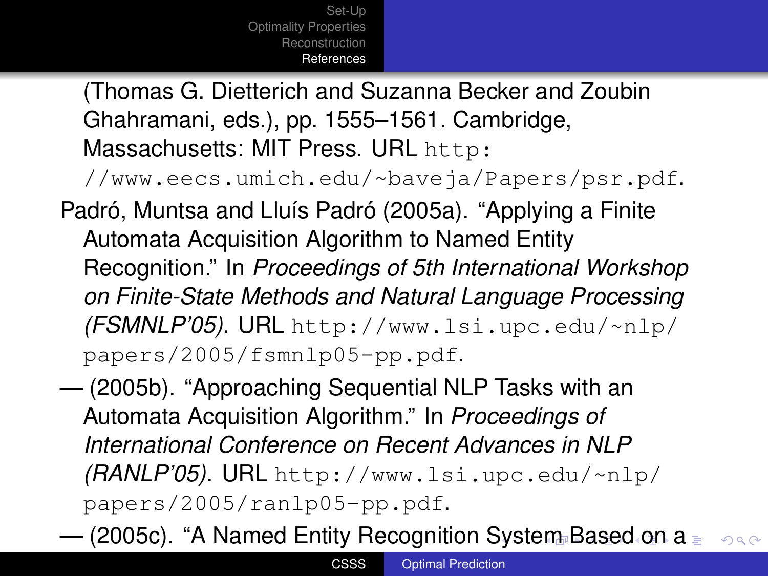(Thomas G. Dietterich and Suzanna Becker and Zoubin Ghahramani, eds.), pp. 1555–1561. Cambridge, Massachusetts: MIT Press. URL `http://www.eecs.umich.edu/~baveja/Papers/psr.pdf`.

Padró, Muntsa and Lluís Padró (2005a). “Applying a Finite Automata Acquisition Algorithm to Named Entity Recognition.” In *Proceedings of 5th International Workshop on Finite-State Methods and Natural Language Processing (FSMNLP’05)*. URL `http://www.lsi.upc.edu/~nlp/papers/2005/fsmnlp05-pp.pdf`.

— (2005b). “Approaching Sequential NLP Tasks with an Automata Acquisition Algorithm.” In *Proceedings of International Conference on Recent Advances in NLP (RANLP’05)*. URL `http://www.lsi.upc.edu/~nlp/papers/2005/ranlp05-pp.pdf`.

— (2005c). “A Named Entity Recognition System Based on a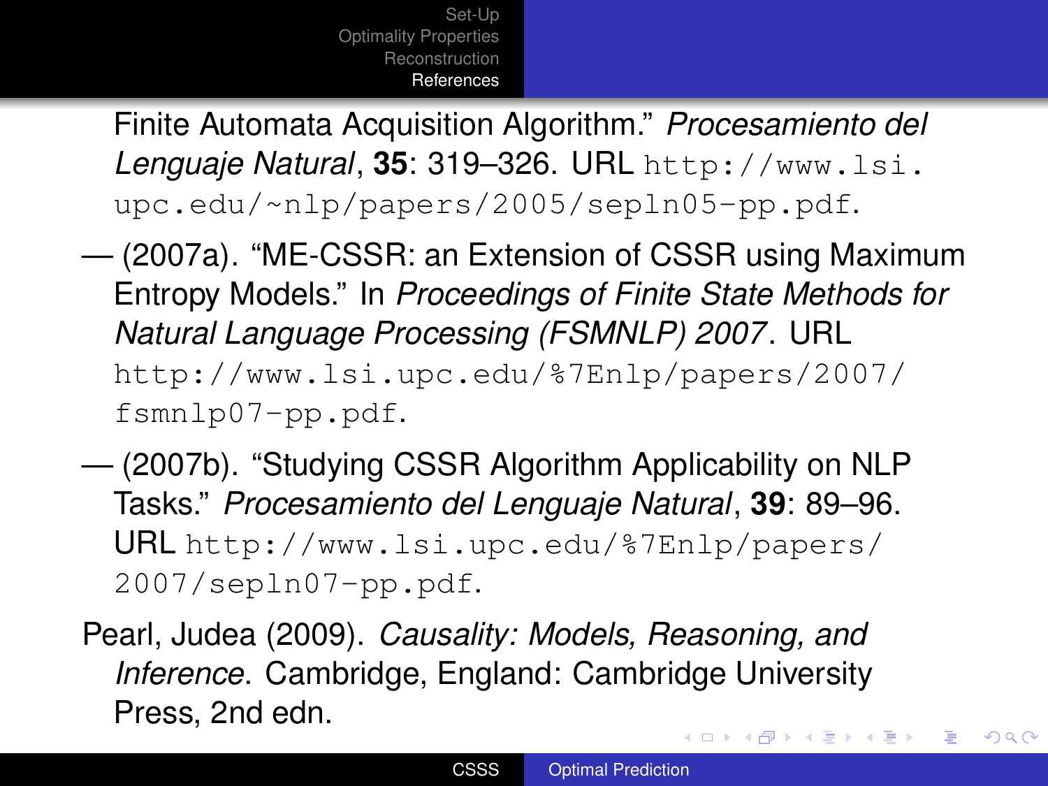Finite Automata Acquisition Algorithm." *Procesamiento del Lenguaje Natural*, **35**: 319–326. URL http://www.lsi.upc.edu/~nlp/papers/2005/sepln05-pp.pdf.

— (2007a). "ME-CSSR: an Extension of CSSR using Maximum Entropy Models." In *Proceedings of Finite State Methods for Natural Language Processing (FSMNLP) 2007*. URL http://www.lsi.upc.edu/%7Enlp/papers/2007/fsmnlp07-pp.pdf.

— (2007b). "Studying CSSR Algorithm Applicability on NLP Tasks." *Procesamiento del Lenguaje Natural*, **39**: 89–96. URL http://www.lsi.upc.edu/%7Enlp/papers/2007/sepln07-pp.pdf.

Pearl, Judea (2009). *Causality: Models, Reasoning, and Inference*. Cambridge, England: Cambridge University Press, 2nd edn.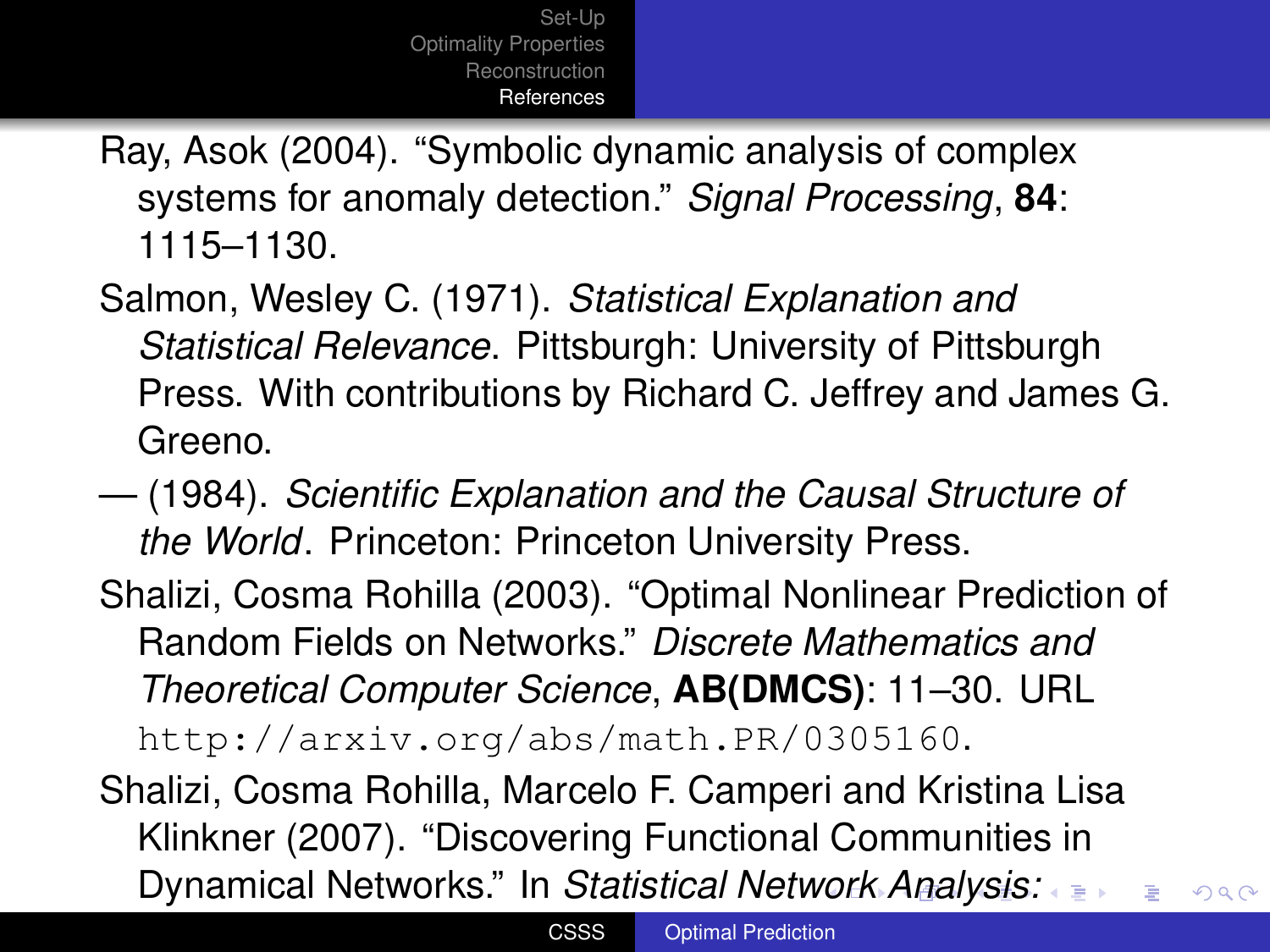Ray, Asok (2004). "Symbolic dynamic analysis of complex systems for anomaly detection." *Signal Processing*, **84**: 1115–1130.

Salmon, Wesley C. (1971). *Statistical Explanation and Statistical Relevance*. Pittsburgh: University of Pittsburgh Press. With contributions by Richard C. Jeffrey and James G. Greeno.

— (1984). *Scientific Explanation and the Causal Structure of the World*. Princeton: Princeton University Press.

Shalizi, Cosma Rohilla (2003). "Optimal Nonlinear Prediction of Random Fields on Networks." *Discrete Mathematics and Theoretical Computer Science*, **AB(DMCS)**: 11–30. URL http://arxiv.org/abs/math.PR/0305160.

Shalizi, Cosma Rohilla, Marcelo F. Camperi and Kristina Lisa Klinkner (2007). "Discovering Functional Communities in Dynamical Networks." In *Statistical Network Analysis:*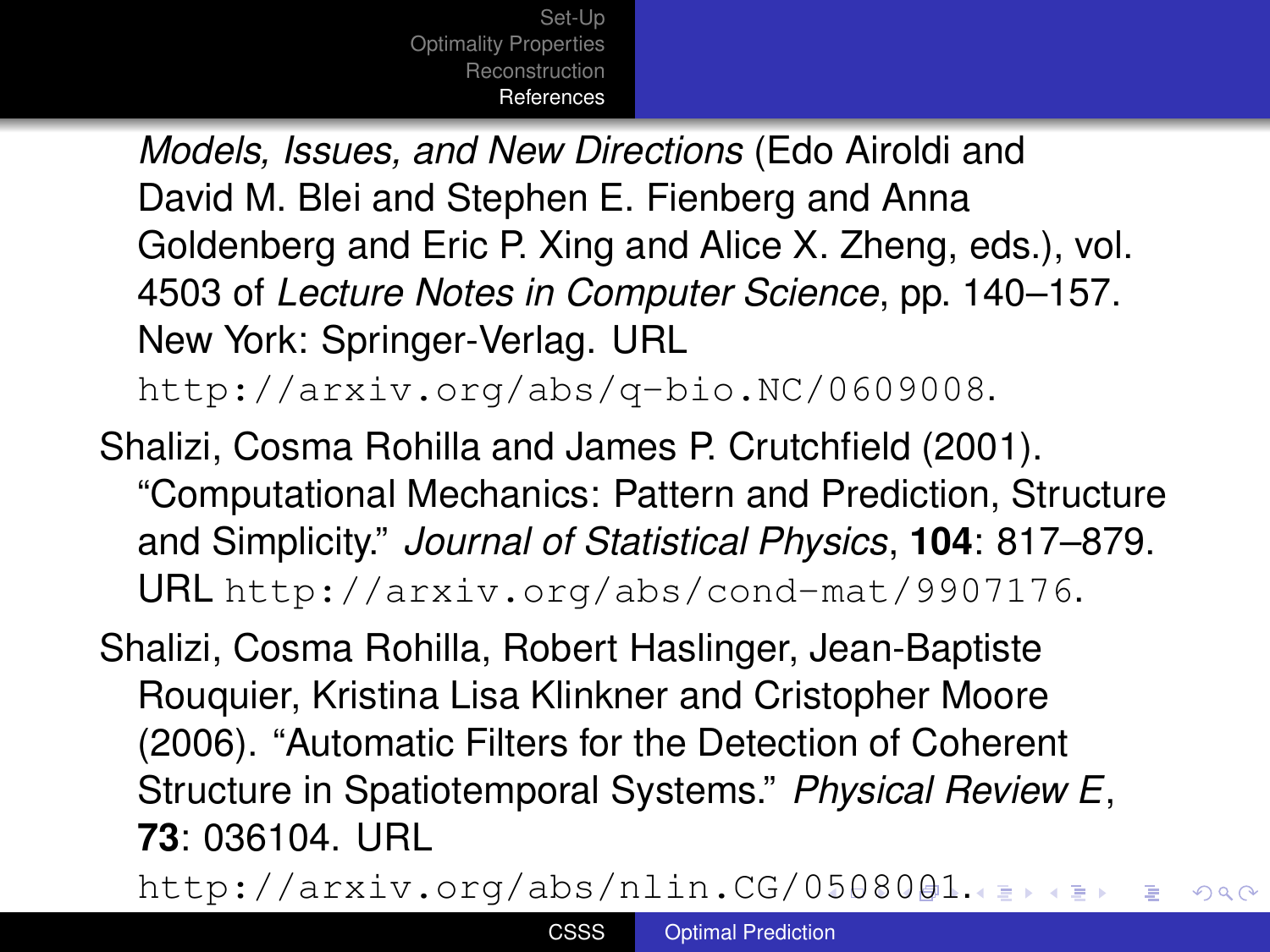*Models, Issues, and New Directions* (Edo Airoldi and David M. Blei and Stephen E. Fienberg and Anna Goldenberg and Eric P. Xing and Alice X. Zheng, eds.), vol. 4503 of *Lecture Notes in Computer Science*, pp. 140–157. New York: Springer-Verlag. URL `http://arxiv.org/abs/q-bio.NC/0609008`.

Shalizi, Cosma Rohilla and James P. Crutchfield (2001). "Computational Mechanics: Pattern and Prediction, Structure and Simplicity." *Journal of Statistical Physics*, **104**: 817–879. URL `http://arxiv.org/abs/cond-mat/9907176`.

Shalizi, Cosma Rohilla, Robert Haslinger, Jean-Baptiste Rouquier, Kristina Lisa Klinkner and Cristopher Moore (2006). "Automatic Filters for the Detection of Coherent Structure in Spatiotemporal Systems." *Physical Review E*, **73**: 036104. URL `http://arxiv.org/abs/nlin.CG/0508001`.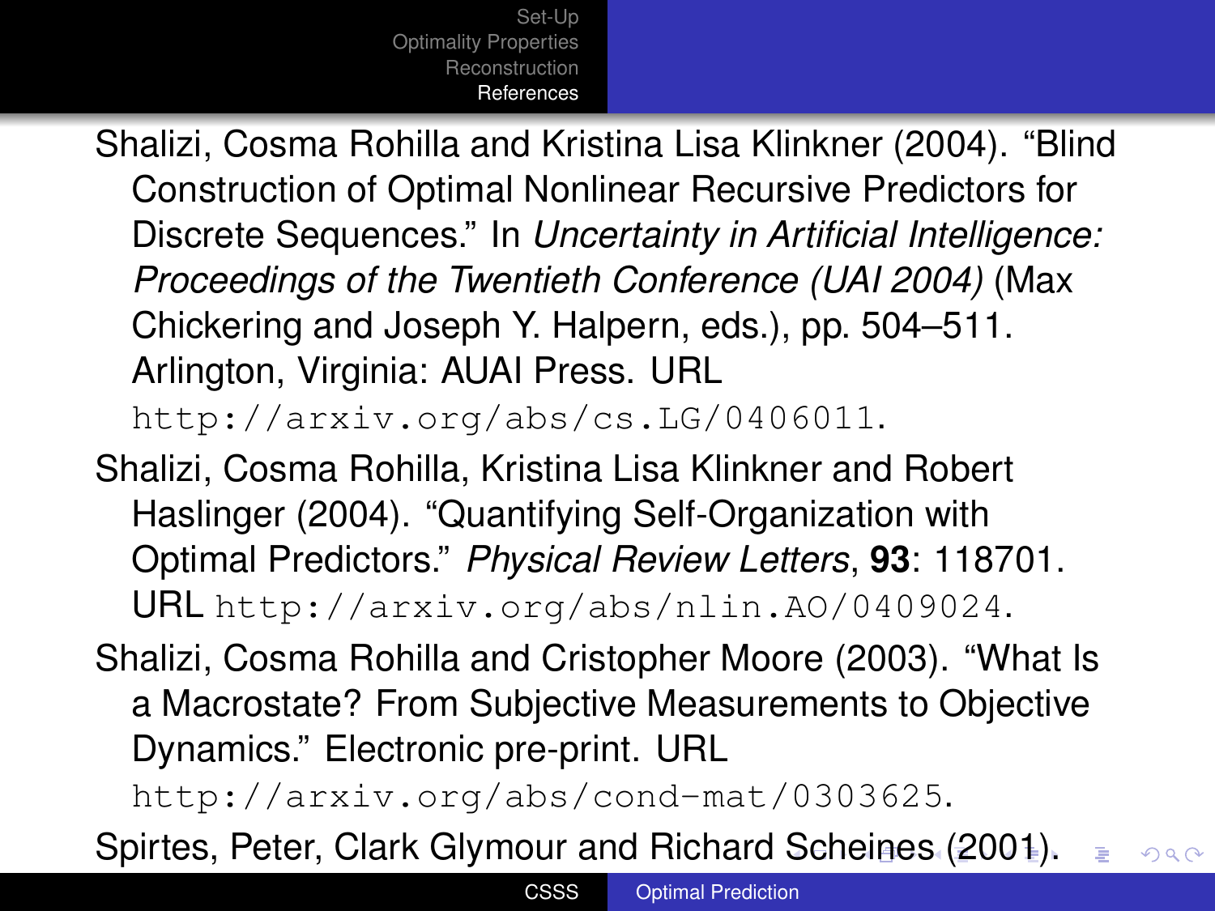Shalizi, Cosma Rohilla and Kristina Lisa Klinkner (2004). "Blind Construction of Optimal Nonlinear Recursive Predictors for Discrete Sequences." In *Uncertainty in Artificial Intelligence: Proceedings of the Twentieth Conference (UAI 2004)* (Max Chickering and Joseph Y. Halpern, eds.), pp. 504–511. Arlington, Virginia: AUAI Press. URL `http://arxiv.org/abs/cs.LG/0406011`.

Shalizi, Cosma Rohilla, Kristina Lisa Klinkner and Robert Haslinger (2004). "Quantifying Self-Organization with Optimal Predictors." *Physical Review Letters*, **93**: 118701. URL `http://arxiv.org/abs/nlin.AO/0409024`.

Shalizi, Cosma Rohilla and Cristopher Moore (2003). "What Is a Macrostate? From Subjective Measurements to Objective Dynamics." Electronic pre-print. URL `http://arxiv.org/abs/cond-mat/0303625`.

Spirtes, Peter, Clark Glymour and Richard Scheines (2001).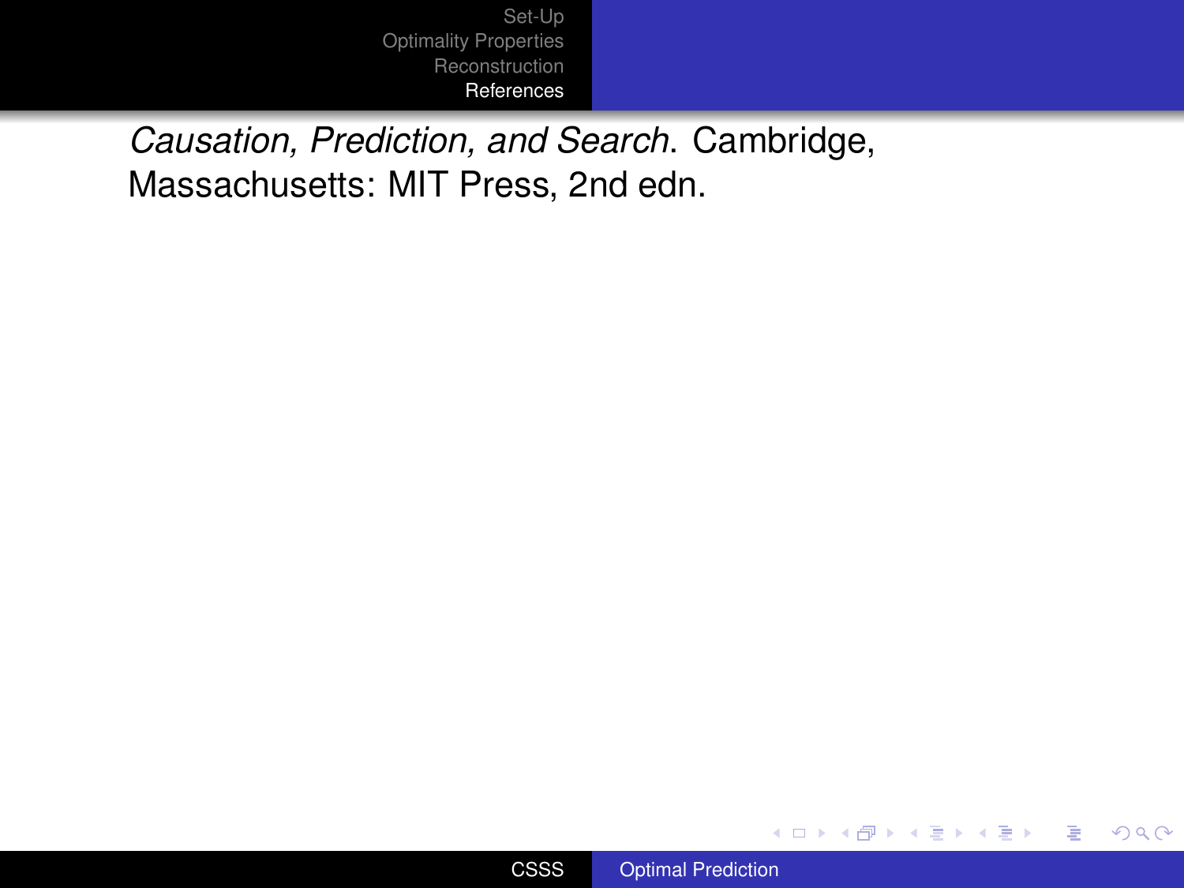*Causation, Prediction, and Search*. Cambridge, Massachusetts: MIT Press, 2nd edn.